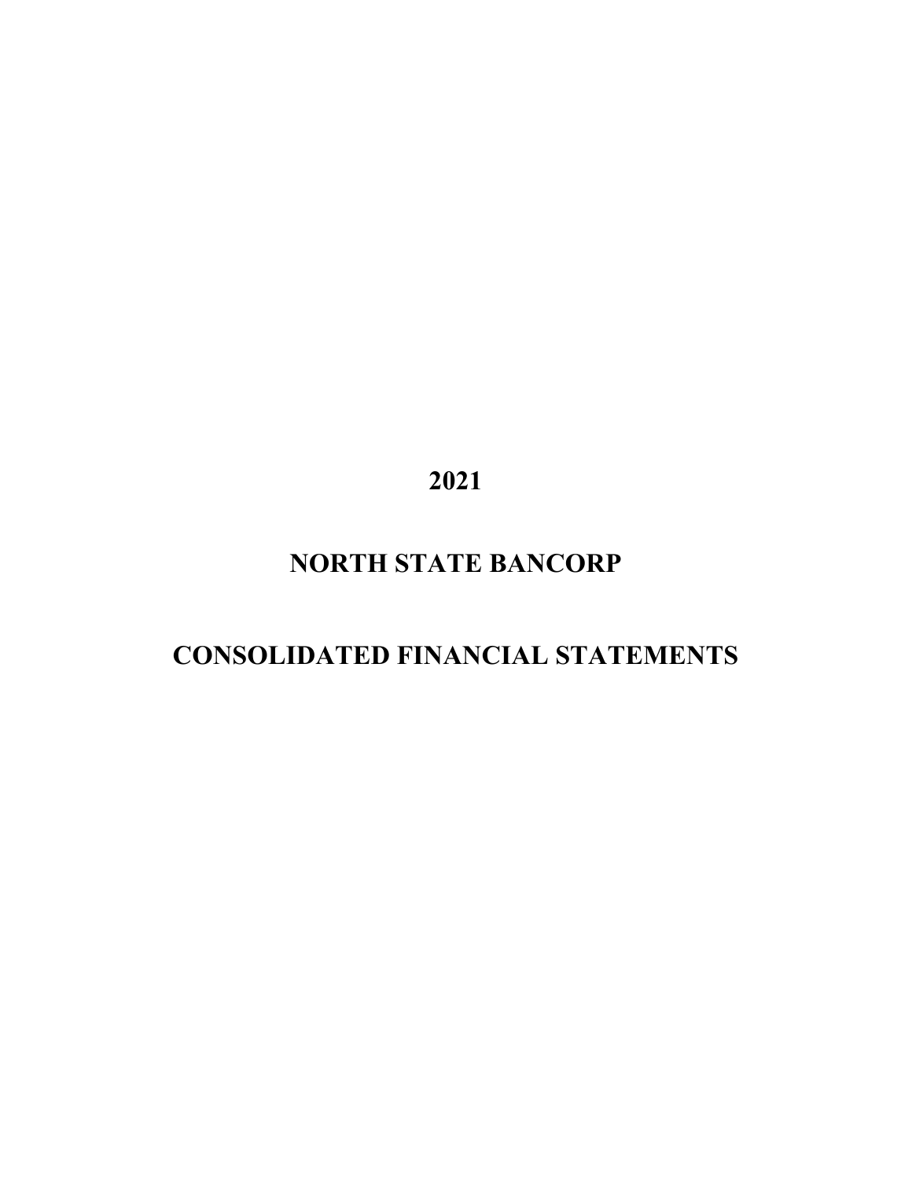# 2021

# NORTH STATE BANCORP

# CONSOLIDATED FINANCIAL STATEMENTS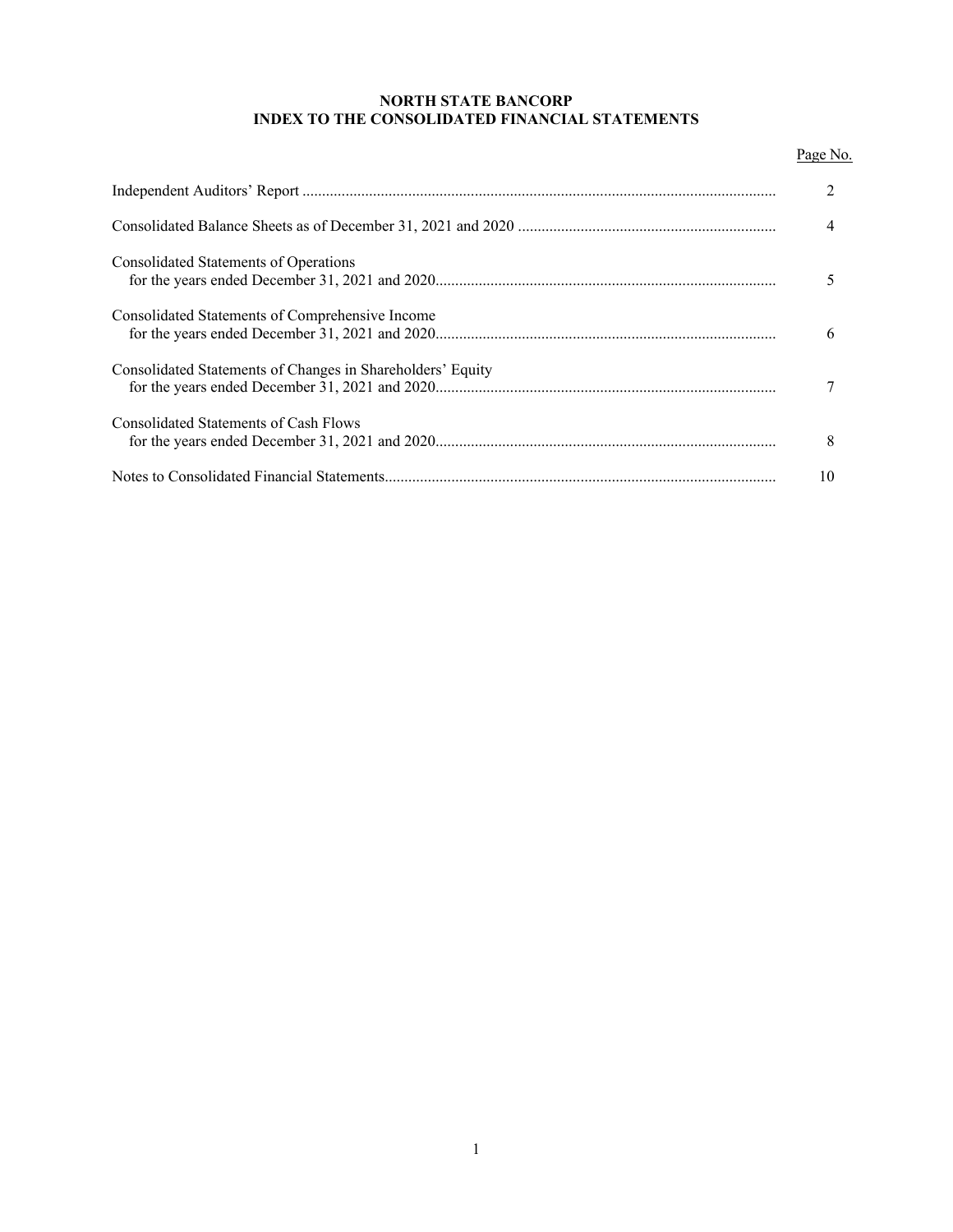**NORTH STATE BANCORP**
**INDEX TO THE CONSOLIDATED FINANCIAL STATEMENTS**

| | Page No. |
|---|---|
| Independent Auditors' Report | 2 |
| Consolidated Balance Sheets as of December 31, 2021 and 2020 | 4 |
| Consolidated Statements of Operations for the years ended December 31, 2021 and 2020 | 5 |
| Consolidated Statements of Comprehensive Income for the years ended December 31, 2021 and 2020 | 6 |
| Consolidated Statements of Changes in Shareholders' Equity for the years ended December 31, 2021 and 2020 | 7 |
| Consolidated Statements of Cash Flows for the years ended December 31, 2021 and 2020 | 8 |
| Notes to Consolidated Financial Statements | 10 |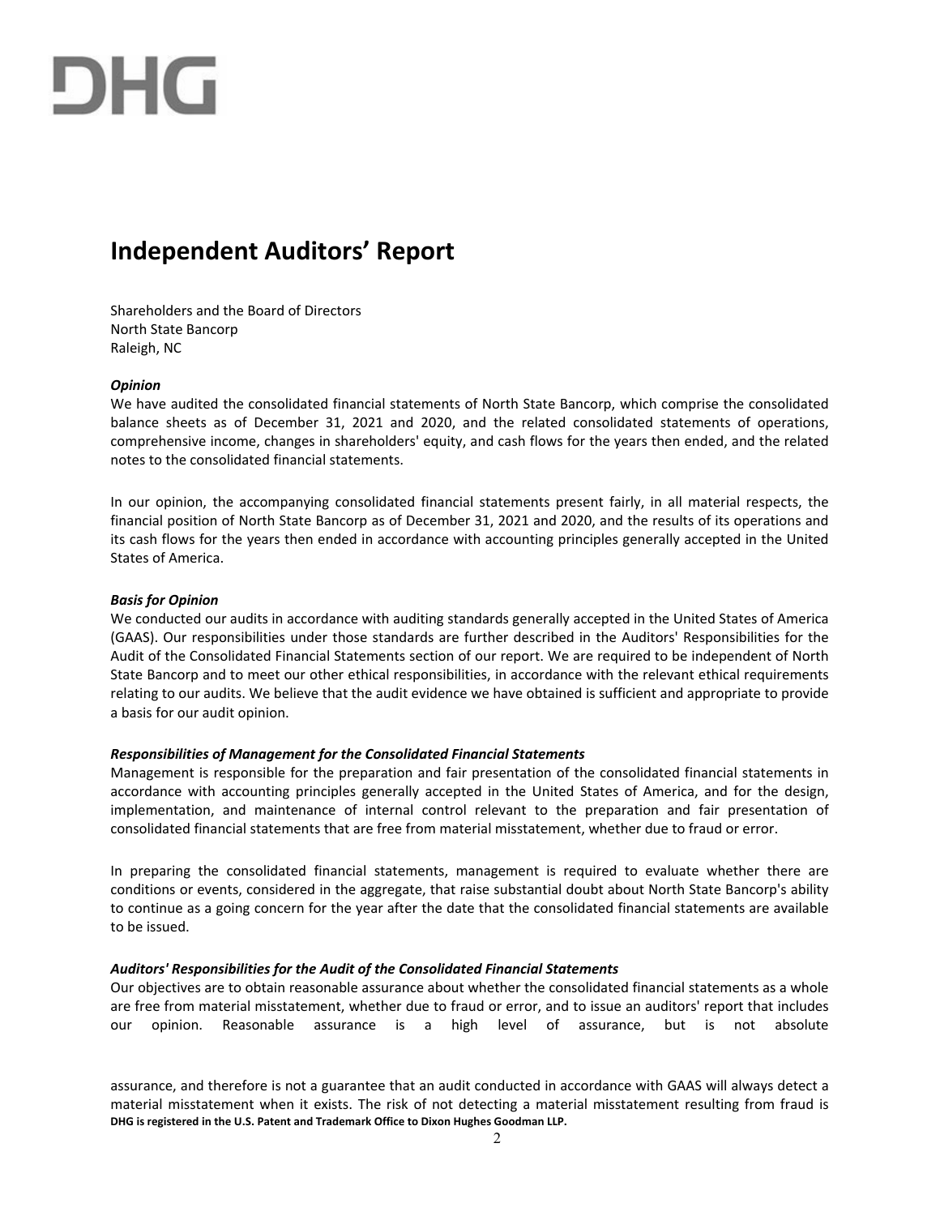DHG

# Independent Auditors' Report

Shareholders and the Board of Directors
North State Bancorp
Raleigh, NC

***Opinion***

We have audited the consolidated financial statements of North State Bancorp, which comprise the consolidated balance sheets as of December 31, 2021 and 2020, and the related consolidated statements of operations, comprehensive income, changes in shareholders' equity, and cash flows for the years then ended, and the related notes to the consolidated financial statements.

In our opinion, the accompanying consolidated financial statements present fairly, in all material respects, the financial position of North State Bancorp as of December 31, 2021 and 2020, and the results of its operations and its cash flows for the years then ended in accordance with accounting principles generally accepted in the United States of America.

***Basis for Opinion***

We conducted our audits in accordance with auditing standards generally accepted in the United States of America (GAAS). Our responsibilities under those standards are further described in the Auditors' Responsibilities for the Audit of the Consolidated Financial Statements section of our report. We are required to be independent of North State Bancorp and to meet our other ethical responsibilities, in accordance with the relevant ethical requirements relating to our audits. We believe that the audit evidence we have obtained is sufficient and appropriate to provide a basis for our audit opinion.

***Responsibilities of Management for the Consolidated Financial Statements***

Management is responsible for the preparation and fair presentation of the consolidated financial statements in accordance with accounting principles generally accepted in the United States of America, and for the design, implementation, and maintenance of internal control relevant to the preparation and fair presentation of consolidated financial statements that are free from material misstatement, whether due to fraud or error.

In preparing the consolidated financial statements, management is required to evaluate whether there are conditions or events, considered in the aggregate, that raise substantial doubt about North State Bancorp's ability to continue as a going concern for the year after the date that the consolidated financial statements are available to be issued.

***Auditors' Responsibilities for the Audit of the Consolidated Financial Statements***

Our objectives are to obtain reasonable assurance about whether the consolidated financial statements as a whole are free from material misstatement, whether due to fraud or error, and to issue an auditors' report that includes our opinion. Reasonable assurance is a high level of assurance, but is not absolute assurance, and therefore is not a guarantee that an audit conducted in accordance with GAAS will always detect a material misstatement when it exists. The risk of not detecting a material misstatement resulting from fraud is

**DHG is registered in the U.S. Patent and Trademark Office to Dixon Hughes Goodman LLP.**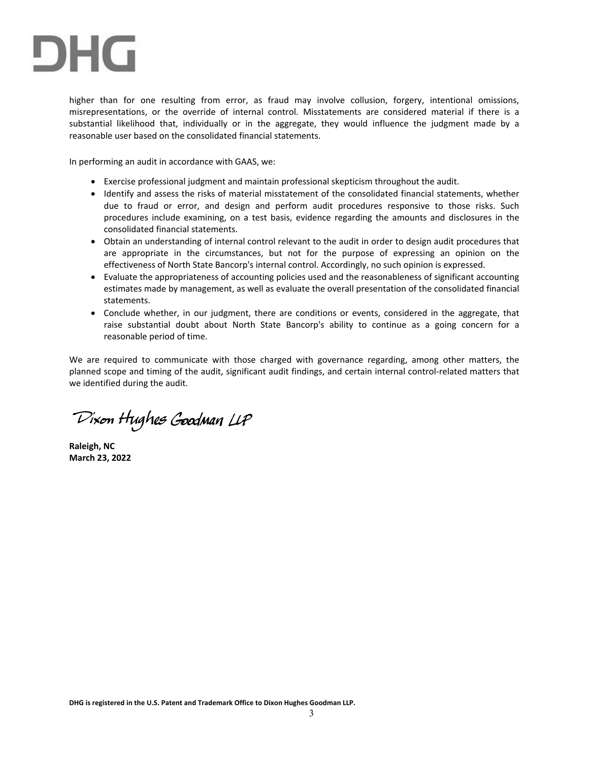higher than for one resulting from error, as fraud may involve collusion, forgery, intentional omissions, misrepresentations, or the override of internal control. Misstatements are considered material if there is a substantial likelihood that, individually or in the aggregate, they would influence the judgment made by a reasonable user based on the consolidated financial statements.

In performing an audit in accordance with GAAS, we:

- Exercise professional judgment and maintain professional skepticism throughout the audit.
- Identify and assess the risks of material misstatement of the consolidated financial statements, whether due to fraud or error, and design and perform audit procedures responsive to those risks. Such procedures include examining, on a test basis, evidence regarding the amounts and disclosures in the consolidated financial statements.
- Obtain an understanding of internal control relevant to the audit in order to design audit procedures that are appropriate in the circumstances, but not for the purpose of expressing an opinion on the effectiveness of North State Bancorp's internal control. Accordingly, no such opinion is expressed.
- Evaluate the appropriateness of accounting policies used and the reasonableness of significant accounting estimates made by management, as well as evaluate the overall presentation of the consolidated financial statements.
- Conclude whether, in our judgment, there are conditions or events, considered in the aggregate, that raise substantial doubt about North State Bancorp's ability to continue as a going concern for a reasonable period of time.

We are required to communicate with those charged with governance regarding, among other matters, the planned scope and timing of the audit, significant audit findings, and certain internal control-related matters that we identified during the audit.

Dixon Hughes Goodman LLP

**Raleigh, NC**
**March 23, 2022**

**DHG is registered in the U.S. Patent and Trademark Office to Dixon Hughes Goodman LLP.**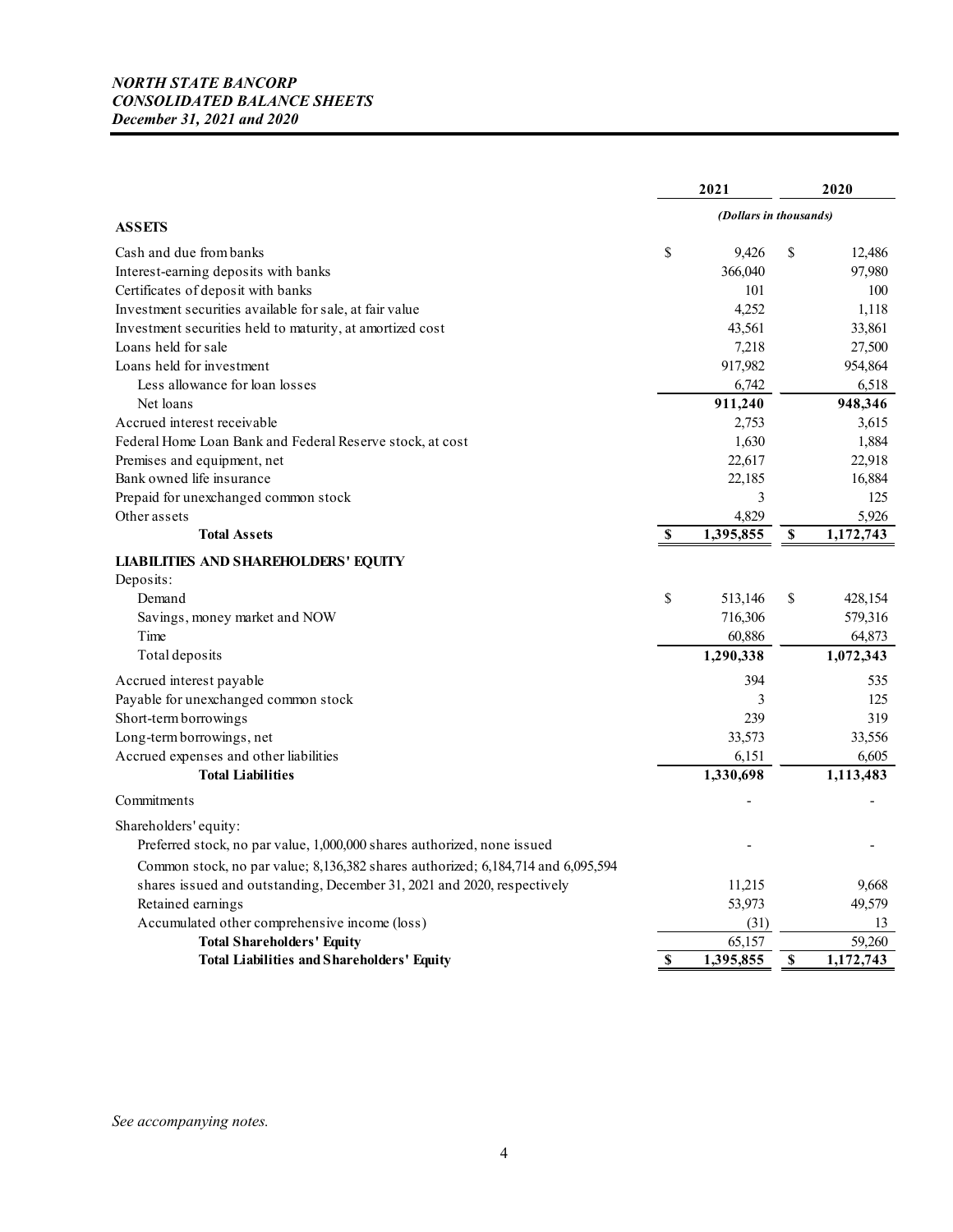*NORTH STATE BANCORP*
*CONSOLIDATED BALANCE SHEETS*
*December 31, 2021 and 2020*

| | 2021 | 2020 |
|---|---|---|
| | *(Dollars in thousands)* | |
| **ASSETS** | | |
| Cash and due from banks | $ 9,426 | $ 12,486 |
| Interest-earning deposits with banks | 366,040 | 97,980 |
| Certificates of deposit with banks | 101 | 100 |
| Investment securities available for sale, at fair value | 4,252 | 1,118 |
| Investment securities held to maturity, at amortized cost | 43,561 | 33,861 |
| Loans held for sale | 7,218 | 27,500 |
| Loans held for investment | 917,982 | 954,864 |
| Less allowance for loan losses | 6,742 | 6,518 |
| Net loans | **911,240** | **948,346** |
| Accrued interest receivable | 2,753 | 3,615 |
| Federal Home Loan Bank and Federal Reserve stock, at cost | 1,630 | 1,884 |
| Premises and equipment, net | 22,617 | 22,918 |
| Bank owned life insurance | 22,185 | 16,884 |
| Prepaid for unexchanged common stock | 3 | 125 |
| Other assets | 4,829 | 5,926 |
| **Total Assets** | **$ 1,395,855** | **$ 1,172,743** |
| **LIABILITIES AND SHAREHOLDERS' EQUITY** | | |
| Deposits: | | |
| Demand | $ 513,146 | $ 428,154 |
| Savings, money market and NOW | 716,306 | 579,316 |
| Time | 60,886 | 64,873 |
| Total deposits | **1,290,338** | **1,072,343** |
| Accrued interest payable | 394 | 535 |
| Payable for unexchanged common stock | 3 | 125 |
| Short-term borrowings | 239 | 319 |
| Long-term borrowings, net | 33,573 | 33,556 |
| Accrued expenses and other liabilities | 6,151 | 6,605 |
| **Total Liabilities** | **1,330,698** | **1,113,483** |
| Commitments | - | - |
| Shareholders' equity: | | |
| Preferred stock, no par value, 1,000,000 shares authorized, none issued | - | - |
| Common stock, no par value; 8,136,382 shares authorized; 6,184,714 and 6,095,594 shares issued and outstanding, December 31, 2021 and 2020, respectively | 11,215 | 9,668 |
| Retained earnings | 53,973 | 49,579 |
| Accumulated other comprehensive income (loss) | (31) | 13 |
| **Total Shareholders' Equity** | 65,157 | 59,260 |
| **Total Liabilities and Shareholders' Equity** | **$ 1,395,855** | **$ 1,172,743** |

*See accompanying notes.*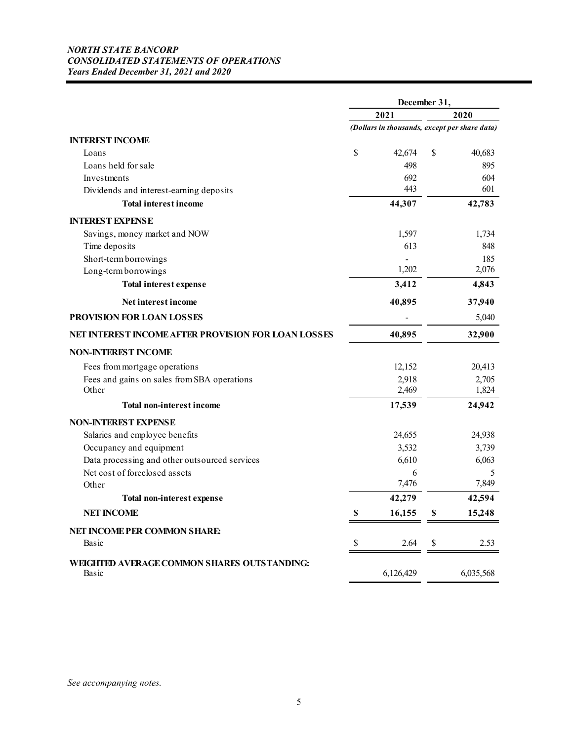*NORTH STATE BANCORP*
*CONSOLIDATED STATEMENTS OF OPERATIONS*
*Years Ended December 31, 2021 and 2020*

| | December 31, | |
|---|---|---|
| | **2021** | **2020** |
| | *(Dollars in thousands, except per share data)* | |
| **INTEREST INCOME** | | |
| Loans | $ 42,674 | $ 40,683 |
| Loans held for sale | 498 | 895 |
| Investments | 692 | 604 |
| Dividends and interest-earning deposits | 443 | 601 |
| **Total interest income** | **44,307** | **42,783** |
| **INTEREST EXPENSE** | | |
| Savings, money market and NOW | 1,597 | 1,734 |
| Time deposits | 613 | 848 |
| Short-term borrowings | - | 185 |
| Long-term borrowings | 1,202 | 2,076 |
| **Total interest expense** | **3,412** | **4,843** |
| **Net interest income** | **40,895** | **37,940** |
| **PROVISION FOR LOAN LOSSES** | - | 5,040 |
| **NET INTEREST INCOME AFTER PROVISION FOR LOAN LOSSES** | **40,895** | **32,900** |
| **NON-INTEREST INCOME** | | |
| Fees from mortgage operations | 12,152 | 20,413 |
| Fees and gains on sales from SBA operations | 2,918 | 2,705 |
| Other | 2,469 | 1,824 |
| **Total non-interest income** | **17,539** | **24,942** |
| **NON-INTEREST EXPENSE** | | |
| Salaries and employee benefits | 24,655 | 24,938 |
| Occupancy and equipment | 3,532 | 3,739 |
| Data processing and other outsourced services | 6,610 | 6,063 |
| Net cost of foreclosed assets | 6 | 5 |
| Other | 7,476 | 7,849 |
| **Total non-interest expense** | **42,279** | **42,594** |
| **NET INCOME** | **$ 16,155** | **$ 15,248** |
| **NET INCOME PER COMMON SHARE:** | | |
| Basic | $ 2.64 | $ 2.53 |
| **WEIGHTED AVERAGE COMMON SHARES OUTSTANDING:** | | |
| Basic | 6,126,429 | 6,035,568 |

*See accompanying notes.*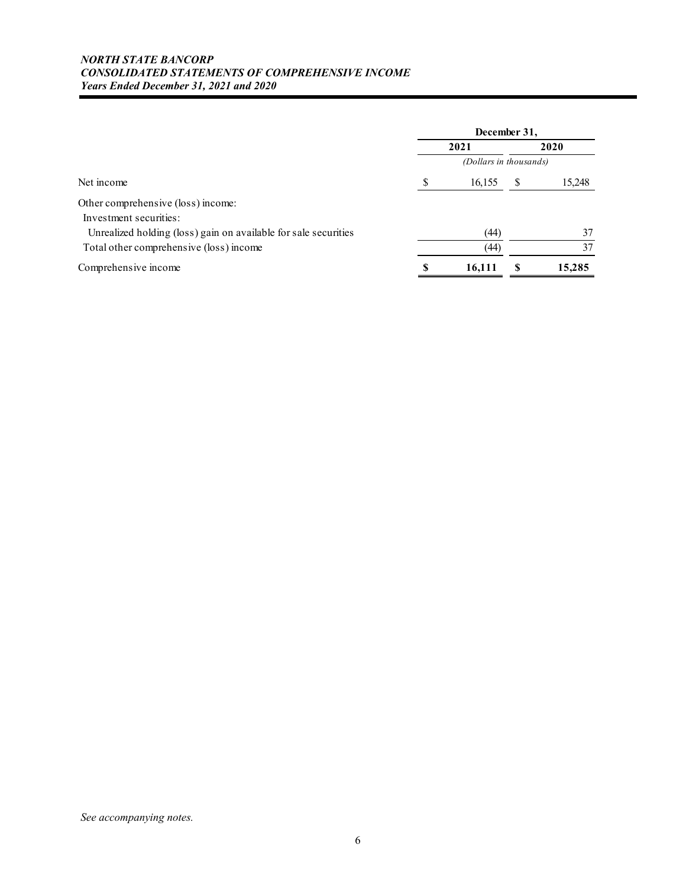***NORTH STATE BANCORP***
***CONSOLIDATED STATEMENTS OF COMPREHENSIVE INCOME***
***Years Ended December 31, 2021 and 2020***

| | December 31, | |
|---|---|---|
| | **2021** | **2020** |
| | *(Dollars in thousands)* | |
| Net income | $ 16,155 | $ 15,248 |
| Other comprehensive (loss) income: | | |
| Investment securities: | | |
| Unrealized holding (loss) gain on available for sale securities | (44) | 37 |
| Total other comprehensive (loss) income | (44) | 37 |
| Comprehensive income | **$ 16,111** | **$ 15,285** |

*See accompanying notes.*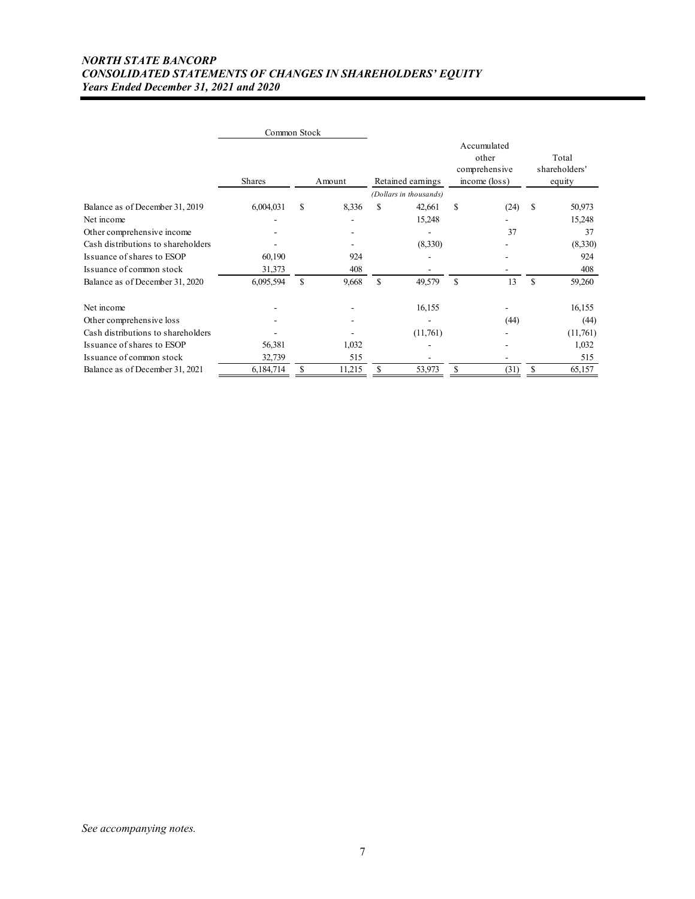***NORTH STATE BANCORP***
***CONSOLIDATED STATEMENTS OF CHANGES IN SHAREHOLDERS' EQUITY***
***Years Ended December 31, 2021 and 2020***

| | Common Stock | | | Accumulated other comprehensive income (loss) | Total shareholders' equity |
|---|---|---|---|---|---|
| | Shares | Amount | Retained earnings | | |
| | | | *(Dollars in thousands)* | | |
| Balance as of December 31, 2019 | 6,004,031 | $ 8,336 | $ 42,661 | $ (24) | $ 50,973 |
| Net income | - | - | 15,248 | - | 15,248 |
| Other comprehensive income | - | - | - | 37 | 37 |
| Cash distributions to shareholders | - | - | (8,330) | - | (8,330) |
| Issuance of shares to ESOP | 60,190 | 924 | - | - | 924 |
| Issuance of common stock | 31,373 | 408 | - | - | 408 |
| Balance as of December 31, 2020 | 6,095,594 | $ 9,668 | $ 49,579 | $ 13 | $ 59,260 |
| Net income | - | - | 16,155 | - | 16,155 |
| Other comprehensive loss | - | - | - | (44) | (44) |
| Cash distributions to shareholders | - | - | (11,761) | - | (11,761) |
| Issuance of shares to ESOP | 56,381 | 1,032 | - | - | 1,032 |
| Issuance of common stock | 32,739 | 515 | - | - | 515 |
| Balance as of December 31, 2021 | 6,184,714 | $ 11,215 | $ 53,973 | $ (31) | $ 65,157 |

*See accompanying notes.*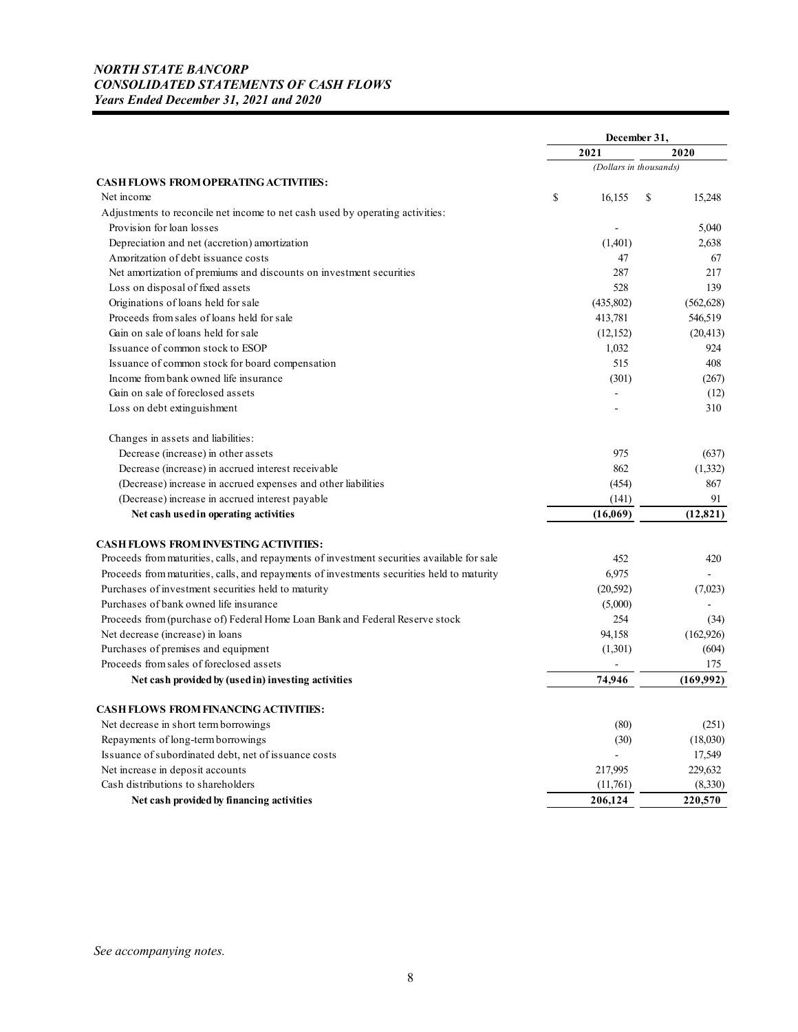# *NORTH STATE BANCORP*
## *CONSOLIDATED STATEMENTS OF CASH FLOWS*
### *Years Ended December 31, 2021 and 2020*

| | December 31, | |
|---|---|---|
| | 2021 | 2020 |
| | *(Dollars in thousands)* | |
| **CASH FLOWS FROM OPERATING ACTIVITIES:** | | |
| Net income | $ 16,155 | $ 15,248 |
| Adjustments to reconcile net income to net cash used by operating activities: | | |
| Provision for loan losses | - | 5,040 |
| Depreciation and net (accretion) amortization | (1,401) | 2,638 |
| Amoritzation of debt issuance costs | 47 | 67 |
| Net amortization of premiums and discounts on investment securities | 287 | 217 |
| Loss on disposal of fixed assets | 528 | 139 |
| Originations of loans held for sale | (435,802) | (562,628) |
| Proceeds from sales of loans held for sale | 413,781 | 546,519 |
| Gain on sale of loans held for sale | (12,152) | (20,413) |
| Issuance of common stock to ESOP | 1,032 | 924 |
| Issuance of common stock for board compensation | 515 | 408 |
| Income from bank owned life insurance | (301) | (267) |
| Gain on sale of foreclosed assets | - | (12) |
| Loss on debt extinguishment | - | 310 |
| Changes in assets and liabilities: | | |
| Decrease (increase) in other assets | 975 | (637) |
| Decrease (increase) in accrued interest receivable | 862 | (1,332) |
| (Decrease) increase in accrued expenses and other liabilities | (454) | 867 |
| (Decrease) increase in accrued interest payable | (141) | 91 |
| **Net cash used in operating activities** | **(16,069)** | **(12,821)** |
| **CASH FLOWS FROM INVESTING ACTIVITIES:** | | |
| Proceeds from maturities, calls, and repayments of investment securities available for sale | 452 | 420 |
| Proceeds from maturities, calls, and repayments of investments securities held to maturity | 6,975 | - |
| Purchases of investment securities held to maturity | (20,592) | (7,023) |
| Purchases of bank owned life insurance | (5,000) | - |
| Proceeds from (purchase of) Federal Home Loan Bank and Federal Reserve stock | 254 | (34) |
| Net decrease (increase) in loans | 94,158 | (162,926) |
| Purchases of premises and equipment | (1,301) | (604) |
| Proceeds from sales of foreclosed assets | - | 175 |
| **Net cash provided by (used in) investing activities** | **74,946** | **(169,992)** |
| **CASH FLOWS FROM FINANCING ACTIVITIES:** | | |
| Net decrease in short term borrowings | (80) | (251) |
| Repayments of long-term borrowings | (30) | (18,030) |
| Issuance of subordinated debt, net of issuance costs | - | 17,549 |
| Net increase in deposit accounts | 217,995 | 229,632 |
| Cash distributions to shareholders | (11,761) | (8,330) |
| **Net cash provided by financing activities** | **206,124** | **220,570** |

*See accompanying notes.*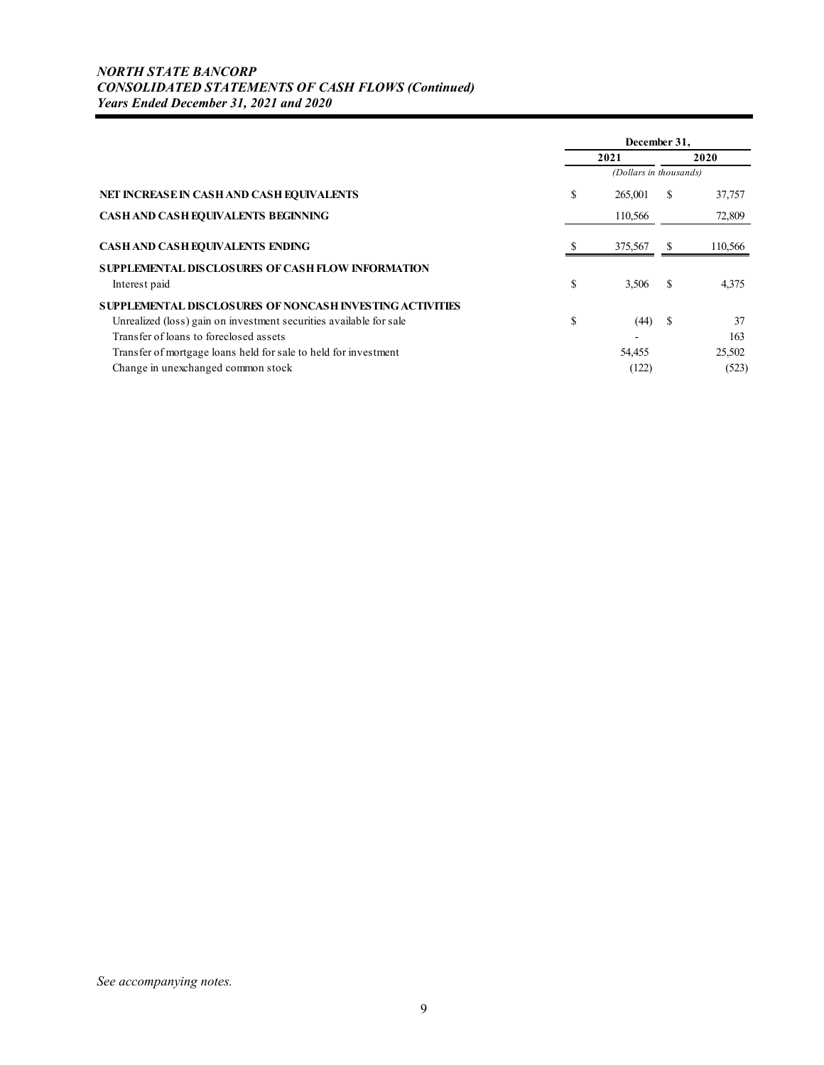***NORTH STATE BANCORP***
***CONSOLIDATED STATEMENTS OF CASH FLOWS (Continued)***
***Years Ended December 31, 2021 and 2020***

| | December 31, | |
|---|---|---|
| | **2021** | **2020** |
| | *(Dollars in thousands)* | |
| **NET INCREASE IN CASH AND CASH EQUIVALENTS** | $ 265,001 | $ 37,757 |
| **CASH AND CASH EQUIVALENTS BEGINNING** | 110,566 | 72,809 |
| **CASH AND CASH EQUIVALENTS ENDING** | $ 375,567 | $ 110,566 |
| **SUPPLEMENTAL DISCLOSURES OF CASH FLOW INFORMATION** | | |
| Interest paid | $ 3,506 | $ 4,375 |
| **SUPPLEMENTAL DISCLOSURES OF NONCASH INVESTING ACTIVITIES** | | |
| Unrealized (loss) gain on investment securities available for sale | $ (44) | $ 37 |
| Transfer of loans to foreclosed assets | - | 163 |
| Transfer of mortgage loans held for sale to held for investment | 54,455 | 25,502 |
| Change in unexchanged common stock | (122) | (523) |

*See accompanying notes.*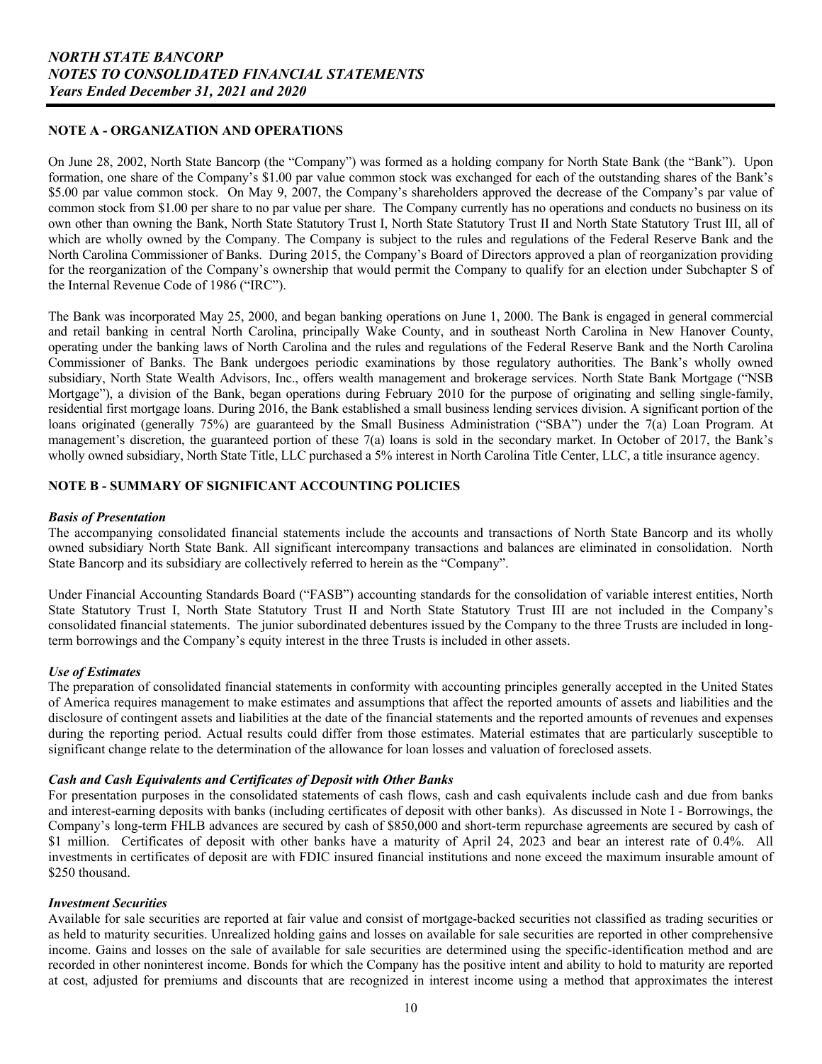## NOTE A - ORGANIZATION AND OPERATIONS

On June 28, 2002, North State Bancorp (the "Company") was formed as a holding company for North State Bank (the "Bank"). Upon formation, one share of the Company's \$1.00 par value common stock was exchanged for each of the outstanding shares of the Bank's \$5.00 par value common stock. On May 9, 2007, the Company's shareholders approved the decrease of the Company's par value of common stock from \$1.00 per share to no par value per share. The Company currently has no operations and conducts no business on its own other than owning the Bank, North State Statutory Trust I, North State Statutory Trust II and North State Statutory Trust III, all of which are wholly owned by the Company. The Company is subject to the rules and regulations of the Federal Reserve Bank and the North Carolina Commissioner of Banks. During 2015, the Company's Board of Directors approved a plan of reorganization providing for the reorganization of the Company's ownership that would permit the Company to qualify for an election under Subchapter S of the Internal Revenue Code of 1986 ("IRC").

The Bank was incorporated May 25, 2000, and began banking operations on June 1, 2000. The Bank is engaged in general commercial and retail banking in central North Carolina, principally Wake County, and in southeast North Carolina in New Hanover County, operating under the banking laws of North Carolina and the rules and regulations of the Federal Reserve Bank and the North Carolina Commissioner of Banks. The Bank undergoes periodic examinations by those regulatory authorities. The Bank's wholly owned subsidiary, North State Wealth Advisors, Inc., offers wealth management and brokerage services. North State Bank Mortgage ("NSB Mortgage"), a division of the Bank, began operations during February 2010 for the purpose of originating and selling single-family, residential first mortgage loans. During 2016, the Bank established a small business lending services division. A significant portion of the loans originated (generally 75%) are guaranteed by the Small Business Administration ("SBA") under the 7(a) Loan Program. At management's discretion, the guaranteed portion of these 7(a) loans is sold in the secondary market. In October of 2017, the Bank's wholly owned subsidiary, North State Title, LLC purchased a 5% interest in North Carolina Title Center, LLC, a title insurance agency.

## NOTE B - SUMMARY OF SIGNIFICANT ACCOUNTING POLICIES

***Basis of Presentation***

The accompanying consolidated financial statements include the accounts and transactions of North State Bancorp and its wholly owned subsidiary North State Bank. All significant intercompany transactions and balances are eliminated in consolidation. North State Bancorp and its subsidiary are collectively referred to herein as the "Company".

Under Financial Accounting Standards Board ("FASB") accounting standards for the consolidation of variable interest entities, North State Statutory Trust I, North State Statutory Trust II and North State Statutory Trust III are not included in the Company's consolidated financial statements. The junior subordinated debentures issued by the Company to the three Trusts are included in long-term borrowings and the Company's equity interest in the three Trusts is included in other assets.

***Use of Estimates***

The preparation of consolidated financial statements in conformity with accounting principles generally accepted in the United States of America requires management to make estimates and assumptions that affect the reported amounts of assets and liabilities and the disclosure of contingent assets and liabilities at the date of the financial statements and the reported amounts of revenues and expenses during the reporting period. Actual results could differ from those estimates. Material estimates that are particularly susceptible to significant change relate to the determination of the allowance for loan losses and valuation of foreclosed assets.

***Cash and Cash Equivalents and Certificates of Deposit with Other Banks***

For presentation purposes in the consolidated statements of cash flows, cash and cash equivalents include cash and due from banks and interest-earning deposits with banks (including certificates of deposit with other banks). As discussed in Note I - Borrowings, the Company's long-term FHLB advances are secured by cash of \$850,000 and short-term repurchase agreements are secured by cash of \$1 million. Certificates of deposit with other banks have a maturity of April 24, 2023 and bear an interest rate of 0.4%. All investments in certificates of deposit are with FDIC insured financial institutions and none exceed the maximum insurable amount of \$250 thousand.

***Investment Securities***

Available for sale securities are reported at fair value and consist of mortgage-backed securities not classified as trading securities or as held to maturity securities. Unrealized holding gains and losses on available for sale securities are reported in other comprehensive income. Gains and losses on the sale of available for sale securities are determined using the specific-identification method and are recorded in other noninterest income. Bonds for which the Company has the positive intent and ability to hold to maturity are reported at cost, adjusted for premiums and discounts that are recognized in interest income using a method that approximates the interest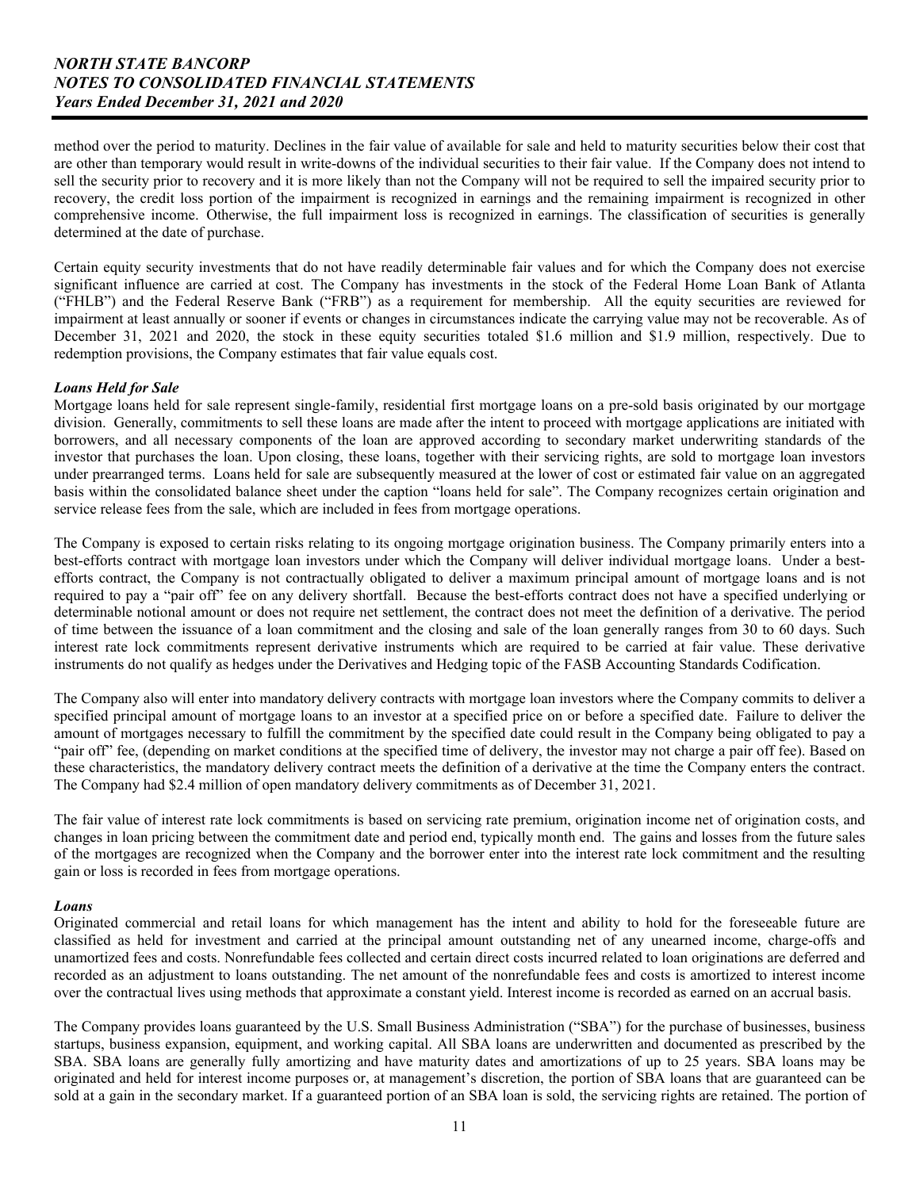method over the period to maturity. Declines in the fair value of available for sale and held to maturity securities below their cost that are other than temporary would result in write-downs of the individual securities to their fair value. If the Company does not intend to sell the security prior to recovery and it is more likely than not the Company will not be required to sell the impaired security prior to recovery, the credit loss portion of the impairment is recognized in earnings and the remaining impairment is recognized in other comprehensive income. Otherwise, the full impairment loss is recognized in earnings. The classification of securities is generally determined at the date of purchase.

Certain equity security investments that do not have readily determinable fair values and for which the Company does not exercise significant influence are carried at cost. The Company has investments in the stock of the Federal Home Loan Bank of Atlanta ("FHLB") and the Federal Reserve Bank ("FRB") as a requirement for membership. All the equity securities are reviewed for impairment at least annually or sooner if events or changes in circumstances indicate the carrying value may not be recoverable. As of December 31, 2021 and 2020, the stock in these equity securities totaled \$1.6 million and \$1.9 million, respectively. Due to redemption provisions, the Company estimates that fair value equals cost.

***Loans Held for Sale***

Mortgage loans held for sale represent single-family, residential first mortgage loans on a pre-sold basis originated by our mortgage division. Generally, commitments to sell these loans are made after the intent to proceed with mortgage applications are initiated with borrowers, and all necessary components of the loan are approved according to secondary market underwriting standards of the investor that purchases the loan. Upon closing, these loans, together with their servicing rights, are sold to mortgage loan investors under prearranged terms. Loans held for sale are subsequently measured at the lower of cost or estimated fair value on an aggregated basis within the consolidated balance sheet under the caption "loans held for sale". The Company recognizes certain origination and service release fees from the sale, which are included in fees from mortgage operations.

The Company is exposed to certain risks relating to its ongoing mortgage origination business. The Company primarily enters into a best-efforts contract with mortgage loan investors under which the Company will deliver individual mortgage loans. Under a best-efforts contract, the Company is not contractually obligated to deliver a maximum principal amount of mortgage loans and is not required to pay a "pair off" fee on any delivery shortfall. Because the best-efforts contract does not have a specified underlying or determinable notional amount or does not require net settlement, the contract does not meet the definition of a derivative. The period of time between the issuance of a loan commitment and the closing and sale of the loan generally ranges from 30 to 60 days. Such interest rate lock commitments represent derivative instruments which are required to be carried at fair value. These derivative instruments do not qualify as hedges under the Derivatives and Hedging topic of the FASB Accounting Standards Codification.

The Company also will enter into mandatory delivery contracts with mortgage loan investors where the Company commits to deliver a specified principal amount of mortgage loans to an investor at a specified price on or before a specified date. Failure to deliver the amount of mortgages necessary to fulfill the commitment by the specified date could result in the Company being obligated to pay a "pair off" fee, (depending on market conditions at the specified time of delivery, the investor may not charge a pair off fee). Based on these characteristics, the mandatory delivery contract meets the definition of a derivative at the time the Company enters the contract. The Company had \$2.4 million of open mandatory delivery commitments as of December 31, 2021.

The fair value of interest rate lock commitments is based on servicing rate premium, origination income net of origination costs, and changes in loan pricing between the commitment date and period end, typically month end. The gains and losses from the future sales of the mortgages are recognized when the Company and the borrower enter into the interest rate lock commitment and the resulting gain or loss is recorded in fees from mortgage operations.

***Loans***

Originated commercial and retail loans for which management has the intent and ability to hold for the foreseeable future are classified as held for investment and carried at the principal amount outstanding net of any unearned income, charge-offs and unamortized fees and costs. Nonrefundable fees collected and certain direct costs incurred related to loan originations are deferred and recorded as an adjustment to loans outstanding. The net amount of the nonrefundable fees and costs is amortized to interest income over the contractual lives using methods that approximate a constant yield. Interest income is recorded as earned on an accrual basis.

The Company provides loans guaranteed by the U.S. Small Business Administration ("SBA") for the purchase of businesses, business startups, business expansion, equipment, and working capital. All SBA loans are underwritten and documented as prescribed by the SBA. SBA loans are generally fully amortizing and have maturity dates and amortizations of up to 25 years. SBA loans may be originated and held for interest income purposes or, at management's discretion, the portion of SBA loans that are guaranteed can be sold at a gain in the secondary market. If a guaranteed portion of an SBA loan is sold, the servicing rights are retained. The portion of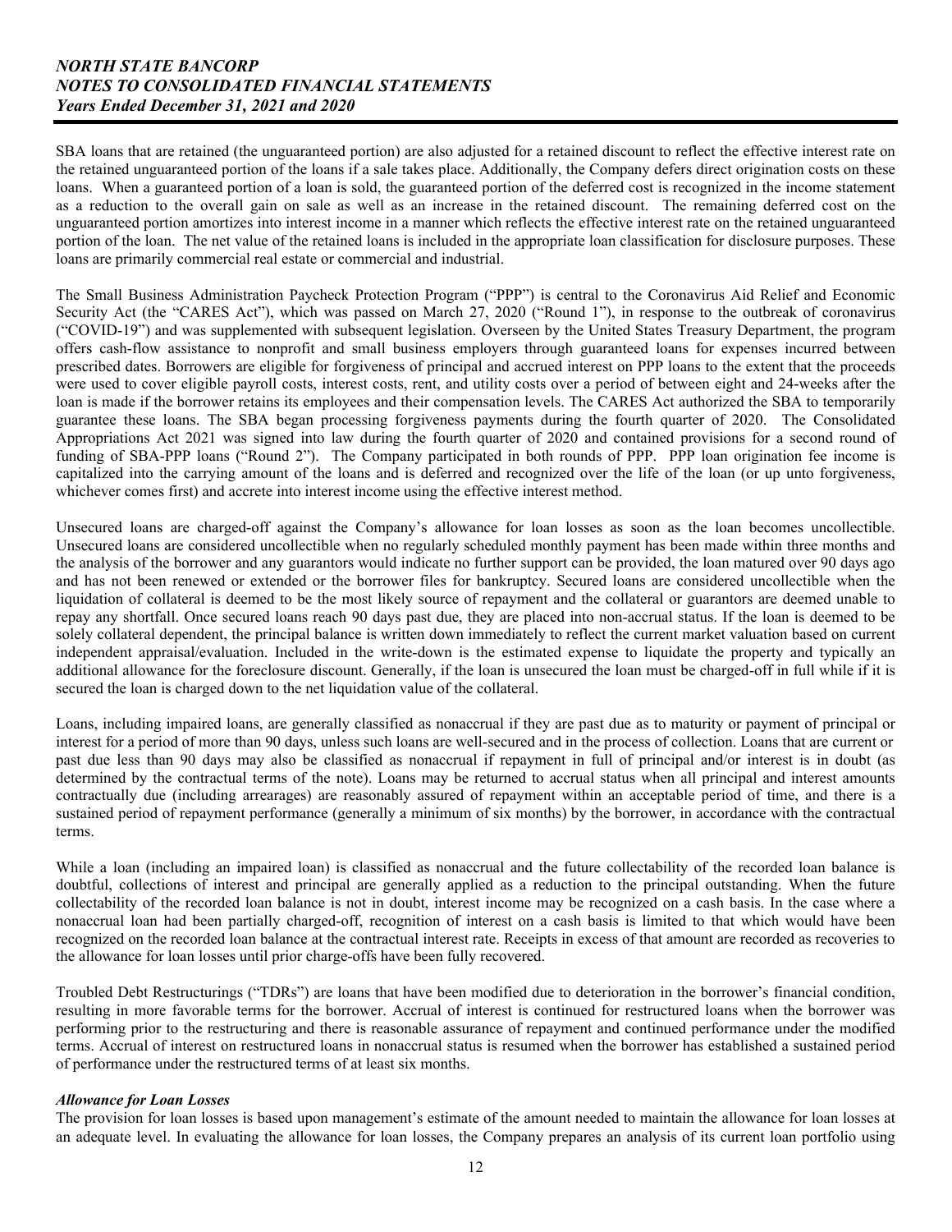SBA loans that are retained (the unguaranteed portion) are also adjusted for a retained discount to reflect the effective interest rate on the retained unguaranteed portion of the loans if a sale takes place. Additionally, the Company defers direct origination costs on these loans. When a guaranteed portion of a loan is sold, the guaranteed portion of the deferred cost is recognized in the income statement as a reduction to the overall gain on sale as well as an increase in the retained discount. The remaining deferred cost on the unguaranteed portion amortizes into interest income in a manner which reflects the effective interest rate on the retained unguaranteed portion of the loan. The net value of the retained loans is included in the appropriate loan classification for disclosure purposes. These loans are primarily commercial real estate or commercial and industrial.

The Small Business Administration Paycheck Protection Program ("PPP") is central to the Coronavirus Aid Relief and Economic Security Act (the "CARES Act"), which was passed on March 27, 2020 ("Round 1"), in response to the outbreak of coronavirus ("COVID-19") and was supplemented with subsequent legislation. Overseen by the United States Treasury Department, the program offers cash-flow assistance to nonprofit and small business employers through guaranteed loans for expenses incurred between prescribed dates. Borrowers are eligible for forgiveness of principal and accrued interest on PPP loans to the extent that the proceeds were used to cover eligible payroll costs, interest costs, rent, and utility costs over a period of between eight and 24-weeks after the loan is made if the borrower retains its employees and their compensation levels. The CARES Act authorized the SBA to temporarily guarantee these loans. The SBA began processing forgiveness payments during the fourth quarter of 2020. The Consolidated Appropriations Act 2021 was signed into law during the fourth quarter of 2020 and contained provisions for a second round of funding of SBA-PPP loans ("Round 2"). The Company participated in both rounds of PPP. PPP loan origination fee income is capitalized into the carrying amount of the loans and is deferred and recognized over the life of the loan (or up unto forgiveness, whichever comes first) and accrete into interest income using the effective interest method.

Unsecured loans are charged-off against the Company's allowance for loan losses as soon as the loan becomes uncollectible. Unsecured loans are considered uncollectible when no regularly scheduled monthly payment has been made within three months and the analysis of the borrower and any guarantors would indicate no further support can be provided, the loan matured over 90 days ago and has not been renewed or extended or the borrower files for bankruptcy. Secured loans are considered uncollectible when the liquidation of collateral is deemed to be the most likely source of repayment and the collateral or guarantors are deemed unable to repay any shortfall. Once secured loans reach 90 days past due, they are placed into non-accrual status. If the loan is deemed to be solely collateral dependent, the principal balance is written down immediately to reflect the current market valuation based on current independent appraisal/evaluation. Included in the write-down is the estimated expense to liquidate the property and typically an additional allowance for the foreclosure discount. Generally, if the loan is unsecured the loan must be charged-off in full while if it is secured the loan is charged down to the net liquidation value of the collateral.

Loans, including impaired loans, are generally classified as nonaccrual if they are past due as to maturity or payment of principal or interest for a period of more than 90 days, unless such loans are well-secured and in the process of collection. Loans that are current or past due less than 90 days may also be classified as nonaccrual if repayment in full of principal and/or interest is in doubt (as determined by the contractual terms of the note). Loans may be returned to accrual status when all principal and interest amounts contractually due (including arrearages) are reasonably assured of repayment within an acceptable period of time, and there is a sustained period of repayment performance (generally a minimum of six months) by the borrower, in accordance with the contractual terms.

While a loan (including an impaired loan) is classified as nonaccrual and the future collectability of the recorded loan balance is doubtful, collections of interest and principal are generally applied as a reduction to the principal outstanding. When the future collectability of the recorded loan balance is not in doubt, interest income may be recognized on a cash basis. In the case where a nonaccrual loan had been partially charged-off, recognition of interest on a cash basis is limited to that which would have been recognized on the recorded loan balance at the contractual interest rate. Receipts in excess of that amount are recorded as recoveries to the allowance for loan losses until prior charge-offs have been fully recovered.

Troubled Debt Restructurings ("TDRs") are loans that have been modified due to deterioration in the borrower's financial condition, resulting in more favorable terms for the borrower. Accrual of interest is continued for restructured loans when the borrower was performing prior to the restructuring and there is reasonable assurance of repayment and continued performance under the modified terms. Accrual of interest on restructured loans in nonaccrual status is resumed when the borrower has established a sustained period of performance under the restructured terms of at least six months.

### *Allowance for Loan Losses*

The provision for loan losses is based upon management's estimate of the amount needed to maintain the allowance for loan losses at an adequate level. In evaluating the allowance for loan losses, the Company prepares an analysis of its current loan portfolio using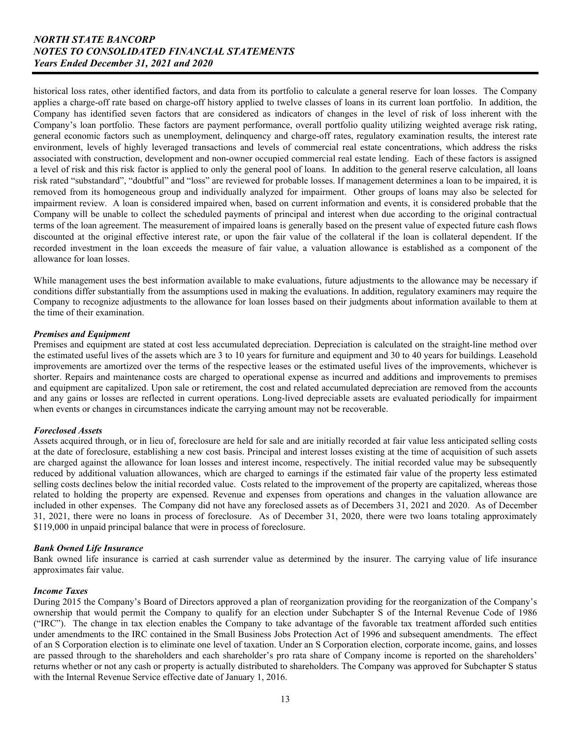historical loss rates, other identified factors, and data from its portfolio to calculate a general reserve for loan losses. The Company applies a charge-off rate based on charge-off history applied to twelve classes of loans in its current loan portfolio. In addition, the Company has identified seven factors that are considered as indicators of changes in the level of risk of loss inherent with the Company's loan portfolio. These factors are payment performance, overall portfolio quality utilizing weighted average risk rating, general economic factors such as unemployment, delinquency and charge-off rates, regulatory examination results, the interest rate environment, levels of highly leveraged transactions and levels of commercial real estate concentrations, which address the risks associated with construction, development and non-owner occupied commercial real estate lending. Each of these factors is assigned a level of risk and this risk factor is applied to only the general pool of loans. In addition to the general reserve calculation, all loans risk rated "substandard", "doubtful" and "loss" are reviewed for probable losses. If management determines a loan to be impaired, it is removed from its homogeneous group and individually analyzed for impairment. Other groups of loans may also be selected for impairment review. A loan is considered impaired when, based on current information and events, it is considered probable that the Company will be unable to collect the scheduled payments of principal and interest when due according to the original contractual terms of the loan agreement. The measurement of impaired loans is generally based on the present value of expected future cash flows discounted at the original effective interest rate, or upon the fair value of the collateral if the loan is collateral dependent. If the recorded investment in the loan exceeds the measure of fair value, a valuation allowance is established as a component of the allowance for loan losses.

While management uses the best information available to make evaluations, future adjustments to the allowance may be necessary if conditions differ substantially from the assumptions used in making the evaluations. In addition, regulatory examiners may require the Company to recognize adjustments to the allowance for loan losses based on their judgments about information available to them at the time of their examination.

***Premises and Equipment***

Premises and equipment are stated at cost less accumulated depreciation. Depreciation is calculated on the straight-line method over the estimated useful lives of the assets which are 3 to 10 years for furniture and equipment and 30 to 40 years for buildings. Leasehold improvements are amortized over the terms of the respective leases or the estimated useful lives of the improvements, whichever is shorter. Repairs and maintenance costs are charged to operational expense as incurred and additions and improvements to premises and equipment are capitalized. Upon sale or retirement, the cost and related accumulated depreciation are removed from the accounts and any gains or losses are reflected in current operations. Long-lived depreciable assets are evaluated periodically for impairment when events or changes in circumstances indicate the carrying amount may not be recoverable.

***Foreclosed Assets***

Assets acquired through, or in lieu of, foreclosure are held for sale and are initially recorded at fair value less anticipated selling costs at the date of foreclosure, establishing a new cost basis. Principal and interest losses existing at the time of acquisition of such assets are charged against the allowance for loan losses and interest income, respectively. The initial recorded value may be subsequently reduced by additional valuation allowances, which are charged to earnings if the estimated fair value of the property less estimated selling costs declines below the initial recorded value. Costs related to the improvement of the property are capitalized, whereas those related to holding the property are expensed. Revenue and expenses from operations and changes in the valuation allowance are included in other expenses. The Company did not have any foreclosed assets as of Decembers 31, 2021 and 2020. As of December 31, 2021, there were no loans in process of foreclosure. As of December 31, 2020, there were two loans totaling approximately \$119,000 in unpaid principal balance that were in process of foreclosure.

***Bank Owned Life Insurance***

Bank owned life insurance is carried at cash surrender value as determined by the insurer. The carrying value of life insurance approximates fair value.

***Income Taxes***

During 2015 the Company's Board of Directors approved a plan of reorganization providing for the reorganization of the Company's ownership that would permit the Company to qualify for an election under Subchapter S of the Internal Revenue Code of 1986 ("IRC"). The change in tax election enables the Company to take advantage of the favorable tax treatment afforded such entities under amendments to the IRC contained in the Small Business Jobs Protection Act of 1996 and subsequent amendments. The effect of an S Corporation election is to eliminate one level of taxation. Under an S Corporation election, corporate income, gains, and losses are passed through to the shareholders and each shareholder's pro rata share of Company income is reported on the shareholders' returns whether or not any cash or property is actually distributed to shareholders. The Company was approved for Subchapter S status with the Internal Revenue Service effective date of January 1, 2016.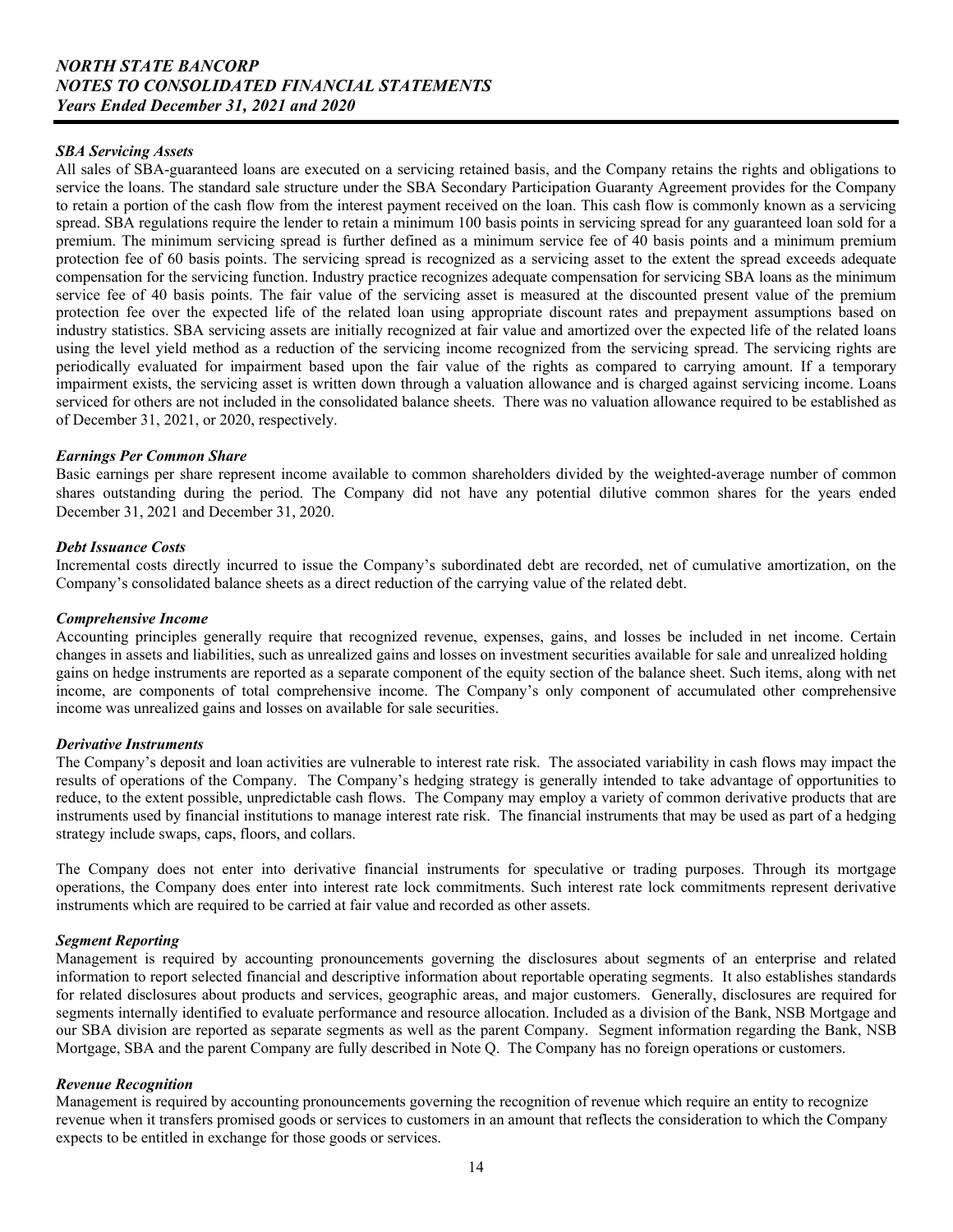### *SBA Servicing Assets*

All sales of SBA-guaranteed loans are executed on a servicing retained basis, and the Company retains the rights and obligations to service the loans. The standard sale structure under the SBA Secondary Participation Guaranty Agreement provides for the Company to retain a portion of the cash flow from the interest payment received on the loan. This cash flow is commonly known as a servicing spread. SBA regulations require the lender to retain a minimum 100 basis points in servicing spread for any guaranteed loan sold for a premium. The minimum servicing spread is further defined as a minimum service fee of 40 basis points and a minimum premium protection fee of 60 basis points. The servicing spread is recognized as a servicing asset to the extent the spread exceeds adequate compensation for the servicing function. Industry practice recognizes adequate compensation for servicing SBA loans as the minimum service fee of 40 basis points. The fair value of the servicing asset is measured at the discounted present value of the premium protection fee over the expected life of the related loan using appropriate discount rates and prepayment assumptions based on industry statistics. SBA servicing assets are initially recognized at fair value and amortized over the expected life of the related loans using the level yield method as a reduction of the servicing income recognized from the servicing spread. The servicing rights are periodically evaluated for impairment based upon the fair value of the rights as compared to carrying amount. If a temporary impairment exists, the servicing asset is written down through a valuation allowance and is charged against servicing income. Loans serviced for others are not included in the consolidated balance sheets. There was no valuation allowance required to be established as of December 31, 2021, or 2020, respectively.

### *Earnings Per Common Share*

Basic earnings per share represent income available to common shareholders divided by the weighted-average number of common shares outstanding during the period. The Company did not have any potential dilutive common shares for the years ended December 31, 2021 and December 31, 2020.

### *Debt Issuance Costs*

Incremental costs directly incurred to issue the Company's subordinated debt are recorded, net of cumulative amortization, on the Company's consolidated balance sheets as a direct reduction of the carrying value of the related debt.

### *Comprehensive Income*

Accounting principles generally require that recognized revenue, expenses, gains, and losses be included in net income. Certain changes in assets and liabilities, such as unrealized gains and losses on investment securities available for sale and unrealized holding gains on hedge instruments are reported as a separate component of the equity section of the balance sheet. Such items, along with net income, are components of total comprehensive income. The Company's only component of accumulated other comprehensive income was unrealized gains and losses on available for sale securities.

### *Derivative Instruments*

The Company's deposit and loan activities are vulnerable to interest rate risk. The associated variability in cash flows may impact the results of operations of the Company. The Company's hedging strategy is generally intended to take advantage of opportunities to reduce, to the extent possible, unpredictable cash flows. The Company may employ a variety of common derivative products that are instruments used by financial institutions to manage interest rate risk. The financial instruments that may be used as part of a hedging strategy include swaps, caps, floors, and collars.

The Company does not enter into derivative financial instruments for speculative or trading purposes. Through its mortgage operations, the Company does enter into interest rate lock commitments. Such interest rate lock commitments represent derivative instruments which are required to be carried at fair value and recorded as other assets.

### *Segment Reporting*

Management is required by accounting pronouncements governing the disclosures about segments of an enterprise and related information to report selected financial and descriptive information about reportable operating segments. It also establishes standards for related disclosures about products and services, geographic areas, and major customers. Generally, disclosures are required for segments internally identified to evaluate performance and resource allocation. Included as a division of the Bank, NSB Mortgage and our SBA division are reported as separate segments as well as the parent Company. Segment information regarding the Bank, NSB Mortgage, SBA and the parent Company are fully described in Note Q. The Company has no foreign operations or customers.

### *Revenue Recognition*

Management is required by accounting pronouncements governing the recognition of revenue which require an entity to recognize revenue when it transfers promised goods or services to customers in an amount that reflects the consideration to which the Company expects to be entitled in exchange for those goods or services.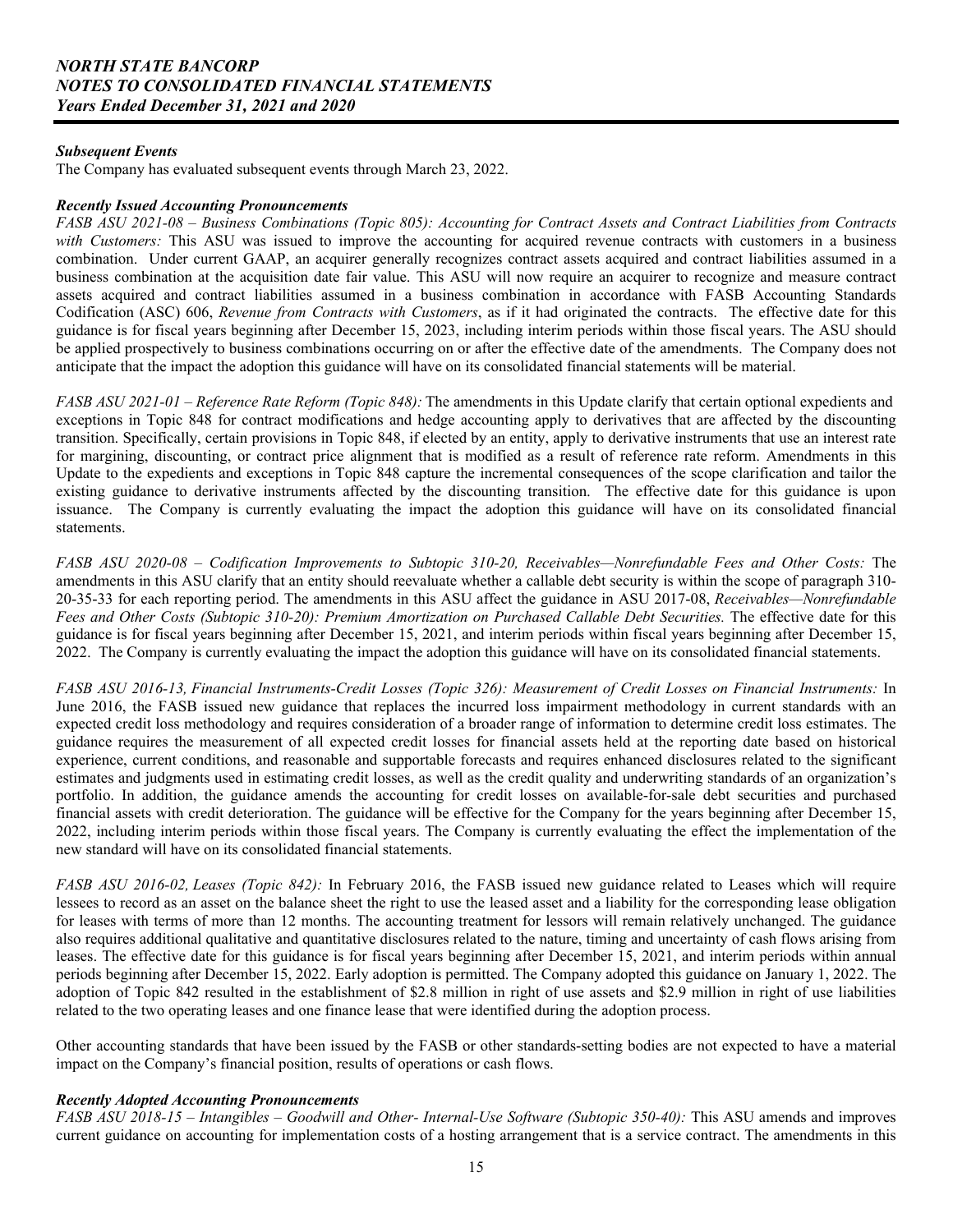### *Subsequent Events*

The Company has evaluated subsequent events through March 23, 2022.

### *Recently Issued Accounting Pronouncements*

*FASB ASU 2021-08 – Business Combinations (Topic 805): Accounting for Contract Assets and Contract Liabilities from Contracts with Customers:* This ASU was issued to improve the accounting for acquired revenue contracts with customers in a business combination. Under current GAAP, an acquirer generally recognizes contract assets acquired and contract liabilities assumed in a business combination at the acquisition date fair value. This ASU will now require an acquirer to recognize and measure contract assets acquired and contract liabilities assumed in a business combination in accordance with FASB Accounting Standards Codification (ASC) 606, *Revenue from Contracts with Customers*, as if it had originated the contracts. The effective date for this guidance is for fiscal years beginning after December 15, 2023, including interim periods within those fiscal years. The ASU should be applied prospectively to business combinations occurring on or after the effective date of the amendments. The Company does not anticipate that the impact the adoption this guidance will have on its consolidated financial statements will be material.

*FASB ASU 2021-01 – Reference Rate Reform (Topic 848):* The amendments in this Update clarify that certain optional expedients and exceptions in Topic 848 for contract modifications and hedge accounting apply to derivatives that are affected by the discounting transition. Specifically, certain provisions in Topic 848, if elected by an entity, apply to derivative instruments that use an interest rate for margining, discounting, or contract price alignment that is modified as a result of reference rate reform. Amendments in this Update to the expedients and exceptions in Topic 848 capture the incremental consequences of the scope clarification and tailor the existing guidance to derivative instruments affected by the discounting transition. The effective date for this guidance is upon issuance. The Company is currently evaluating the impact the adoption this guidance will have on its consolidated financial statements.

*FASB ASU 2020-08 – Codification Improvements to Subtopic 310-20, Receivables—Nonrefundable Fees and Other Costs:* The amendments in this ASU clarify that an entity should reevaluate whether a callable debt security is within the scope of paragraph 310-20-35-33 for each reporting period. The amendments in this ASU affect the guidance in ASU 2017-08, *Receivables—Nonrefundable Fees and Other Costs (Subtopic 310-20): Premium Amortization on Purchased Callable Debt Securities.* The effective date for this guidance is for fiscal years beginning after December 15, 2021, and interim periods within fiscal years beginning after December 15, 2022. The Company is currently evaluating the impact the adoption this guidance will have on its consolidated financial statements.

*FASB ASU 2016-13, Financial Instruments-Credit Losses (Topic 326): Measurement of Credit Losses on Financial Instruments:* In June 2016, the FASB issued new guidance that replaces the incurred loss impairment methodology in current standards with an expected credit loss methodology and requires consideration of a broader range of information to determine credit loss estimates. The guidance requires the measurement of all expected credit losses for financial assets held at the reporting date based on historical experience, current conditions, and reasonable and supportable forecasts and requires enhanced disclosures related to the significant estimates and judgments used in estimating credit losses, as well as the credit quality and underwriting standards of an organization's portfolio. In addition, the guidance amends the accounting for credit losses on available-for-sale debt securities and purchased financial assets with credit deterioration. The guidance will be effective for the Company for the years beginning after December 15, 2022, including interim periods within those fiscal years. The Company is currently evaluating the effect the implementation of the new standard will have on its consolidated financial statements.

*FASB ASU 2016-02, Leases (Topic 842):* In February 2016, the FASB issued new guidance related to Leases which will require lessees to record as an asset on the balance sheet the right to use the leased asset and a liability for the corresponding lease obligation for leases with terms of more than 12 months. The accounting treatment for lessors will remain relatively unchanged. The guidance also requires additional qualitative and quantitative disclosures related to the nature, timing and uncertainty of cash flows arising from leases. The effective date for this guidance is for fiscal years beginning after December 15, 2021, and interim periods within annual periods beginning after December 15, 2022. Early adoption is permitted. The Company adopted this guidance on January 1, 2022. The adoption of Topic 842 resulted in the establishment of $2.8 million in right of use assets and $2.9 million in right of use liabilities related to the two operating leases and one finance lease that were identified during the adoption process.

Other accounting standards that have been issued by the FASB or other standards-setting bodies are not expected to have a material impact on the Company's financial position, results of operations or cash flows.

### *Recently Adopted Accounting Pronouncements*

*FASB ASU 2018-15 – Intangibles – Goodwill and Other- Internal-Use Software (Subtopic 350-40):* This ASU amends and improves current guidance on accounting for implementation costs of a hosting arrangement that is a service contract. The amendments in this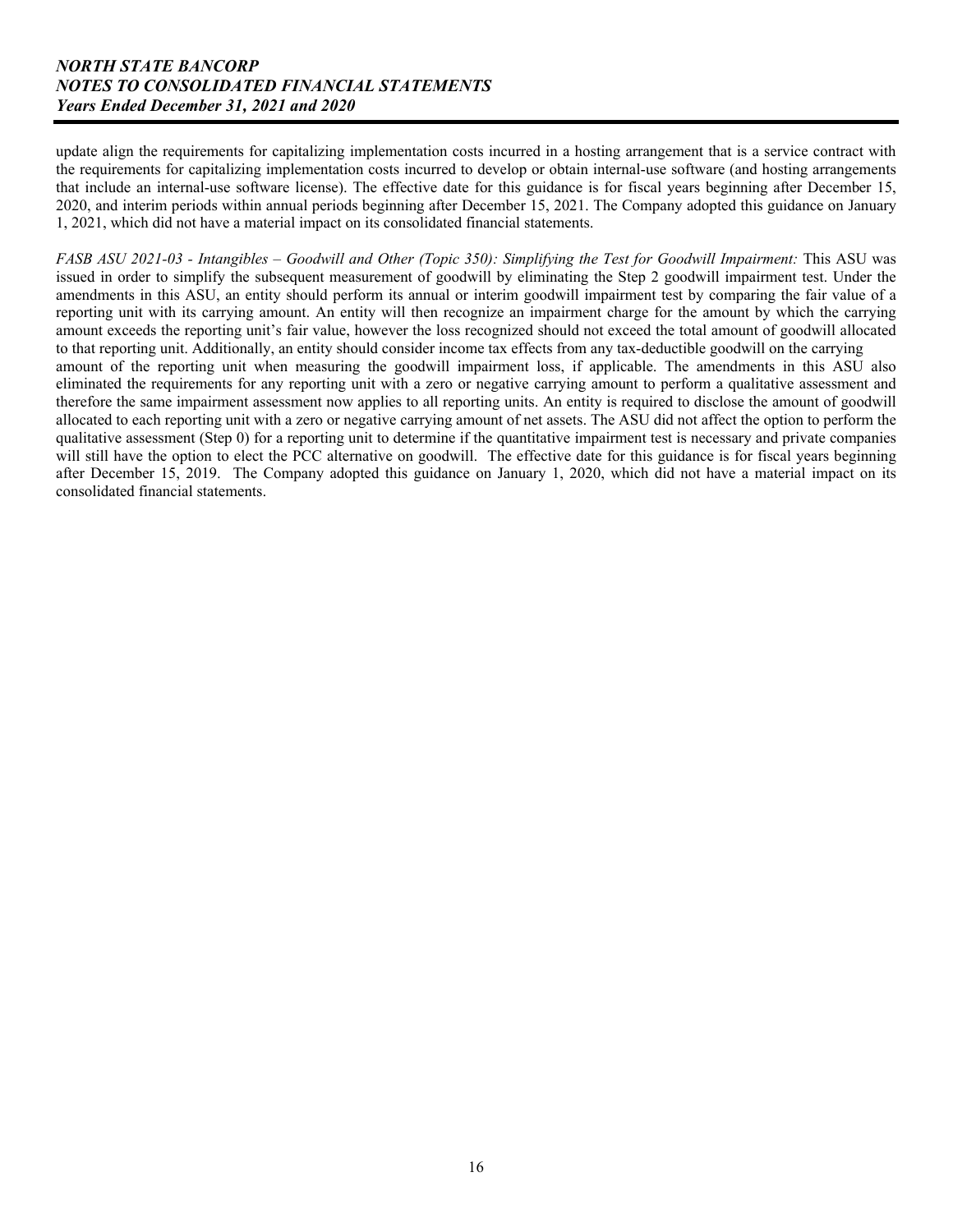update align the requirements for capitalizing implementation costs incurred in a hosting arrangement that is a service contract with the requirements for capitalizing implementation costs incurred to develop or obtain internal-use software (and hosting arrangements that include an internal-use software license). The effective date for this guidance is for fiscal years beginning after December 15, 2020, and interim periods within annual periods beginning after December 15, 2021. The Company adopted this guidance on January 1, 2021, which did not have a material impact on its consolidated financial statements.

*FASB ASU 2021-03 - Intangibles – Goodwill and Other (Topic 350): Simplifying the Test for Goodwill Impairment:* This ASU was issued in order to simplify the subsequent measurement of goodwill by eliminating the Step 2 goodwill impairment test. Under the amendments in this ASU, an entity should perform its annual or interim goodwill impairment test by comparing the fair value of a reporting unit with its carrying amount. An entity will then recognize an impairment charge for the amount by which the carrying amount exceeds the reporting unit's fair value, however the loss recognized should not exceed the total amount of goodwill allocated to that reporting unit. Additionally, an entity should consider income tax effects from any tax-deductible goodwill on the carrying amount of the reporting unit when measuring the goodwill impairment loss, if applicable. The amendments in this ASU also eliminated the requirements for any reporting unit with a zero or negative carrying amount to perform a qualitative assessment and therefore the same impairment assessment now applies to all reporting units. An entity is required to disclose the amount of goodwill allocated to each reporting unit with a zero or negative carrying amount of net assets. The ASU did not affect the option to perform the qualitative assessment (Step 0) for a reporting unit to determine if the quantitative impairment test is necessary and private companies will still have the option to elect the PCC alternative on goodwill. The effective date for this guidance is for fiscal years beginning after December 15, 2019. The Company adopted this guidance on January 1, 2020, which did not have a material impact on its consolidated financial statements.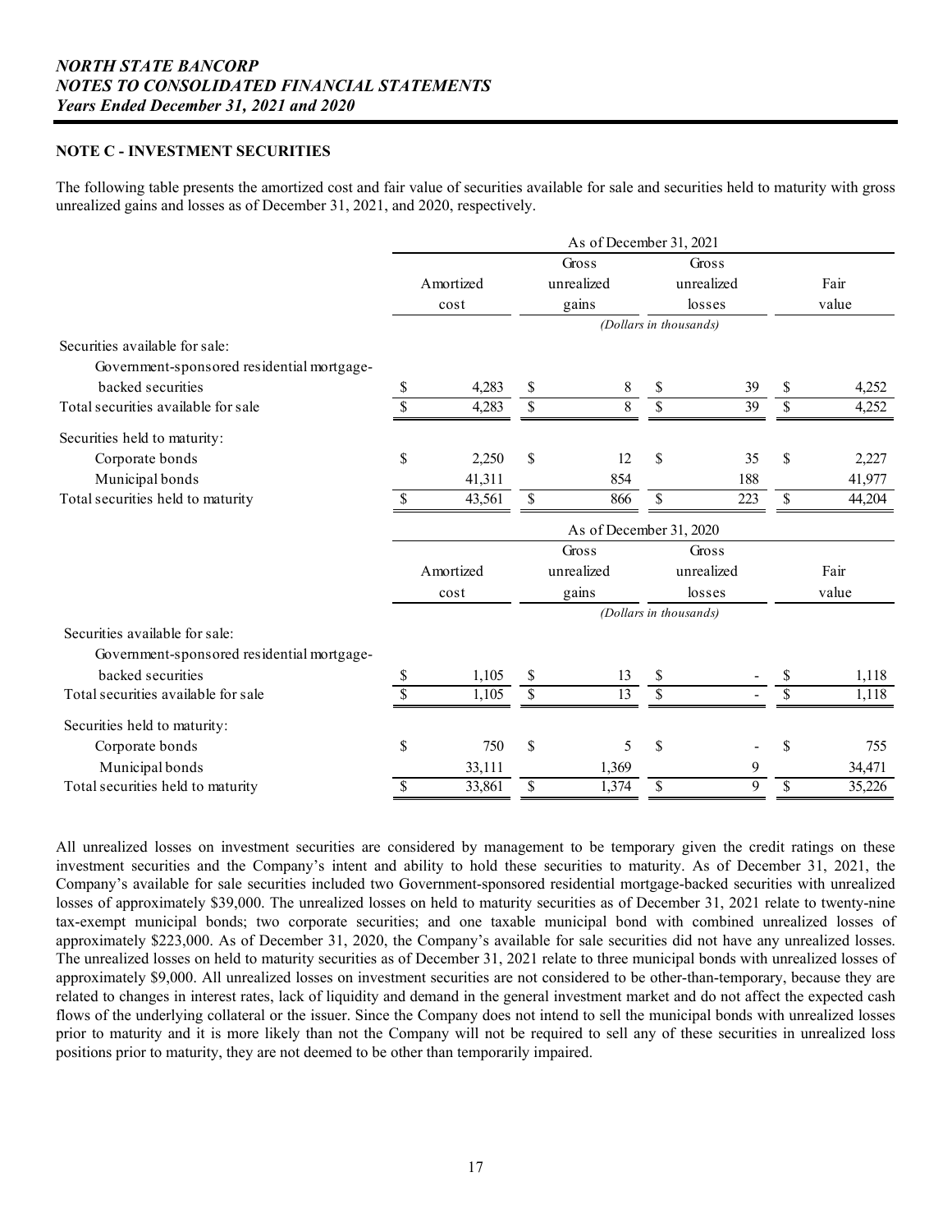# NORTH STATE BANCORP
# NOTES TO CONSOLIDATED FINANCIAL STATEMENTS
# Years Ended December 31, 2021 and 2020

## NOTE C - INVESTMENT SECURITIES

The following table presents the amortized cost and fair value of securities available for sale and securities held to maturity with gross unrealized gains and losses as of December 31, 2021, and 2020, respectively.

| | As of December 31, 2021 | | | |
|---|---|---|---|---|
| | Amortized cost | Gross unrealized gains | Gross unrealized losses | Fair value |
| | *(Dollars in thousands)* | | | |
| Securities available for sale: | | | | |
| Government-sponsored residential mortgage-backed securities | $ 4,283 | $ 8 | $ 39 | $ 4,252 |
| Total securities available for sale | $ 4,283 | $ 8 | $ 39 | $ 4,252 |
| Securities held to maturity: | | | | |
| Corporate bonds | $ 2,250 | $ 12 | $ 35 | $ 2,227 |
| Municipal bonds | 41,311 | 854 | 188 | 41,977 |
| Total securities held to maturity | $ 43,561 | $ 866 | $ 223 | $ 44,204 |

| | As of December 31, 2020 | | | |
|---|---|---|---|---|
| | Amortized cost | Gross unrealized gains | Gross unrealized losses | Fair value |
| | *(Dollars in thousands)* | | | |
| Securities available for sale: | | | | |
| Government-sponsored residential mortgage-backed securities | $ 1,105 | $ 13 | $ - | $ 1,118 |
| Total securities available for sale | $ 1,105 | $ 13 | $ - | $ 1,118 |
| Securities held to maturity: | | | | |
| Corporate bonds | $ 750 | $ 5 | $ - | $ 755 |
| Municipal bonds | 33,111 | 1,369 | 9 | 34,471 |
| Total securities held to maturity | $ 33,861 | $ 1,374 | $ 9 | $ 35,226 |

All unrealized losses on investment securities are considered by management to be temporary given the credit ratings on these investment securities and the Company's intent and ability to hold these securities to maturity. As of December 31, 2021, the Company's available for sale securities included two Government-sponsored residential mortgage-backed securities with unrealized losses of approximately $39,000. The unrealized losses on held to maturity securities as of December 31, 2021 relate to twenty-nine tax-exempt municipal bonds; two corporate securities; and one taxable municipal bond with combined unrealized losses of approximately $223,000. As of December 31, 2020, the Company's available for sale securities did not have any unrealized losses. The unrealized losses on held to maturity securities as of December 31, 2021 relate to three municipal bonds with unrealized losses of approximately $9,000. All unrealized losses on investment securities are not considered to be other-than-temporary, because they are related to changes in interest rates, lack of liquidity and demand in the general investment market and do not affect the expected cash flows of the underlying collateral or the issuer. Since the Company does not intend to sell the municipal bonds with unrealized losses prior to maturity and it is more likely than not the Company will not be required to sell any of these securities in unrealized loss positions prior to maturity, they are not deemed to be other than temporarily impaired.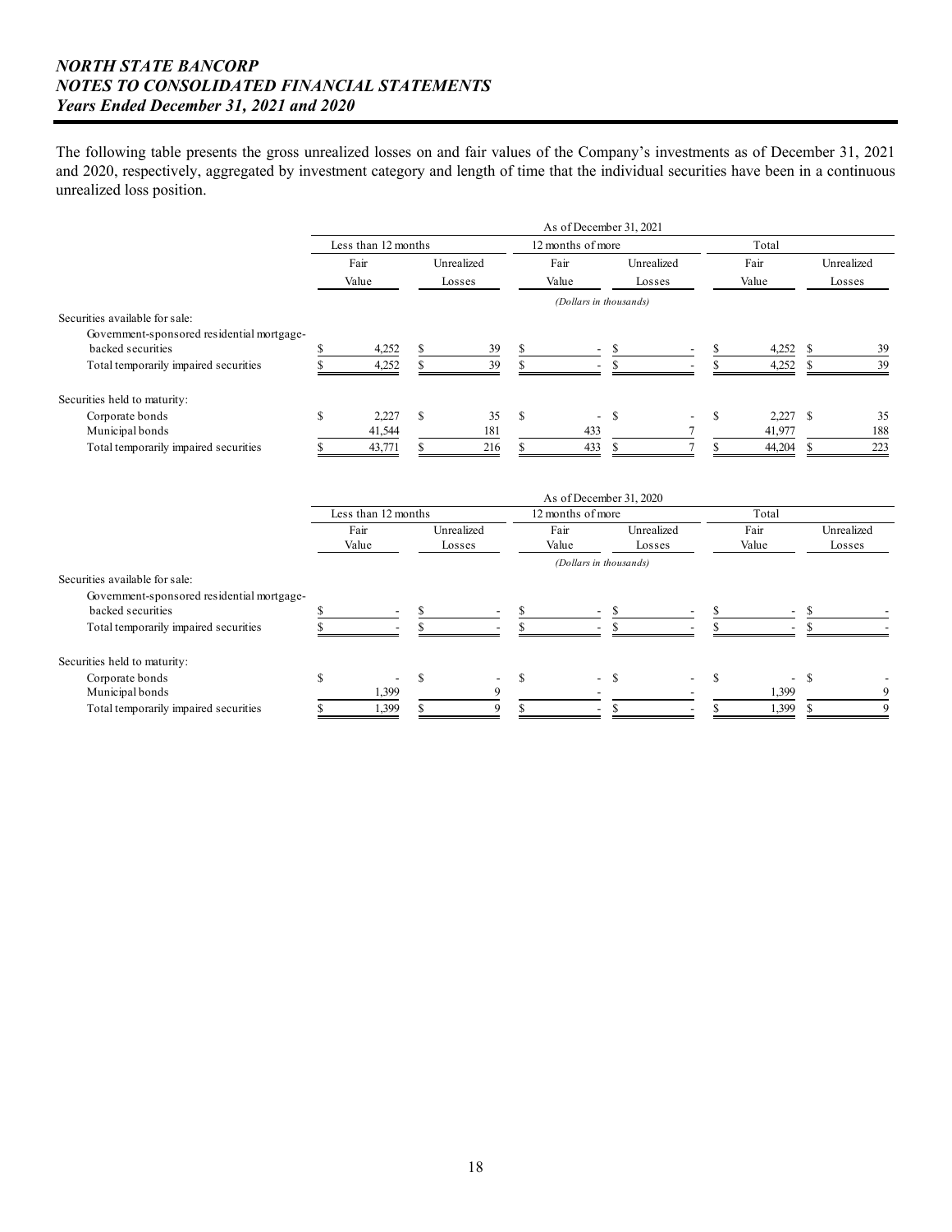The following table presents the gross unrealized losses on and fair values of the Company's investments as of December 31, 2021 and 2020, respectively, aggregated by investment category and length of time that the individual securities have been in a continuous unrealized loss position.

| | As of December 31, 2021 | | | | | |
|---|---|---|---|---|---|---|
| | Less than 12 months | | 12 months of more | | Total | |
| | Fair Value | Unrealized Losses | Fair Value | Unrealized Losses | Fair Value | Unrealized Losses |
| | *(Dollars in thousands)* | | | | | |
| Securities available for sale: | | | | | | |
| Government-sponsored residential mortgage-backed securities | $ 4,252 | $ 39 | $ - | $ - | $ 4,252 | $ 39 |
| Total temporarily impaired securities | $ 4,252 | $ 39 | $ - | $ - | $ 4,252 | $ 39 |
| Securities held to maturity: | | | | | | |
| Corporate bonds | $ 2,227 | $ 35 | $ - | $ - | $ 2,227 | $ 35 |
| Municipal bonds | 41,544 | 181 | 433 | 7 | 41,977 | 188 |
| Total temporarily impaired securities | $ 43,771 | $ 216 | $ 433 | $ 7 | $ 44,204 | $ 223 |

| | As of December 31, 2020 | | | | | |
|---|---|---|---|---|---|---|
| | Less than 12 months | | 12 months of more | | Total | |
| | Fair Value | Unrealized Losses | Fair Value | Unrealized Losses | Fair Value | Unrealized Losses |
| | *(Dollars in thousands)* | | | | | |
| Securities available for sale: | | | | | | |
| Government-sponsored residential mortgage-backed securities | $ - | $ - | $ - | $ - | $ - | $ - |
| Total temporarily impaired securities | $ - | $ - | $ - | $ - | $ - | $ - |
| Securities held to maturity: | | | | | | |
| Corporate bonds | $ - | $ - | $ - | $ - | $ - | $ - |
| Municipal bonds | 1,399 | 9 | - | - | 1,399 | 9 |
| Total temporarily impaired securities | $ 1,399 | $ 9 | $ - | $ - | $ 1,399 | $ 9 |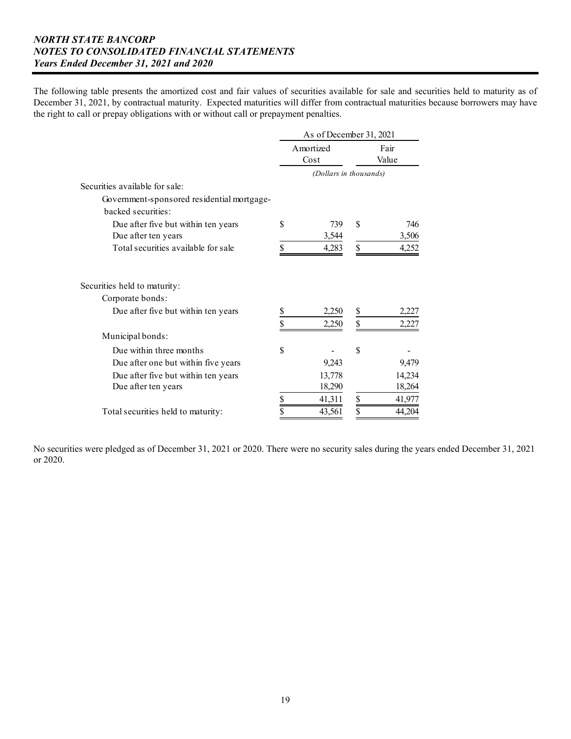The following table presents the amortized cost and fair values of securities available for sale and securities held to maturity as of December 31, 2021, by contractual maturity. Expected maturities will differ from contractual maturities because borrowers may have the right to call or prepay obligations with or without call or prepayment penalties.

| | As of December 31, 2021 | |
|---|---|---|
| | Amortized Cost | Fair Value |
| | *(Dollars in thousands)* | |
| Securities available for sale: | | |
| Government-sponsored residential mortgage-backed securities: | | |
| Due after five but within ten years | $ 739 | $ 746 |
| Due after ten years | 3,544 | 3,506 |
| Total securities available for sale | $ 4,283 | $ 4,252 |
| | | |
| Securities held to maturity: | | |
| Corporate bonds: | | |
| Due after five but within ten years | $ 2,250 | $ 2,227 |
| | $ 2,250 | $ 2,227 |
| Municipal bonds: | | |
| Due within three months | $ - | $ - |
| Due after one but within five years | 9,243 | 9,479 |
| Due after five but within ten years | 13,778 | 14,234 |
| Due after ten years | 18,290 | 18,264 |
| | $ 41,311 | $ 41,977 |
| Total securities held to maturity: | $ 43,561 | $ 44,204 |

No securities were pledged as of December 31, 2021 or 2020. There were no security sales during the years ended December 31, 2021 or 2020.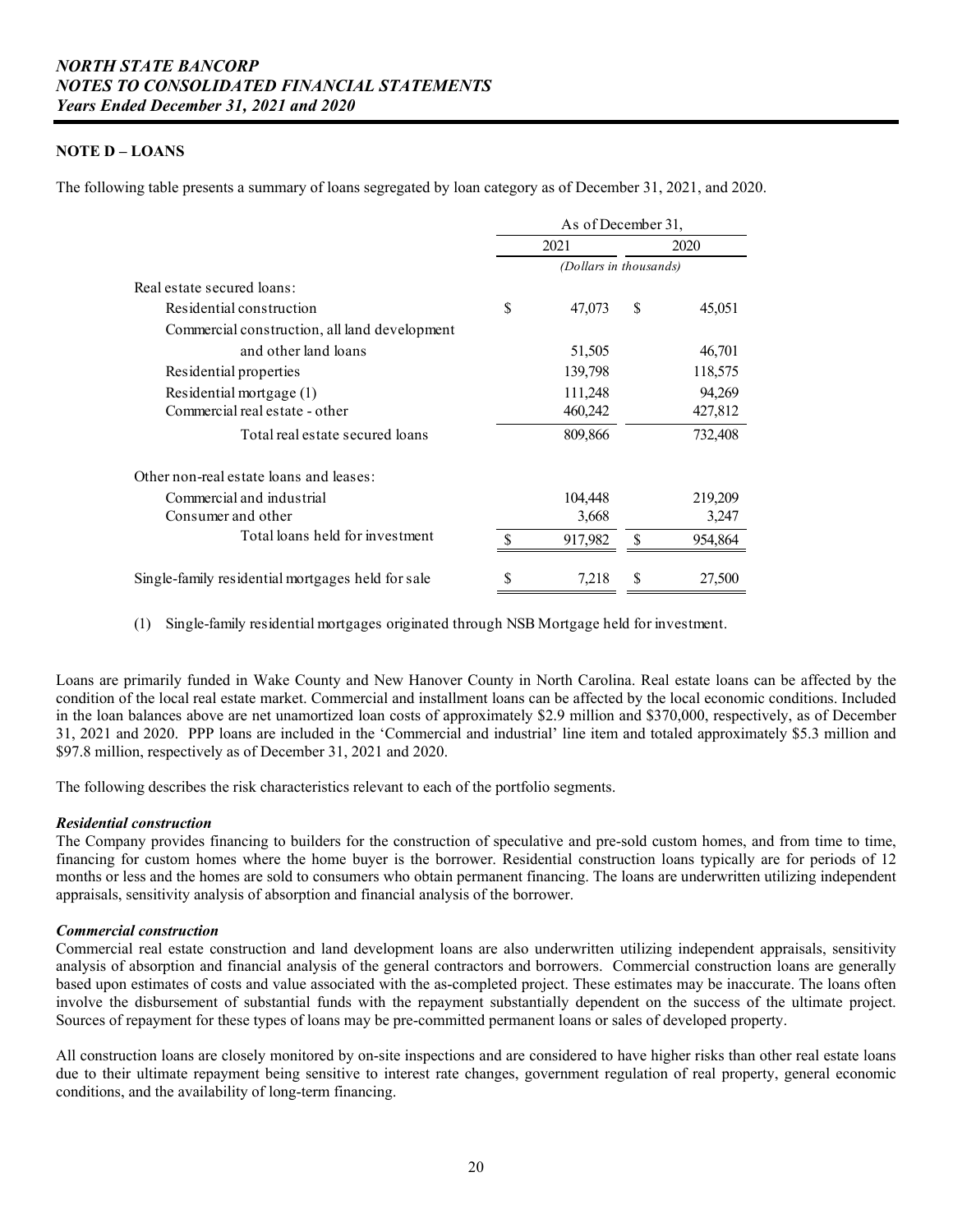**NORTH STATE BANCORP**
**NOTES TO CONSOLIDATED FINANCIAL STATEMENTS**
**Years Ended December 31, 2021 and 2020**

## NOTE D – LOANS

The following table presents a summary of loans segregated by loan category as of December 31, 2021, and 2020.

| | As of December 31, | |
|---|---|---|
| | 2021 | 2020 |
| | (Dollars in thousands) | |
| Real estate secured loans: | | |
| Residential construction | $ 47,073 | $ 45,051 |
| Commercial construction, all land development and other land loans | 51,505 | 46,701 |
| Residential properties | 139,798 | 118,575 |
| Residential mortgage (1) | 111,248 | 94,269 |
| Commercial real estate - other | 460,242 | 427,812 |
| Total real estate secured loans | 809,866 | 732,408 |
| Other non-real estate loans and leases: | | |
| Commercial and industrial | 104,448 | 219,209 |
| Consumer and other | 3,668 | 3,247 |
| Total loans held for investment | $ 917,982 | $ 954,864 |
| Single-family residential mortgages held for sale | $ 7,218 | $ 27,500 |

(1) Single-family residential mortgages originated through NSB Mortgage held for investment.

Loans are primarily funded in Wake County and New Hanover County in North Carolina. Real estate loans can be affected by the condition of the local real estate market. Commercial and installment loans can be affected by the local economic conditions. Included in the loan balances above are net unamortized loan costs of approximately $2.9 million and $370,000, respectively, as of December 31, 2021 and 2020. PPP loans are included in the 'Commercial and industrial' line item and totaled approximately $5.3 million and $97.8 million, respectively as of December 31, 2021 and 2020.

The following describes the risk characteristics relevant to each of the portfolio segments.

***Residential construction***
The Company provides financing to builders for the construction of speculative and pre-sold custom homes, and from time to time, financing for custom homes where the home buyer is the borrower. Residential construction loans typically are for periods of 12 months or less and the homes are sold to consumers who obtain permanent financing. The loans are underwritten utilizing independent appraisals, sensitivity analysis of absorption and financial analysis of the borrower.

***Commercial construction***
Commercial real estate construction and land development loans are also underwritten utilizing independent appraisals, sensitivity analysis of absorption and financial analysis of the general contractors and borrowers. Commercial construction loans are generally based upon estimates of costs and value associated with the as-completed project. These estimates may be inaccurate. The loans often involve the disbursement of substantial funds with the repayment substantially dependent on the success of the ultimate project. Sources of repayment for these types of loans may be pre-committed permanent loans or sales of developed property.

All construction loans are closely monitored by on-site inspections and are considered to have higher risks than other real estate loans due to their ultimate repayment being sensitive to interest rate changes, government regulation of real property, general economic conditions, and the availability of long-term financing.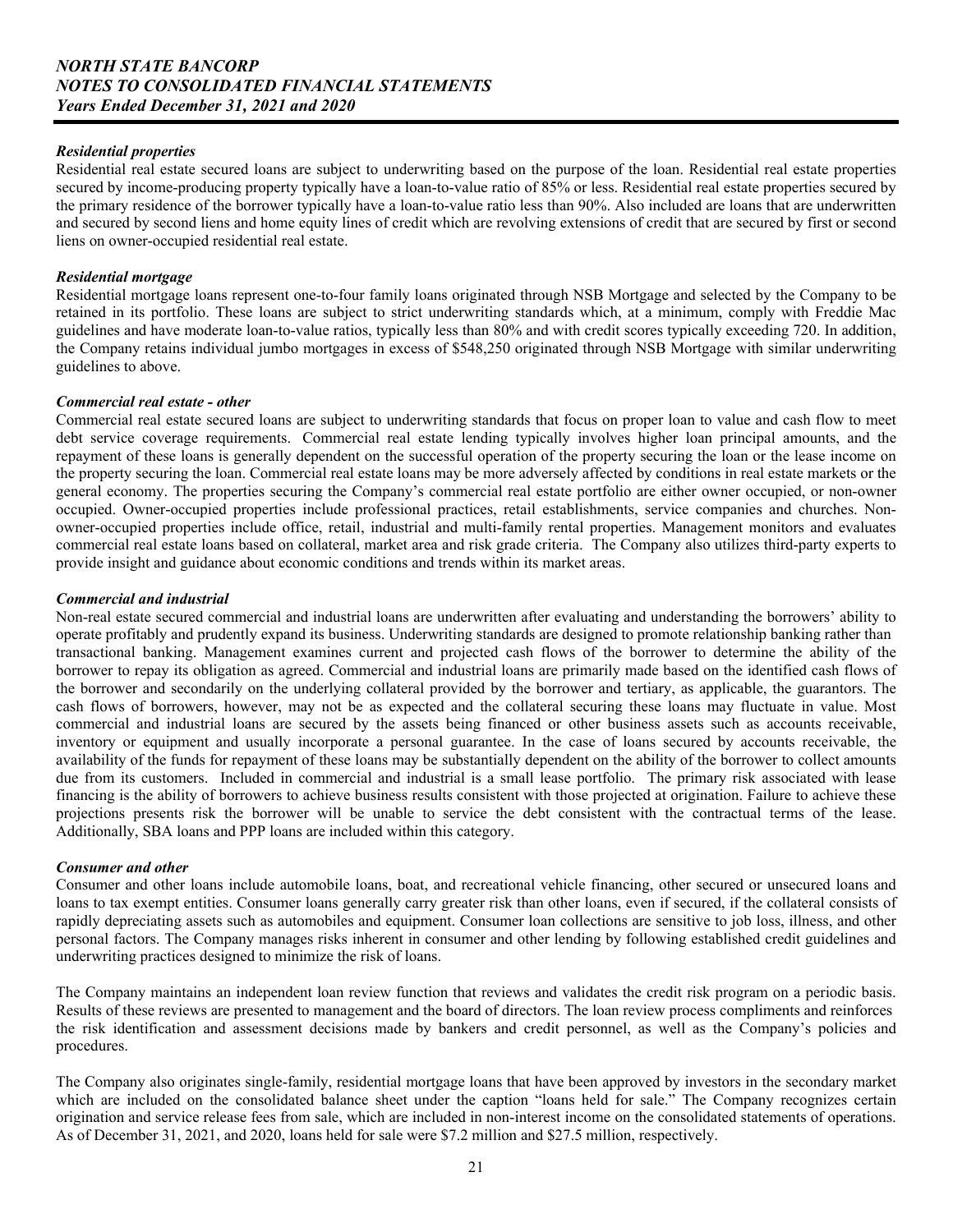#### *Residential properties*

Residential real estate secured loans are subject to underwriting based on the purpose of the loan. Residential real estate properties secured by income-producing property typically have a loan-to-value ratio of 85% or less. Residential real estate properties secured by the primary residence of the borrower typically have a loan-to-value ratio less than 90%. Also included are loans that are underwritten and secured by second liens and home equity lines of credit which are revolving extensions of credit that are secured by first or second liens on owner-occupied residential real estate.

#### *Residential mortgage*

Residential mortgage loans represent one-to-four family loans originated through NSB Mortgage and selected by the Company to be retained in its portfolio. These loans are subject to strict underwriting standards which, at a minimum, comply with Freddie Mac guidelines and have moderate loan-to-value ratios, typically less than 80% and with credit scores typically exceeding 720. In addition, the Company retains individual jumbo mortgages in excess of $548,250 originated through NSB Mortgage with similar underwriting guidelines to above.

#### *Commercial real estate - other*

Commercial real estate secured loans are subject to underwriting standards that focus on proper loan to value and cash flow to meet debt service coverage requirements. Commercial real estate lending typically involves higher loan principal amounts, and the repayment of these loans is generally dependent on the successful operation of the property securing the loan or the lease income on the property securing the loan. Commercial real estate loans may be more adversely affected by conditions in real estate markets or the general economy. The properties securing the Company's commercial real estate portfolio are either owner occupied, or non-owner occupied. Owner-occupied properties include professional practices, retail establishments, service companies and churches. Non-owner-occupied properties include office, retail, industrial and multi-family rental properties. Management monitors and evaluates commercial real estate loans based on collateral, market area and risk grade criteria. The Company also utilizes third-party experts to provide insight and guidance about economic conditions and trends within its market areas.

#### *Commercial and industrial*

Non-real estate secured commercial and industrial loans are underwritten after evaluating and understanding the borrowers' ability to operate profitably and prudently expand its business. Underwriting standards are designed to promote relationship banking rather than transactional banking. Management examines current and projected cash flows of the borrower to determine the ability of the borrower to repay its obligation as agreed. Commercial and industrial loans are primarily made based on the identified cash flows of the borrower and secondarily on the underlying collateral provided by the borrower and tertiary, as applicable, the guarantors. The cash flows of borrowers, however, may not be as expected and the collateral securing these loans may fluctuate in value. Most commercial and industrial loans are secured by the assets being financed or other business assets such as accounts receivable, inventory or equipment and usually incorporate a personal guarantee. In the case of loans secured by accounts receivable, the availability of the funds for repayment of these loans may be substantially dependent on the ability of the borrower to collect amounts due from its customers. Included in commercial and industrial is a small lease portfolio. The primary risk associated with lease financing is the ability of borrowers to achieve business results consistent with those projected at origination. Failure to achieve these projections presents risk the borrower will be unable to service the debt consistent with the contractual terms of the lease. Additionally, SBA loans and PPP loans are included within this category.

#### *Consumer and other*

Consumer and other loans include automobile loans, boat, and recreational vehicle financing, other secured or unsecured loans and loans to tax exempt entities. Consumer loans generally carry greater risk than other loans, even if secured, if the collateral consists of rapidly depreciating assets such as automobiles and equipment. Consumer loan collections are sensitive to job loss, illness, and other personal factors. The Company manages risks inherent in consumer and other lending by following established credit guidelines and underwriting practices designed to minimize the risk of loans.

The Company maintains an independent loan review function that reviews and validates the credit risk program on a periodic basis. Results of these reviews are presented to management and the board of directors. The loan review process compliments and reinforces the risk identification and assessment decisions made by bankers and credit personnel, as well as the Company's policies and procedures.

The Company also originates single-family, residential mortgage loans that have been approved by investors in the secondary market which are included on the consolidated balance sheet under the caption "loans held for sale." The Company recognizes certain origination and service release fees from sale, which are included in non-interest income on the consolidated statements of operations. As of December 31, 2021, and 2020, loans held for sale were $7.2 million and $27.5 million, respectively.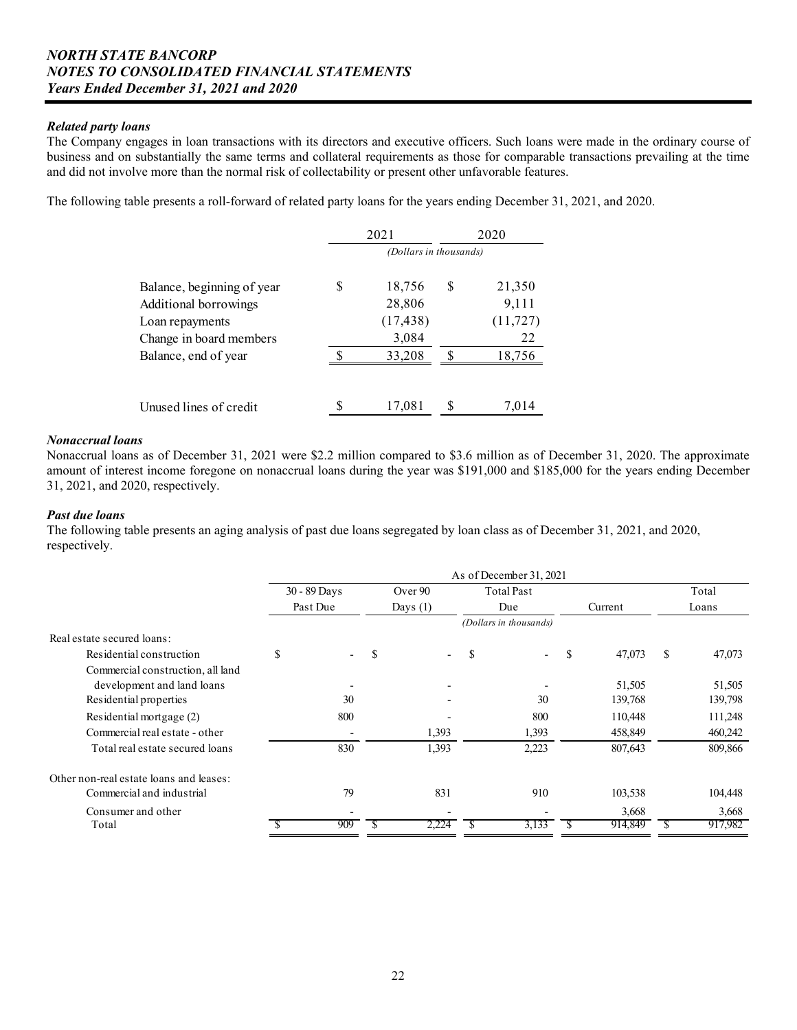### *Related party loans*

The Company engages in loan transactions with its directors and executive officers. Such loans were made in the ordinary course of business and on substantially the same terms and collateral requirements as those for comparable transactions prevailing at the time and did not involve more than the normal risk of collectability or present other unfavorable features.

The following table presents a roll-forward of related party loans for the years ending December 31, 2021, and 2020.

| | 2021 | 2020 |
|---|---|---|
| | *(Dollars in thousands)* | |
| Balance, beginning of year | $ 18,756 | $ 21,350 |
| Additional borrowings | 28,806 | 9,111 |
| Loan repayments | (17,438) | (11,727) |
| Change in board members | 3,084 | 22 |
| Balance, end of year | $ 33,208 | $ 18,756 |
| Unused lines of credit | $ 17,081 | $ 7,014 |

### *Nonaccrual loans*

Nonaccrual loans as of December 31, 2021 were $2.2 million compared to $3.6 million as of December 31, 2020. The approximate amount of interest income foregone on nonaccrual loans during the year was $191,000 and $185,000 for the years ending December 31, 2021, and 2020, respectively.

### *Past due loans*

The following table presents an aging analysis of past due loans segregated by loan class as of December 31, 2021, and 2020, respectively.

| | As of December 31, 2021 | | | | |
|---|---|---|---|---|---|
| | 30 - 89 Days Past Due | Over 90 Days (1) | Total Past Due | Current | Total Loans |
| | *(Dollars in thousands)* | | | | |
| Real estate secured loans: | | | | | |
| Residential construction | $ - | $ - | $ - | $ 47,073 | $ 47,073 |
| Commercial construction, all land development and land loans | - | - | - | 51,505 | 51,505 |
| Residential properties | 30 | - | 30 | 139,768 | 139,798 |
| Residential mortgage (2) | 800 | - | 800 | 110,448 | 111,248 |
| Commercial real estate - other | - | 1,393 | 1,393 | 458,849 | 460,242 |
| Total real estate secured loans | 830 | 1,393 | 2,223 | 807,643 | 809,866 |
| Other non-real estate loans and leases: | | | | | |
| Commercial and industrial | 79 | 831 | 910 | 103,538 | 104,448 |
| Consumer and other | - | - | - | 3,668 | 3,668 |
| Total | $ 909 | $ 2,224 | $ 3,133 | $ 914,849 | $ 917,982 |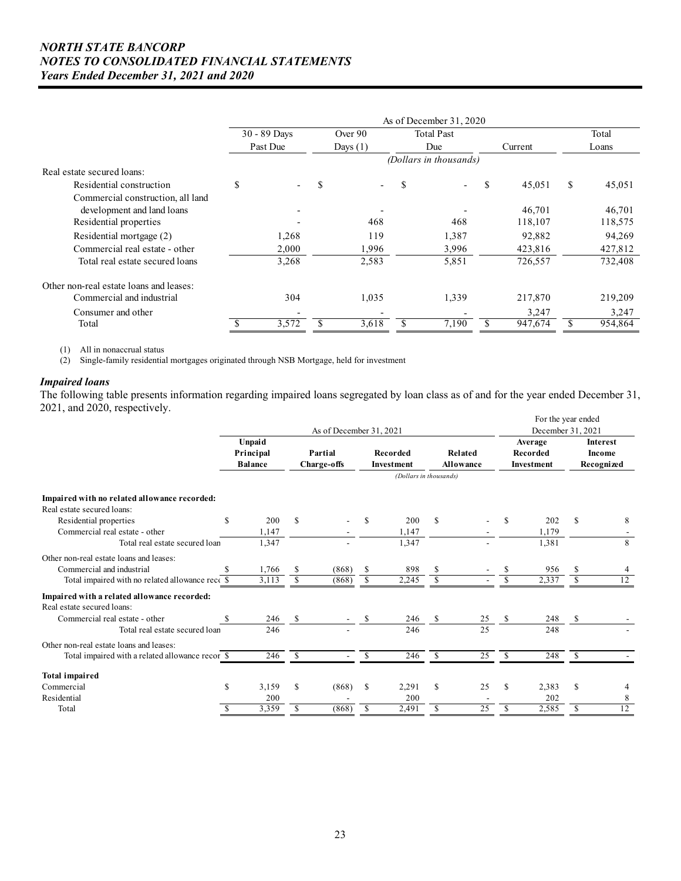| | As of December 31, 2020 | | | | |
|---|---|---|---|---|---|
| | 30 - 89 Days Past Due | Over 90 Days (1) | Total Past Due | Current | Total Loans |
| | *(Dollars in thousands)* | | | | |
| Real estate secured loans: | | | | | |
| Residential construction | $ - | $ - | $ - | $ 45,051 | $ 45,051 |
| Commercial construction, all land development and land loans | - | - | - | 46,701 | 46,701 |
| Residential properties | - | 468 | 468 | 118,107 | 118,575 |
| Residential mortgage (2) | 1,268 | 119 | 1,387 | 92,882 | 94,269 |
| Commercial real estate - other | 2,000 | 1,996 | 3,996 | 423,816 | 427,812 |
| Total real estate secured loans | 3,268 | 2,583 | 5,851 | 726,557 | 732,408 |
| Other non-real estate loans and leases: | | | | | |
| Commercial and industrial | 304 | 1,035 | 1,339 | 217,870 | 219,209 |
| Consumer and other | - | - | - | 3,247 | 3,247 |
| Total | $ 3,572 | $ 3,618 | $ 7,190 | $ 947,674 | $ 954,864 |

(1) All in nonaccrual status
(2) Single-family residential mortgages originated through NSB Mortgage, held for investment

### *Impaired loans*

The following table presents information regarding impaired loans segregated by loan class as of and for the year ended December 31, 2021, and 2020, respectively.

| | As of December 31, 2021 | | | | For the year ended December 31, 2021 | |
|---|---|---|---|---|---|---|
| | **Unpaid Principal Balance** | **Partial Charge-offs** | **Recorded Investment** | **Related Allowance** | **Average Recorded Investment** | **Interest Income Recognized** |
| | | | *(Dollars in thousands)* | | | |
| **Impaired with no related allowance recorded:** | | | | | | |
| Real estate secured loans: | | | | | | |
| Residential properties | $ 200 | $ - | $ 200 | $ - | $ 202 | $ 8 |
| Commercial real estate - other | 1,147 | - | 1,147 | - | 1,179 | - |
| Total real estate secured loan | 1,347 | - | 1,347 | - | 1,381 | 8 |
| Other non-real estate loans and leases: | | | | | | |
| Commercial and industrial | $ 1,766 | $ (868) | $ 898 | $ - | $ 956 | $ 4 |
| Total impaired with no related allowance rec | $ 3,113 | $ (868) | $ 2,245 | $ - | $ 2,337 | $ 12 |
| **Impaired with a related allowance recorded:** | | | | | | |
| Real estate secured loans: | | | | | | |
| Commercial real estate - other | $ 246 | $ - | $ 246 | $ 25 | $ 248 | $ - |
| Total real estate secured loan | 246 | - | 246 | 25 | 248 | - |
| Other non-real estate loans and leases: | | | | | | |
| Total impaired with a related allowance recor | $ 246 | $ - | $ 246 | $ 25 | $ 248 | $ - |
| **Total impaired** | | | | | | |
| Commercial | $ 3,159 | $ (868) | $ 2,291 | $ 25 | $ 2,383 | $ 4 |
| Residential | 200 | - | 200 | - | 202 | 8 |
| Total | $ 3,359 | $ (868) | $ 2,491 | $ 25 | $ 2,585 | $ 12 |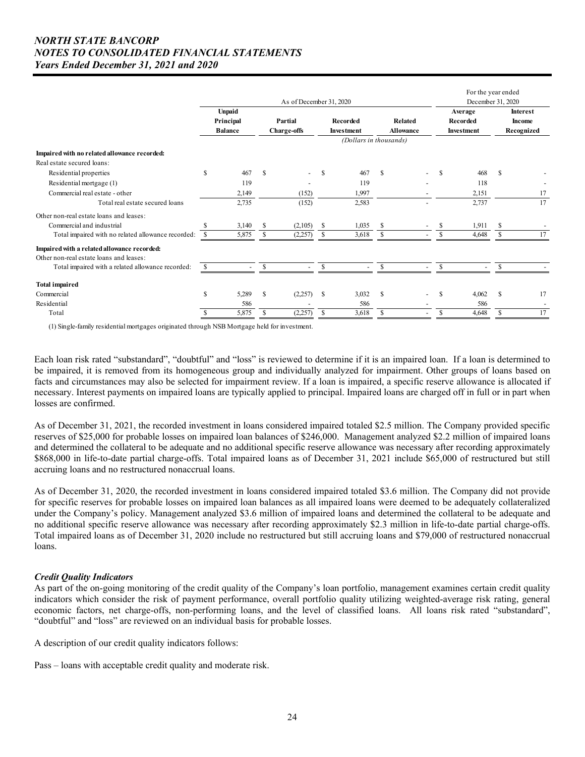| | As of December 31, 2020 | | | | For the year ended December 31, 2020 | |
|---|---|---|---|---|---|---|
| | Unpaid Principal Balance | Partial Charge-offs | Recorded Investment | Related Allowance | Average Recorded Investment | Interest Income Recognized |
| | | | (Dollars in thousands) | | | |
| **Impaired with no related allowance recorded:** | | | | | | |
| Real estate secured loans: | | | | | | |
| Residential properties | $ 467 | $ - | $ 467 | $ - | $ 468 | $ - |
| Residential mortgage (1) | 119 | - | 119 | - | 118 | - |
| Commercial real estate - other | 2,149 | (152) | 1,997 | - | 2,151 | 17 |
| Total real estate secured loans | 2,735 | (152) | 2,583 | - | 2,737 | 17 |
| Other non-real estate loans and leases: | | | | | | |
| Commercial and industrial | $ 3,140 | $ (2,105) | $ 1,035 | $ - | $ 1,911 | $ - |
| Total impaired with no related allowance recorded: | $ 5,875 | $ (2,257) | $ 3,618 | $ - | $ 4,648 | $ 17 |
| **Impaired with a related allowance recorded:** | | | | | | |
| Other non-real estate loans and leases: | | | | | | |
| Total impaired with a related allowance recorded: | $ - | $ - | $ - | $ - | $ - | $ - |
| **Total impaired** | | | | | | |
| Commercial | $ 5,289 | $ (2,257) | $ 3,032 | $ - | $ 4,062 | $ 17 |
| Residential | 586 | - | 586 | - | 586 | - |
| Total | $ 5,875 | $ (2,257) | $ 3,618 | $ - | $ 4,648 | $ 17 |

(1) Single-family residential mortgages originated through NSB Mortgage held for investment.

Each loan risk rated "substandard", "doubtful" and "loss" is reviewed to determine if it is an impaired loan. If a loan is determined to be impaired, it is removed from its homogeneous group and individually analyzed for impairment. Other groups of loans based on facts and circumstances may also be selected for impairment review. If a loan is impaired, a specific reserve allowance is allocated if necessary. Interest payments on impaired loans are typically applied to principal. Impaired loans are charged off in full or in part when losses are confirmed.

As of December 31, 2021, the recorded investment in loans considered impaired totaled $2.5 million. The Company provided specific reserves of $25,000 for probable losses on impaired loan balances of $246,000. Management analyzed $2.2 million of impaired loans and determined the collateral to be adequate and no additional specific reserve allowance was necessary after recording approximately $868,000 in life-to-date partial charge-offs. Total impaired loans as of December 31, 2021 include $65,000 of restructured but still accruing loans and no restructured nonaccrual loans.

As of December 31, 2020, the recorded investment in loans considered impaired totaled $3.6 million. The Company did not provide for specific reserves for probable losses on impaired loan balances as all impaired loans were deemed to be adequately collateralized under the Company's policy. Management analyzed $3.6 million of impaired loans and determined the collateral to be adequate and no additional specific reserve allowance was necessary after recording approximately $2.3 million in life-to-date partial charge-offs. Total impaired loans as of December 31, 2020 include no restructured but still accruing loans and $79,000 of restructured nonaccrual loans.

### *Credit Quality Indicators*

As part of the on-going monitoring of the credit quality of the Company's loan portfolio, management examines certain credit quality indicators which consider the risk of payment performance, overall portfolio quality utilizing weighted-average risk rating, general economic factors, net charge-offs, non-performing loans, and the level of classified loans. All loans risk rated "substandard", "doubtful" and "loss" are reviewed on an individual basis for probable losses.

A description of our credit quality indicators follows:

Pass – loans with acceptable credit quality and moderate risk.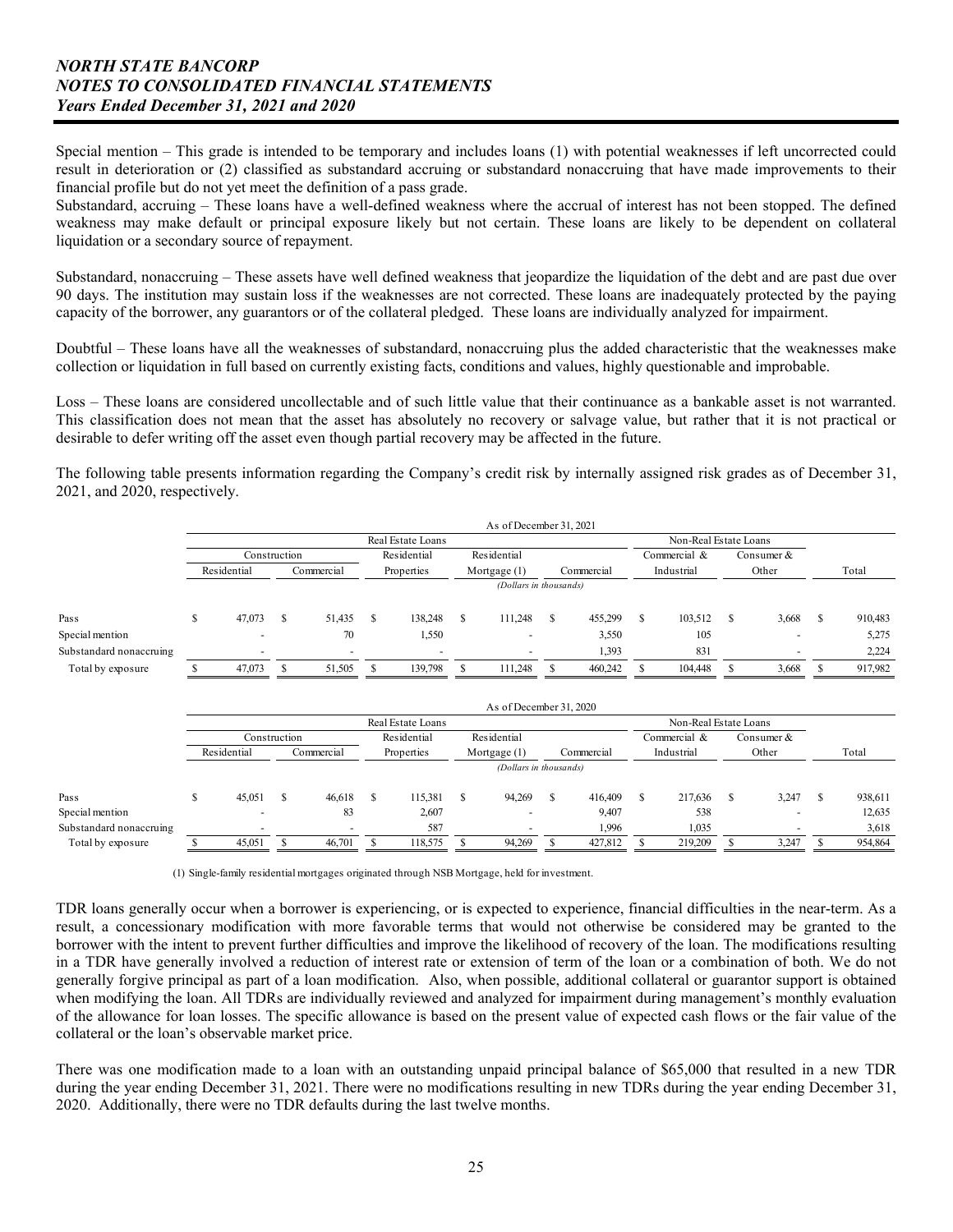Special mention – This grade is intended to be temporary and includes loans (1) with potential weaknesses if left uncorrected could result in deterioration or (2) classified as substandard accruing or substandard nonaccruing that have made improvements to their financial profile but do not yet meet the definition of a pass grade.

Substandard, accruing – These loans have a well-defined weakness where the accrual of interest has not been stopped. The defined weakness may make default or principal exposure likely but not certain. These loans are likely to be dependent on collateral liquidation or a secondary source of repayment.

Substandard, nonaccruing – These assets have well defined weakness that jeopardize the liquidation of the debt and are past due over 90 days. The institution may sustain loss if the weaknesses are not corrected. These loans are inadequately protected by the paying capacity of the borrower, any guarantors or of the collateral pledged. These loans are individually analyzed for impairment.

Doubtful – These loans have all the weaknesses of substandard, nonaccruing plus the added characteristic that the weaknesses make collection or liquidation in full based on currently existing facts, conditions and values, highly questionable and improbable.

Loss – These loans are considered uncollectable and of such little value that their continuance as a bankable asset is not warranted. This classification does not mean that the asset has absolutely no recovery or salvage value, but rather that it is not practical or desirable to defer writing off the asset even though partial recovery may be affected in the future.

The following table presents information regarding the Company's credit risk by internally assigned risk grades as of December 31, 2021, and 2020, respectively.

As of December 31, 2021

| | Real Estate Loans | | | | | Non-Real Estate Loans | | |
|---|---|---|---|---|---|---|---|---|
| | Construction | | Residential | Residential | | Commercial & | Consumer & | |
| | Residential | Commercial | Properties | Mortgage (1) | Commercial | Industrial | Other | Total |
| | *(Dollars in thousands)* | | | | | | | |
| Pass | $ 47,073 | $ 51,435 | $ 138,248 | $ 111,248 | $ 455,299 | $ 103,512 | $ 3,668 | $ 910,483 |
| Special mention | - | 70 | 1,550 | - | 3,550 | 105 | - | 5,275 |
| Substandard nonaccruing | - | - | - | - | 1,393 | 831 | - | 2,224 |
| Total by exposure | $ 47,073 | $ 51,505 | $ 139,798 | $ 111,248 | $ 460,242 | $ 104,448 | $ 3,668 | $ 917,982 |

As of December 31, 2020

| | Real Estate Loans | | | | | Non-Real Estate Loans | | |
|---|---|---|---|---|---|---|---|---|
| | Construction | | Residential | Residential | | Commercial & | Consumer & | |
| | Residential | Commercial | Properties | Mortgage (1) | Commercial | Industrial | Other | Total |
| | *(Dollars in thousands)* | | | | | | | |
| Pass | $ 45,051 | $ 46,618 | $ 115,381 | $ 94,269 | $ 416,409 | $ 217,636 | $ 3,247 | $ 938,611 |
| Special mention | - | 83 | 2,607 | - | 9,407 | 538 | - | 12,635 |
| Substandard nonaccruing | - | - | 587 | - | 1,996 | 1,035 | - | 3,618 |
| Total by exposure | $ 45,051 | $ 46,701 | $ 118,575 | $ 94,269 | $ 427,812 | $ 219,209 | $ 3,247 | $ 954,864 |

(1) Single-family residential mortgages originated through NSB Mortgage, held for investment.

TDR loans generally occur when a borrower is experiencing, or is expected to experience, financial difficulties in the near-term. As a result, a concessionary modification with more favorable terms that would not otherwise be considered may be granted to the borrower with the intent to prevent further difficulties and improve the likelihood of recovery of the loan. The modifications resulting in a TDR have generally involved a reduction of interest rate or extension of term of the loan or a combination of both. We do not generally forgive principal as part of a loan modification. Also, when possible, additional collateral or guarantor support is obtained when modifying the loan. All TDRs are individually reviewed and analyzed for impairment during management's monthly evaluation of the allowance for loan losses. The specific allowance is based on the present value of expected cash flows or the fair value of the collateral or the loan's observable market price.

There was one modification made to a loan with an outstanding unpaid principal balance of $65,000 that resulted in a new TDR during the year ending December 31, 2021. There were no modifications resulting in new TDRs during the year ending December 31, 2020. Additionally, there were no TDR defaults during the last twelve months.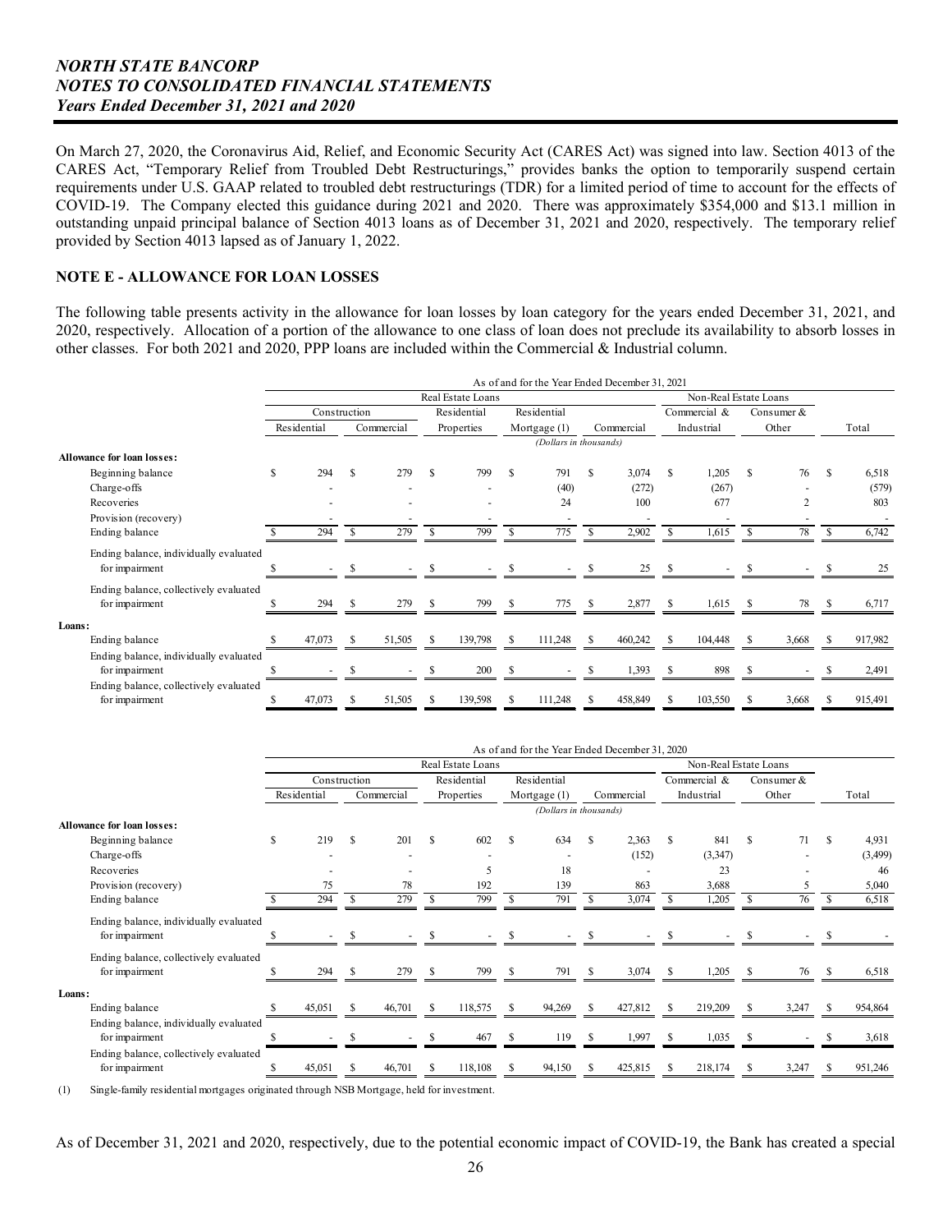On March 27, 2020, the Coronavirus Aid, Relief, and Economic Security Act (CARES Act) was signed into law. Section 4013 of the CARES Act, "Temporary Relief from Troubled Debt Restructurings," provides banks the option to temporarily suspend certain requirements under U.S. GAAP related to troubled debt restructurings (TDR) for a limited period of time to account for the effects of COVID-19. The Company elected this guidance during 2021 and 2020. There was approximately $354,000 and $13.1 million in outstanding unpaid principal balance of Section 4013 loans as of December 31, 2021 and 2020, respectively. The temporary relief provided by Section 4013 lapsed as of January 1, 2022.

## NOTE E - ALLOWANCE FOR LOAN LOSSES

The following table presents activity in the allowance for loan losses by loan category for the years ended December 31, 2021, and 2020, respectively. Allocation of a portion of the allowance to one class of loan does not preclude its availability to absorb losses in other classes. For both 2021 and 2020, PPP loans are included within the Commercial & Industrial column.

| As of and for the Year Ended December 31, 2021 | | | | | | | | |
|---|---|---|---|---|---|---|---|---|
| | Real Estate Loans | | | | | Non-Real Estate Loans | | |
| | Construction | | Residential | Residential | | Commercial & | Consumer & | |
| | Residential | Commercial | Properties | Mortgage (1) | Commercial | Industrial | Other | Total |
| | (Dollars in thousands) | | | | | | | |
| **Allowance for loan losses:** | | | | | | | | |
| Beginning balance | $ 294 | $ 279 | $ 799 | $ 791 | $ 3,074 | $ 1,205 | $ 76 | $ 6,518 |
| Charge-offs | - | - | - | (40) | (272) | (267) | - | (579) |
| Recoveries | - | - | - | 24 | 100 | 677 | 2 | 803 |
| Provision (recovery) | - | - | - | - | - | - | - | - |
| Ending balance | $ 294 | $ 279 | $ 799 | $ 775 | $ 2,902 | $ 1,615 | $ 78 | $ 6,742 |
| Ending balance, individually evaluated for impairment | $ - | $ - | $ - | $ - | $ 25 | $ - | $ - | $ 25 |
| Ending balance, collectively evaluated for impairment | $ 294 | $ 279 | $ 799 | $ 775 | $ 2,877 | $ 1,615 | $ 78 | $ 6,717 |
| **Loans:** | | | | | | | | |
| Ending balance | $ 47,073 | $ 51,505 | $ 139,798 | $ 111,248 | $ 460,242 | $ 104,448 | $ 3,668 | $ 917,982 |
| Ending balance, individually evaluated for impairment | $ - | $ - | $ 200 | $ - | $ 1,393 | $ 898 | $ - | $ 2,491 |
| Ending balance, collectively evaluated for impairment | $ 47,073 | $ 51,505 | $ 139,598 | $ 111,248 | $ 458,849 | $ 103,550 | $ 3,668 | $ 915,491 |

| As of and for the Year Ended December 31, 2020 | | | | | | | | |
|---|---|---|---|---|---|---|---|---|
| | Real Estate Loans | | | | | Non-Real Estate Loans | | |
| | Construction | | Residential | Residential | | Commercial & | Consumer & | |
| | Residential | Commercial | Properties | Mortgage (1) | Commercial | Industrial | Other | Total |
| | (Dollars in thousands) | | | | | | | |
| **Allowance for loan losses:** | | | | | | | | |
| Beginning balance | $ 219 | $ 201 | $ 602 | $ 634 | $ 2,363 | $ 841 | $ 71 | $ 4,931 |
| Charge-offs | - | - | - | - | (152) | (3,347) | - | (3,499) |
| Recoveries | - | - | 5 | 18 | - | 23 | - | 46 |
| Provision (recovery) | 75 | 78 | 192 | 139 | 863 | 3,688 | 5 | 5,040 |
| Ending balance | $ 294 | $ 279 | $ 799 | $ 791 | $ 3,074 | $ 1,205 | $ 76 | $ 6,518 |
| Ending balance, individually evaluated for impairment | $ - | $ - | $ - | $ - | $ - | $ - | $ - | $ - |
| Ending balance, collectively evaluated for impairment | $ 294 | $ 279 | $ 799 | $ 791 | $ 3,074 | $ 1,205 | $ 76 | $ 6,518 |
| **Loans:** | | | | | | | | |
| Ending balance | $ 45,051 | $ 46,701 | $ 118,575 | $ 94,269 | $ 427,812 | $ 219,209 | $ 3,247 | $ 954,864 |
| Ending balance, individually evaluated for impairment | $ - | $ - | $ 467 | $ 119 | $ 1,997 | $ 1,035 | $ - | $ 3,618 |
| Ending balance, collectively evaluated for impairment | $ 45,051 | $ 46,701 | $ 118,108 | $ 94,150 | $ 425,815 | $ 218,174 | $ 3,247 | $ 951,246 |

(1) Single-family residential mortgages originated through NSB Mortgage, held for investment.

As of December 31, 2021 and 2020, respectively, due to the potential economic impact of COVID-19, the Bank has created a special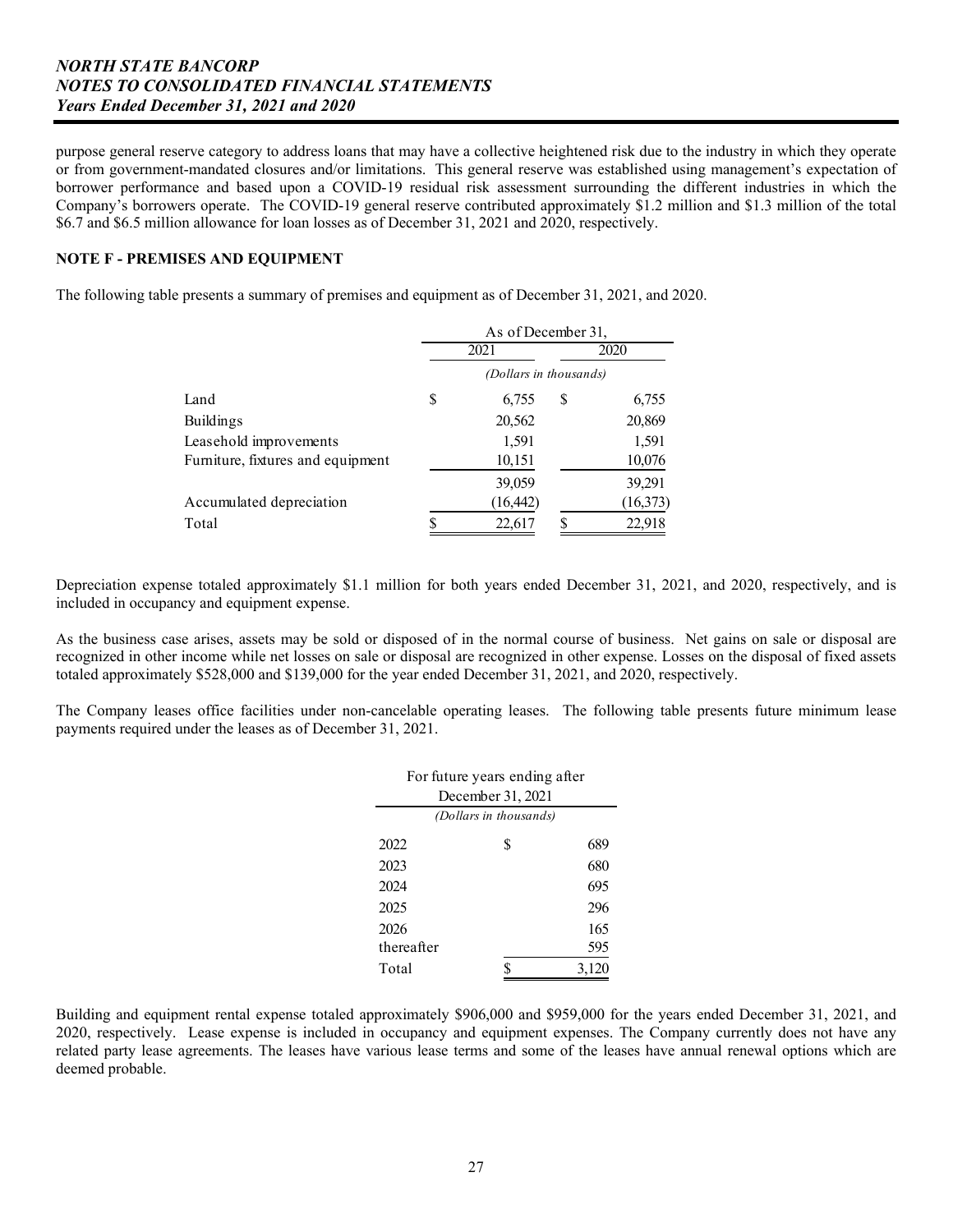purpose general reserve category to address loans that may have a collective heightened risk due to the industry in which they operate or from government-mandated closures and/or limitations. This general reserve was established using management's expectation of borrower performance and based upon a COVID-19 residual risk assessment surrounding the different industries in which the Company's borrowers operate. The COVID-19 general reserve contributed approximately $1.2 million and $1.3 million of the total $6.7 and $6.5 million allowance for loan losses as of December 31, 2021 and 2020, respectively.

## NOTE F - PREMISES AND EQUIPMENT

The following table presents a summary of premises and equipment as of December 31, 2021, and 2020.

| | As of December 31, | |
|---|---|---|
| | 2021 | 2020 |
| | *(Dollars in thousands)* | |
| Land | $ 6,755 | $ 6,755 |
| Buildings | 20,562 | 20,869 |
| Leasehold improvements | 1,591 | 1,591 |
| Furniture, fixtures and equipment | 10,151 | 10,076 |
| | 39,059 | 39,291 |
| Accumulated depreciation | (16,442) | (16,373) |
| Total | $ 22,617 | $ 22,918 |

Depreciation expense totaled approximately $1.1 million for both years ended December 31, 2021, and 2020, respectively, and is included in occupancy and equipment expense.

As the business case arises, assets may be sold or disposed of in the normal course of business. Net gains on sale or disposal are recognized in other income while net losses on sale or disposal are recognized in other expense. Losses on the disposal of fixed assets totaled approximately $528,000 and $139,000 for the year ended December 31, 2021, and 2020, respectively.

The Company leases office facilities under non-cancelable operating leases. The following table presents future minimum lease payments required under the leases as of December 31, 2021.

| For future years ending after December 31, 2021 | |
|---|---|
| *(Dollars in thousands)* | |
| 2022 | $ 689 |
| 2023 | 680 |
| 2024 | 695 |
| 2025 | 296 |
| 2026 | 165 |
| thereafter | 595 |
| Total | $ 3,120 |

Building and equipment rental expense totaled approximately $906,000 and $959,000 for the years ended December 31, 2021, and 2020, respectively. Lease expense is included in occupancy and equipment expenses. The Company currently does not have any related party lease agreements. The leases have various lease terms and some of the leases have annual renewal options which are deemed probable.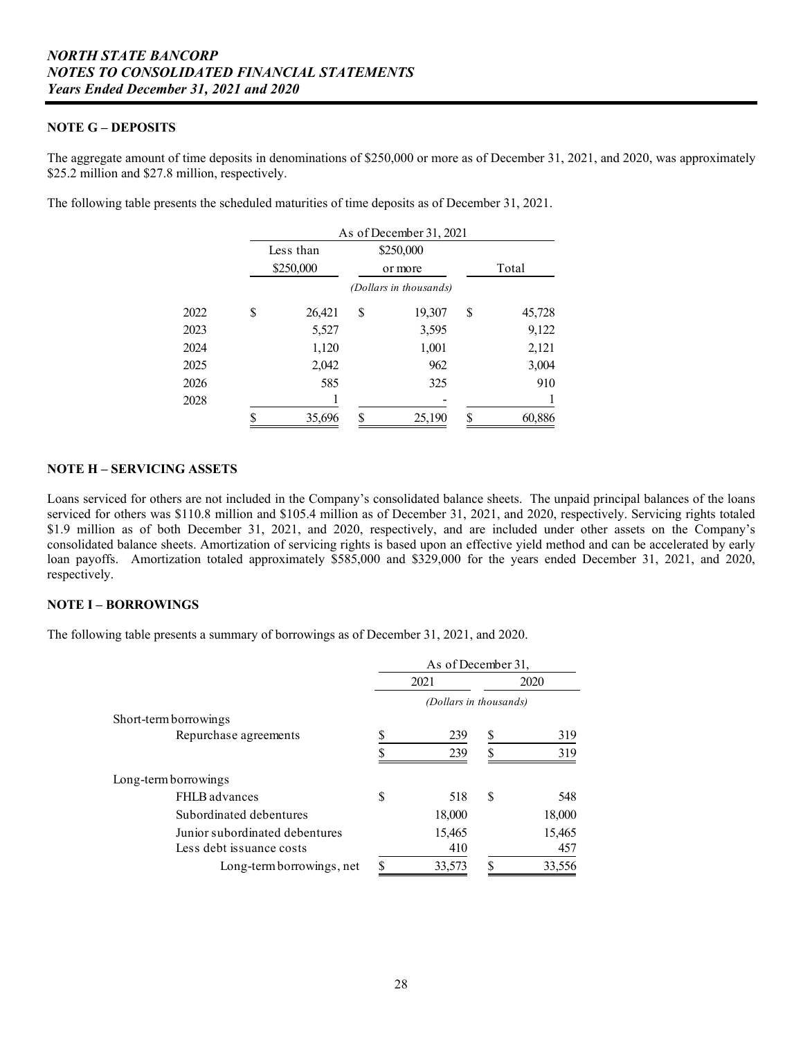## NOTE G – DEPOSITS

The aggregate amount of time deposits in denominations of $250,000 or more as of December 31, 2021, and 2020, was approximately $25.2 million and $27.8 million, respectively.

The following table presents the scheduled maturities of time deposits as of December 31, 2021.

| | As of December 31, 2021 | | |
|---|---|---|---|
| | Less than $250,000 | $250,000 or more | Total |
| | *(Dollars in thousands)* | | |
| 2022 | $ 26,421 | $ 19,307 | $ 45,728 |
| 2023 | 5,527 | 3,595 | 9,122 |
| 2024 | 1,120 | 1,001 | 2,121 |
| 2025 | 2,042 | 962 | 3,004 |
| 2026 | 585 | 325 | 910 |
| 2028 | 1 | - | 1 |
| | $ 35,696 | $ 25,190 | $ 60,886 |

## NOTE H – SERVICING ASSETS

Loans serviced for others are not included in the Company's consolidated balance sheets. The unpaid principal balances of the loans serviced for others was $110.8 million and $105.4 million as of December 31, 2021, and 2020, respectively. Servicing rights totaled $1.9 million as of both December 31, 2021, and 2020, respectively, and are included under other assets on the Company's consolidated balance sheets. Amortization of servicing rights is based upon an effective yield method and can be accelerated by early loan payoffs. Amortization totaled approximately $585,000 and $329,000 for the years ended December 31, 2021, and 2020, respectively.

## NOTE I – BORROWINGS

The following table presents a summary of borrowings as of December 31, 2021, and 2020.

| | As of December 31, | |
|---|---|---|
| | 2021 | 2020 |
| | *(Dollars in thousands)* | |
| Short-term borrowings | | |
| Repurchase agreements | $ 239 | $ 319 |
| | $ 239 | $ 319 |
| Long-term borrowings | | |
| FHLB advances | $ 518 | $ 548 |
| Subordinated debentures | 18,000 | 18,000 |
| Junior subordinated debentures | 15,465 | 15,465 |
| Less debt issuance costs | 410 | 457 |
| Long-term borrowings, net | $ 33,573 | $ 33,556 |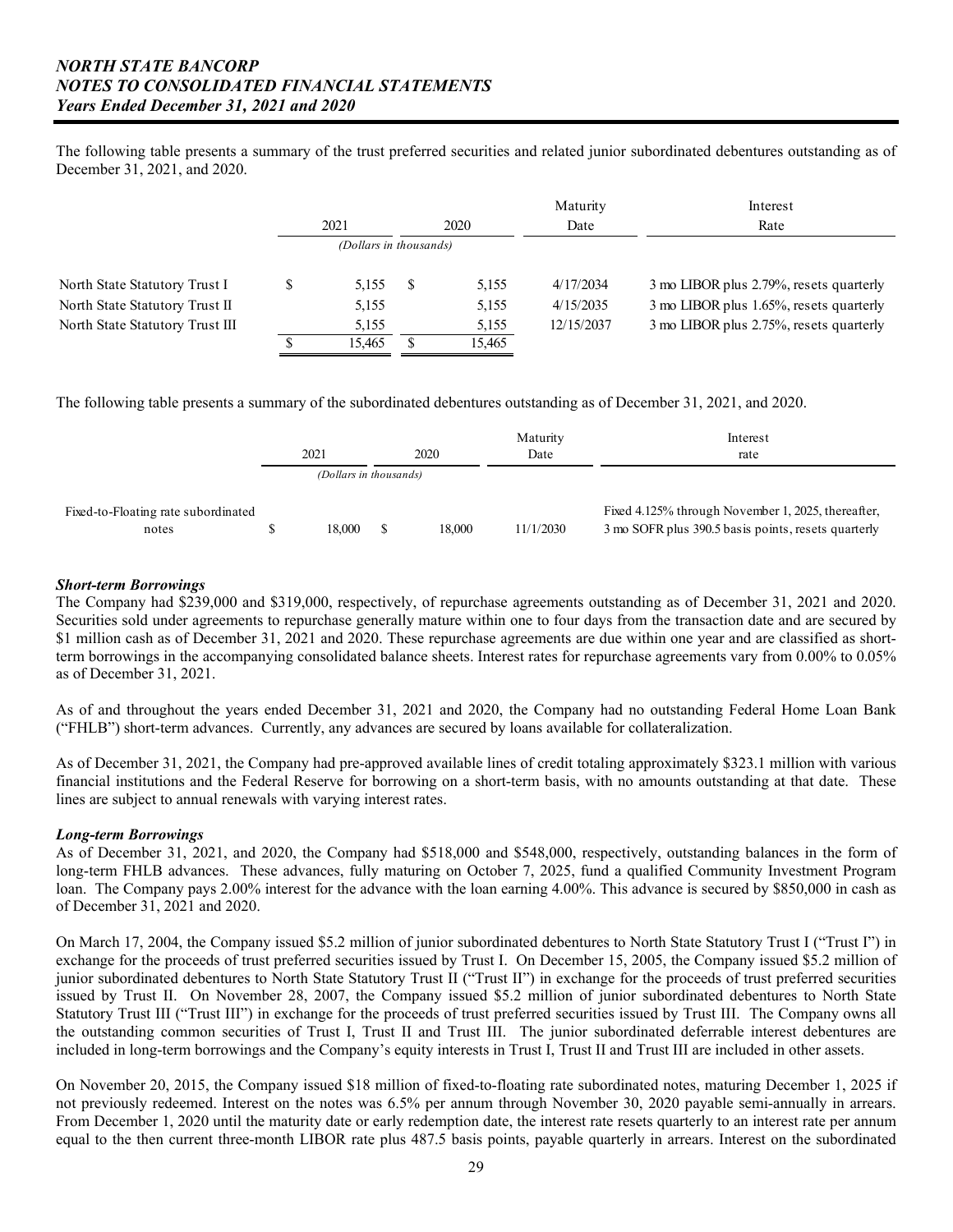The following table presents a summary of the trust preferred securities and related junior subordinated debentures outstanding as of December 31, 2021, and 2020.

| | 2021 | 2020 | Maturity Date | Interest Rate |
|---|---|---|---|---|
| | (Dollars in thousands) | | | |
| North State Statutory Trust I | $ 5,155 | $ 5,155 | 4/17/2034 | 3 mo LIBOR plus 2.79%, resets quarterly |
| North State Statutory Trust II | 5,155 | 5,155 | 4/15/2035 | 3 mo LIBOR plus 1.65%, resets quarterly |
| North State Statutory Trust III | 5,155 | 5,155 | 12/15/2037 | 3 mo LIBOR plus 2.75%, resets quarterly |
| | $ 15,465 | $ 15,465 | | |

The following table presents a summary of the subordinated debentures outstanding as of December 31, 2021, and 2020.

| | 2021 | 2020 | Maturity Date | Interest rate |
|---|---|---|---|---|
| | (Dollars in thousands) | | | |
| Fixed-to-Floating rate subordinated notes | $ 18,000 | $ 18,000 | 11/1/2030 | Fixed 4.125% through November 1, 2025, thereafter, 3 mo SOFR plus 390.5 basis points, resets quarterly |

***Short-term Borrowings***

The Company had $239,000 and $319,000, respectively, of repurchase agreements outstanding as of December 31, 2021 and 2020. Securities sold under agreements to repurchase generally mature within one to four days from the transaction date and are secured by $1 million cash as of December 31, 2021 and 2020. These repurchase agreements are due within one year and are classified as short-term borrowings in the accompanying consolidated balance sheets. Interest rates for repurchase agreements vary from 0.00% to 0.05% as of December 31, 2021.

As of and throughout the years ended December 31, 2021 and 2020, the Company had no outstanding Federal Home Loan Bank ("FHLB") short-term advances. Currently, any advances are secured by loans available for collateralization.

As of December 31, 2021, the Company had pre-approved available lines of credit totaling approximately $323.1 million with various financial institutions and the Federal Reserve for borrowing on a short-term basis, with no amounts outstanding at that date. These lines are subject to annual renewals with varying interest rates.

***Long-term Borrowings***

As of December 31, 2021, and 2020, the Company had $518,000 and $548,000, respectively, outstanding balances in the form of long-term FHLB advances. These advances, fully maturing on October 7, 2025, fund a qualified Community Investment Program loan. The Company pays 2.00% interest for the advance with the loan earning 4.00%. This advance is secured by $850,000 in cash as of December 31, 2021 and 2020.

On March 17, 2004, the Company issued $5.2 million of junior subordinated debentures to North State Statutory Trust I ("Trust I") in exchange for the proceeds of trust preferred securities issued by Trust I. On December 15, 2005, the Company issued $5.2 million of junior subordinated debentures to North State Statutory Trust II ("Trust II") in exchange for the proceeds of trust preferred securities issued by Trust II. On November 28, 2007, the Company issued $5.2 million of junior subordinated debentures to North State Statutory Trust III ("Trust III") in exchange for the proceeds of trust preferred securities issued by Trust III. The Company owns all the outstanding common securities of Trust I, Trust II and Trust III. The junior subordinated deferrable interest debentures are included in long-term borrowings and the Company's equity interests in Trust I, Trust II and Trust III are included in other assets.

On November 20, 2015, the Company issued $18 million of fixed-to-floating rate subordinated notes, maturing December 1, 2025 if not previously redeemed. Interest on the notes was 6.5% per annum through November 30, 2020 payable semi-annually in arrears. From December 1, 2020 until the maturity date or early redemption date, the interest rate resets quarterly to an interest rate per annum equal to the then current three-month LIBOR rate plus 487.5 basis points, payable quarterly in arrears. Interest on the subordinated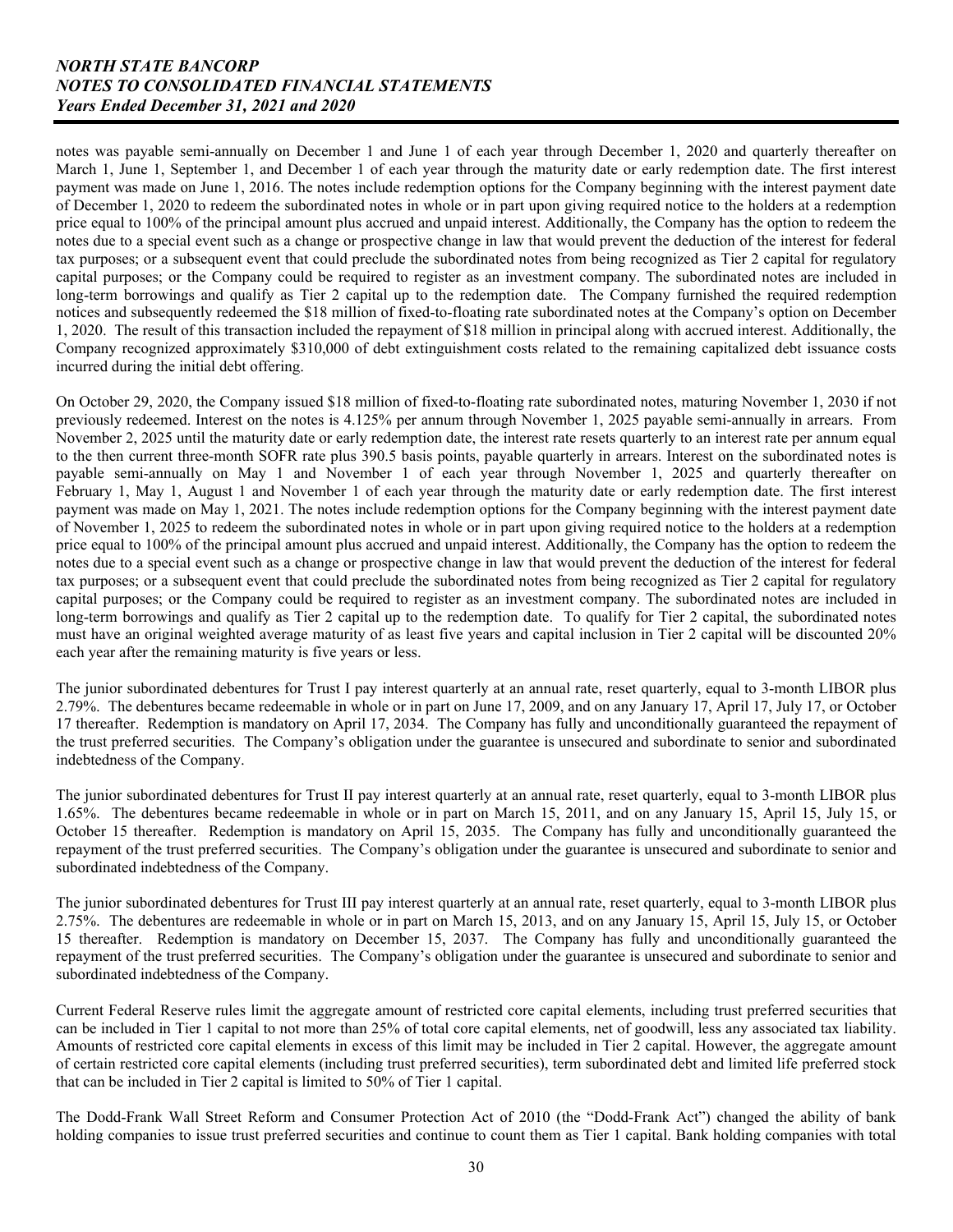notes was payable semi-annually on December 1 and June 1 of each year through December 1, 2020 and quarterly thereafter on March 1, June 1, September 1, and December 1 of each year through the maturity date or early redemption date. The first interest payment was made on June 1, 2016. The notes include redemption options for the Company beginning with the interest payment date of December 1, 2020 to redeem the subordinated notes in whole or in part upon giving required notice to the holders at a redemption price equal to 100% of the principal amount plus accrued and unpaid interest. Additionally, the Company has the option to redeem the notes due to a special event such as a change or prospective change in law that would prevent the deduction of the interest for federal tax purposes; or a subsequent event that could preclude the subordinated notes from being recognized as Tier 2 capital for regulatory capital purposes; or the Company could be required to register as an investment company. The subordinated notes are included in long-term borrowings and qualify as Tier 2 capital up to the redemption date. The Company furnished the required redemption notices and subsequently redeemed the $18 million of fixed-to-floating rate subordinated notes at the Company's option on December 1, 2020. The result of this transaction included the repayment of $18 million in principal along with accrued interest. Additionally, the Company recognized approximately $310,000 of debt extinguishment costs related to the remaining capitalized debt issuance costs incurred during the initial debt offering.

On October 29, 2020, the Company issued $18 million of fixed-to-floating rate subordinated notes, maturing November 1, 2030 if not previously redeemed. Interest on the notes is 4.125% per annum through November 1, 2025 payable semi-annually in arrears. From November 2, 2025 until the maturity date or early redemption date, the interest rate resets quarterly to an interest rate per annum equal to the then current three-month SOFR rate plus 390.5 basis points, payable quarterly in arrears. Interest on the subordinated notes is payable semi-annually on May 1 and November 1 of each year through November 1, 2025 and quarterly thereafter on February 1, May 1, August 1 and November 1 of each year through the maturity date or early redemption date. The first interest payment was made on May 1, 2021. The notes include redemption options for the Company beginning with the interest payment date of November 1, 2025 to redeem the subordinated notes in whole or in part upon giving required notice to the holders at a redemption price equal to 100% of the principal amount plus accrued and unpaid interest. Additionally, the Company has the option to redeem the notes due to a special event such as a change or prospective change in law that would prevent the deduction of the interest for federal tax purposes; or a subsequent event that could preclude the subordinated notes from being recognized as Tier 2 capital for regulatory capital purposes; or the Company could be required to register as an investment company. The subordinated notes are included in long-term borrowings and qualify as Tier 2 capital up to the redemption date. To qualify for Tier 2 capital, the subordinated notes must have an original weighted average maturity of as least five years and capital inclusion in Tier 2 capital will be discounted 20% each year after the remaining maturity is five years or less.

The junior subordinated debentures for Trust I pay interest quarterly at an annual rate, reset quarterly, equal to 3-month LIBOR plus 2.79%. The debentures became redeemable in whole or in part on June 17, 2009, and on any January 17, April 17, July 17, or October 17 thereafter. Redemption is mandatory on April 17, 2034. The Company has fully and unconditionally guaranteed the repayment of the trust preferred securities. The Company's obligation under the guarantee is unsecured and subordinate to senior and subordinated indebtedness of the Company.

The junior subordinated debentures for Trust II pay interest quarterly at an annual rate, reset quarterly, equal to 3-month LIBOR plus 1.65%. The debentures became redeemable in whole or in part on March 15, 2011, and on any January 15, April 15, July 15, or October 15 thereafter. Redemption is mandatory on April 15, 2035. The Company has fully and unconditionally guaranteed the repayment of the trust preferred securities. The Company's obligation under the guarantee is unsecured and subordinate to senior and subordinated indebtedness of the Company.

The junior subordinated debentures for Trust III pay interest quarterly at an annual rate, reset quarterly, equal to 3-month LIBOR plus 2.75%. The debentures are redeemable in whole or in part on March 15, 2013, and on any January 15, April 15, July 15, or October 15 thereafter. Redemption is mandatory on December 15, 2037. The Company has fully and unconditionally guaranteed the repayment of the trust preferred securities. The Company's obligation under the guarantee is unsecured and subordinate to senior and subordinated indebtedness of the Company.

Current Federal Reserve rules limit the aggregate amount of restricted core capital elements, including trust preferred securities that can be included in Tier 1 capital to not more than 25% of total core capital elements, net of goodwill, less any associated tax liability. Amounts of restricted core capital elements in excess of this limit may be included in Tier 2 capital. However, the aggregate amount of certain restricted core capital elements (including trust preferred securities), term subordinated debt and limited life preferred stock that can be included in Tier 2 capital is limited to 50% of Tier 1 capital.

The Dodd-Frank Wall Street Reform and Consumer Protection Act of 2010 (the "Dodd-Frank Act") changed the ability of bank holding companies to issue trust preferred securities and continue to count them as Tier 1 capital. Bank holding companies with total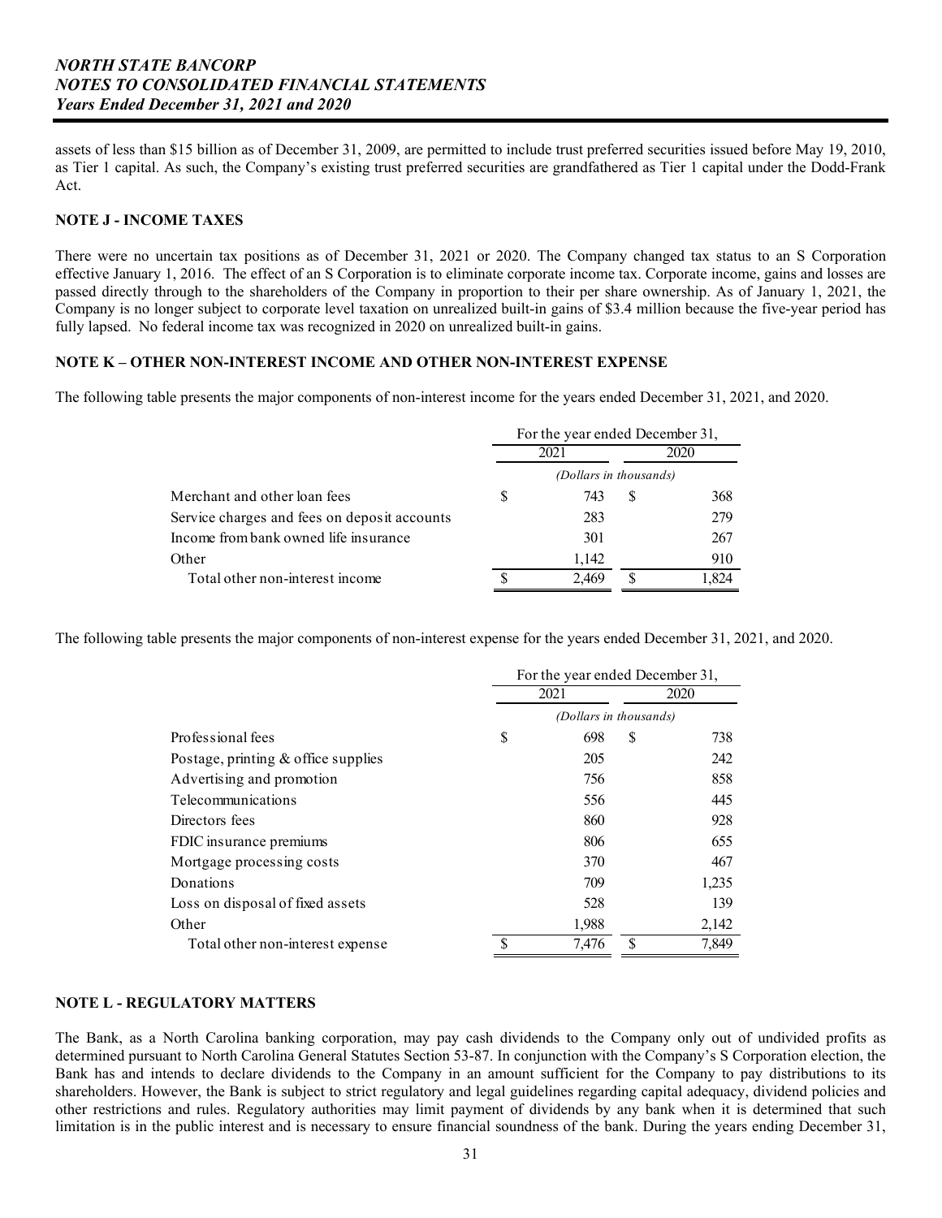assets of less than $15 billion as of December 31, 2009, are permitted to include trust preferred securities issued before May 19, 2010, as Tier 1 capital. As such, the Company's existing trust preferred securities are grandfathered as Tier 1 capital under the Dodd-Frank Act.

## NOTE J - INCOME TAXES

There were no uncertain tax positions as of December 31, 2021 or 2020. The Company changed tax status to an S Corporation effective January 1, 2016. The effect of an S Corporation is to eliminate corporate income tax. Corporate income, gains and losses are passed directly through to the shareholders of the Company in proportion to their per share ownership. As of January 1, 2021, the Company is no longer subject to corporate level taxation on unrealized built-in gains of $3.4 million because the five-year period has fully lapsed. No federal income tax was recognized in 2020 on unrealized built-in gains.

## NOTE K – OTHER NON-INTEREST INCOME AND OTHER NON-INTEREST EXPENSE

The following table presents the major components of non-interest income for the years ended December 31, 2021, and 2020.

| | For the year ended December 31, | |
|---|---|---|
| | 2021 | 2020 |
| | *(Dollars in thousands)* | |
| Merchant and other loan fees | $ 743 | $ 368 |
| Service charges and fees on deposit accounts | 283 | 279 |
| Income from bank owned life insurance | 301 | 267 |
| Other | 1,142 | 910 |
| Total other non-interest income | $ 2,469 | $ 1,824 |

The following table presents the major components of non-interest expense for the years ended December 31, 2021, and 2020.

| | For the year ended December 31, | |
|---|---|---|
| | 2021 | 2020 |
| | *(Dollars in thousands)* | |
| Professional fees | $ 698 | $ 738 |
| Postage, printing & office supplies | 205 | 242 |
| Advertising and promotion | 756 | 858 |
| Telecommunications | 556 | 445 |
| Directors fees | 860 | 928 |
| FDIC insurance premiums | 806 | 655 |
| Mortgage processing costs | 370 | 467 |
| Donations | 709 | 1,235 |
| Loss on disposal of fixed assets | 528 | 139 |
| Other | 1,988 | 2,142 |
| Total other non-interest expense | $ 7,476 | $ 7,849 |

## NOTE L - REGULATORY MATTERS

The Bank, as a North Carolina banking corporation, may pay cash dividends to the Company only out of undivided profits as determined pursuant to North Carolina General Statutes Section 53-87. In conjunction with the Company's S Corporation election, the Bank has and intends to declare dividends to the Company in an amount sufficient for the Company to pay distributions to its shareholders. However, the Bank is subject to strict regulatory and legal guidelines regarding capital adequacy, dividend policies and other restrictions and rules. Regulatory authorities may limit payment of dividends by any bank when it is determined that such limitation is in the public interest and is necessary to ensure financial soundness of the bank. During the years ending December 31,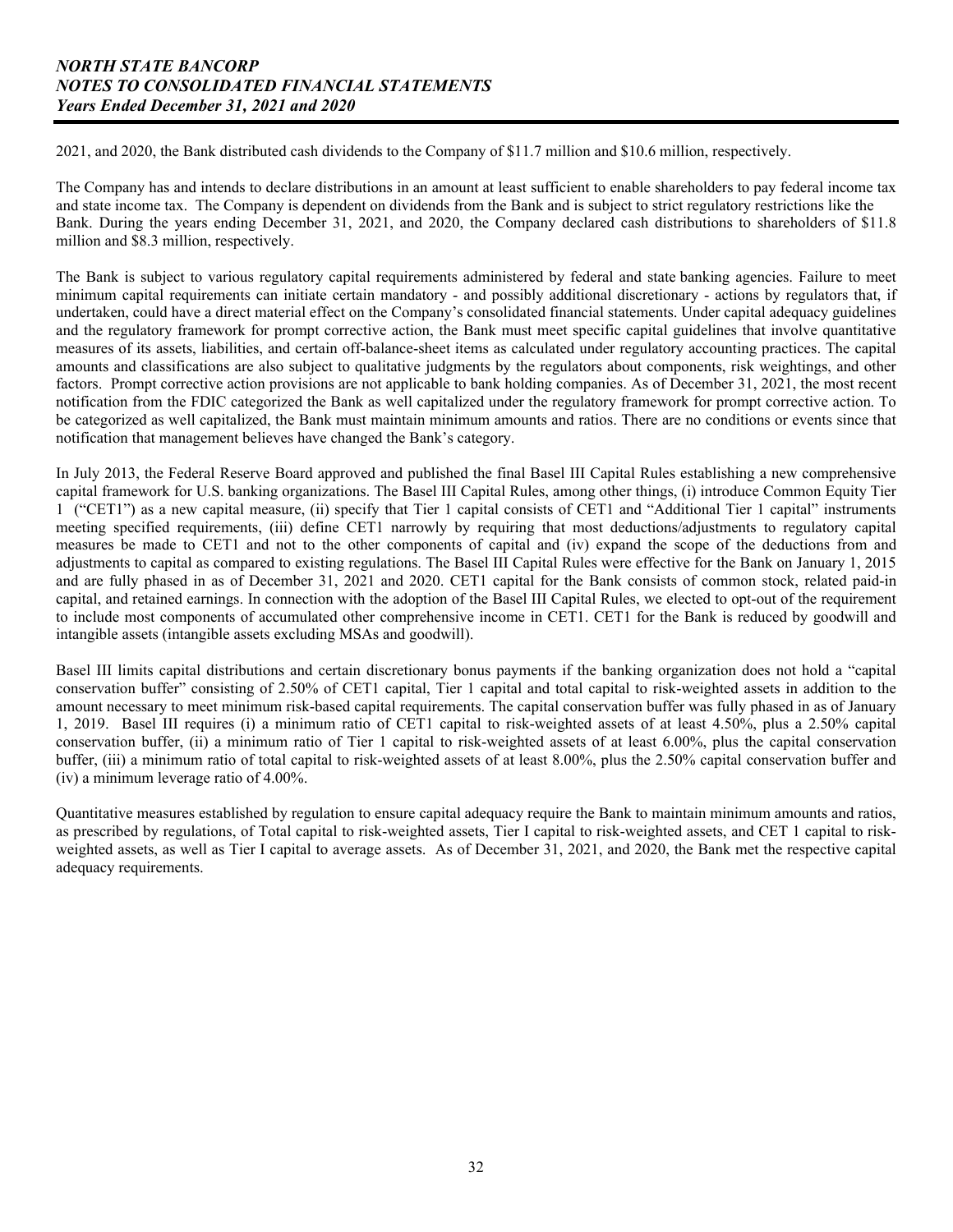2021, and 2020, the Bank distributed cash dividends to the Company of $11.7 million and $10.6 million, respectively.

The Company has and intends to declare distributions in an amount at least sufficient to enable shareholders to pay federal income tax and state income tax. The Company is dependent on dividends from the Bank and is subject to strict regulatory restrictions like the Bank. During the years ending December 31, 2021, and 2020, the Company declared cash distributions to shareholders of $11.8 million and $8.3 million, respectively.

The Bank is subject to various regulatory capital requirements administered by federal and state banking agencies. Failure to meet minimum capital requirements can initiate certain mandatory - and possibly additional discretionary - actions by regulators that, if undertaken, could have a direct material effect on the Company's consolidated financial statements. Under capital adequacy guidelines and the regulatory framework for prompt corrective action, the Bank must meet specific capital guidelines that involve quantitative measures of its assets, liabilities, and certain off-balance-sheet items as calculated under regulatory accounting practices. The capital amounts and classifications are also subject to qualitative judgments by the regulators about components, risk weightings, and other factors. Prompt corrective action provisions are not applicable to bank holding companies. As of December 31, 2021, the most recent notification from the FDIC categorized the Bank as well capitalized under the regulatory framework for prompt corrective action. To be categorized as well capitalized, the Bank must maintain minimum amounts and ratios. There are no conditions or events since that notification that management believes have changed the Bank's category.

In July 2013, the Federal Reserve Board approved and published the final Basel III Capital Rules establishing a new comprehensive capital framework for U.S. banking organizations. The Basel III Capital Rules, among other things, (i) introduce Common Equity Tier 1 ("CET1") as a new capital measure, (ii) specify that Tier 1 capital consists of CET1 and "Additional Tier 1 capital" instruments meeting specified requirements, (iii) define CET1 narrowly by requiring that most deductions/adjustments to regulatory capital measures be made to CET1 and not to the other components of capital and (iv) expand the scope of the deductions from and adjustments to capital as compared to existing regulations. The Basel III Capital Rules were effective for the Bank on January 1, 2015 and are fully phased in as of December 31, 2021 and 2020. CET1 capital for the Bank consists of common stock, related paid-in capital, and retained earnings. In connection with the adoption of the Basel III Capital Rules, we elected to opt-out of the requirement to include most components of accumulated other comprehensive income in CET1. CET1 for the Bank is reduced by goodwill and intangible assets (intangible assets excluding MSAs and goodwill).

Basel III limits capital distributions and certain discretionary bonus payments if the banking organization does not hold a "capital conservation buffer" consisting of 2.50% of CET1 capital, Tier 1 capital and total capital to risk-weighted assets in addition to the amount necessary to meet minimum risk-based capital requirements. The capital conservation buffer was fully phased in as of January 1, 2019. Basel III requires (i) a minimum ratio of CET1 capital to risk-weighted assets of at least 4.50%, plus a 2.50% capital conservation buffer, (ii) a minimum ratio of Tier 1 capital to risk-weighted assets of at least 6.00%, plus the capital conservation buffer, (iii) a minimum ratio of total capital to risk-weighted assets of at least 8.00%, plus the 2.50% capital conservation buffer and (iv) a minimum leverage ratio of 4.00%.

Quantitative measures established by regulation to ensure capital adequacy require the Bank to maintain minimum amounts and ratios, as prescribed by regulations, of Total capital to risk-weighted assets, Tier I capital to risk-weighted assets, and CET 1 capital to risk-weighted assets, as well as Tier I capital to average assets. As of December 31, 2021, and 2020, the Bank met the respective capital adequacy requirements.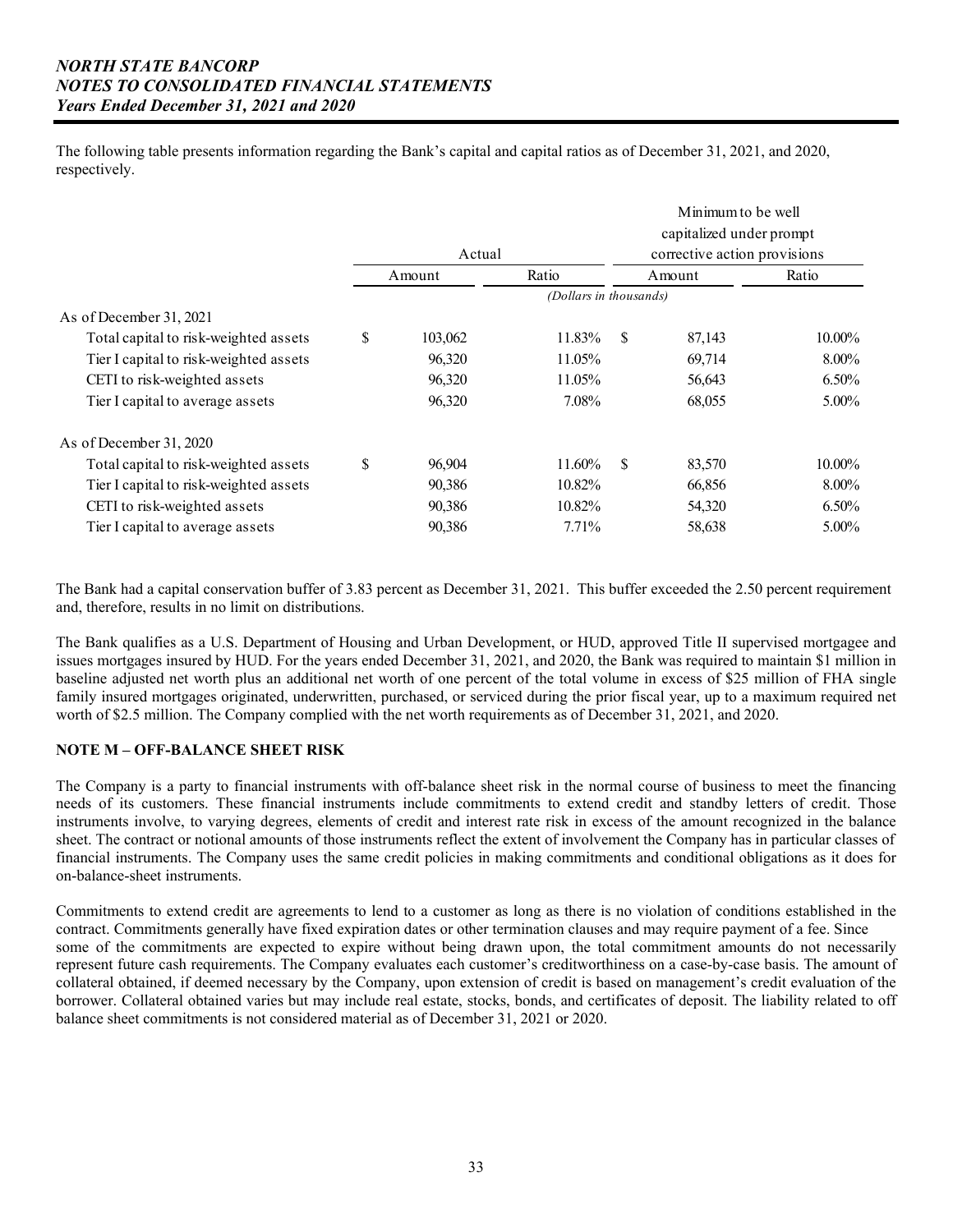The following table presents information regarding the Bank's capital and capital ratios as of December 31, 2021, and 2020, respectively.

| | Actual | | Minimum to be well capitalized under prompt corrective action provisions | |
|---|---|---|---|---|
| | Amount | Ratio | Amount | Ratio |
| | *(Dollars in thousands)* | | | |
| As of December 31, 2021 | | | | |
| Total capital to risk-weighted assets | $ 103,062 | 11.83% | $ 87,143 | 10.00% |
| Tier I capital to risk-weighted assets | 96,320 | 11.05% | 69,714 | 8.00% |
| CETI to risk-weighted assets | 96,320 | 11.05% | 56,643 | 6.50% |
| Tier I capital to average assets | 96,320 | 7.08% | 68,055 | 5.00% |
| As of December 31, 2020 | | | | |
| Total capital to risk-weighted assets | $ 96,904 | 11.60% | $ 83,570 | 10.00% |
| Tier I capital to risk-weighted assets | 90,386 | 10.82% | 66,856 | 8.00% |
| CETI to risk-weighted assets | 90,386 | 10.82% | 54,320 | 6.50% |
| Tier I capital to average assets | 90,386 | 7.71% | 58,638 | 5.00% |

The Bank had a capital conservation buffer of 3.83 percent as December 31, 2021. This buffer exceeded the 2.50 percent requirement and, therefore, results in no limit on distributions.

The Bank qualifies as a U.S. Department of Housing and Urban Development, or HUD, approved Title II supervised mortgagee and issues mortgages insured by HUD. For the years ended December 31, 2021, and 2020, the Bank was required to maintain $1 million in baseline adjusted net worth plus an additional net worth of one percent of the total volume in excess of $25 million of FHA single family insured mortgages originated, underwritten, purchased, or serviced during the prior fiscal year, up to a maximum required net worth of $2.5 million. The Company complied with the net worth requirements as of December 31, 2021, and 2020.

## NOTE M – OFF-BALANCE SHEET RISK

The Company is a party to financial instruments with off-balance sheet risk in the normal course of business to meet the financing needs of its customers. These financial instruments include commitments to extend credit and standby letters of credit. Those instruments involve, to varying degrees, elements of credit and interest rate risk in excess of the amount recognized in the balance sheet. The contract or notional amounts of those instruments reflect the extent of involvement the Company has in particular classes of financial instruments. The Company uses the same credit policies in making commitments and conditional obligations as it does for on-balance-sheet instruments.

Commitments to extend credit are agreements to lend to a customer as long as there is no violation of conditions established in the contract. Commitments generally have fixed expiration dates or other termination clauses and may require payment of a fee. Since some of the commitments are expected to expire without being drawn upon, the total commitment amounts do not necessarily represent future cash requirements. The Company evaluates each customer's creditworthiness on a case-by-case basis. The amount of collateral obtained, if deemed necessary by the Company, upon extension of credit is based on management's credit evaluation of the borrower. Collateral obtained varies but may include real estate, stocks, bonds, and certificates of deposit. The liability related to off balance sheet commitments is not considered material as of December 31, 2021 or 2020.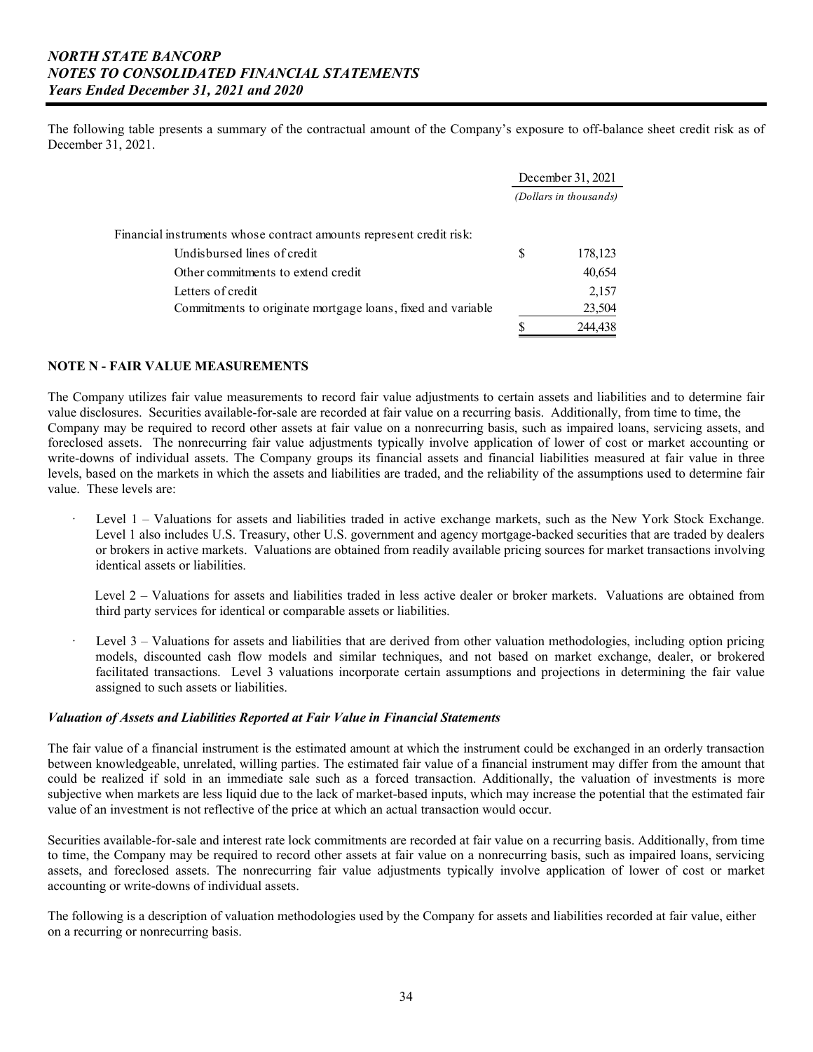The following table presents a summary of the contractual amount of the Company's exposure to off-balance sheet credit risk as of December 31, 2021.

| | December 31, 2021 |
|---|---|
| | *(Dollars in thousands)* |
| Financial instruments whose contract amounts represent credit risk: | |
| Undisbursed lines of credit | $ 178,123 |
| Other commitments to extend credit | 40,654 |
| Letters of credit | 2,157 |
| Commitments to originate mortgage loans, fixed and variable | 23,504 |
| | $ 244,438 |

## NOTE N - FAIR VALUE MEASUREMENTS

The Company utilizes fair value measurements to record fair value adjustments to certain assets and liabilities and to determine fair value disclosures. Securities available-for-sale are recorded at fair value on a recurring basis. Additionally, from time to time, the Company may be required to record other assets at fair value on a nonrecurring basis, such as impaired loans, servicing assets, and foreclosed assets. The nonrecurring fair value adjustments typically involve application of lower of cost or market accounting or write-downs of individual assets. The Company groups its financial assets and financial liabilities measured at fair value in three levels, based on the markets in which the assets and liabilities are traded, and the reliability of the assumptions used to determine fair value. These levels are:

- Level 1 – Valuations for assets and liabilities traded in active exchange markets, such as the New York Stock Exchange. Level 1 also includes U.S. Treasury, other U.S. government and agency mortgage-backed securities that are traded by dealers or brokers in active markets. Valuations are obtained from readily available pricing sources for market transactions involving identical assets or liabilities.

  Level 2 – Valuations for assets and liabilities traded in less active dealer or broker markets. Valuations are obtained from third party services for identical or comparable assets or liabilities.

- Level 3 – Valuations for assets and liabilities that are derived from other valuation methodologies, including option pricing models, discounted cash flow models and similar techniques, and not based on market exchange, dealer, or brokered facilitated transactions. Level 3 valuations incorporate certain assumptions and projections in determining the fair value assigned to such assets or liabilities.

### *Valuation of Assets and Liabilities Reported at Fair Value in Financial Statements*

The fair value of a financial instrument is the estimated amount at which the instrument could be exchanged in an orderly transaction between knowledgeable, unrelated, willing parties. The estimated fair value of a financial instrument may differ from the amount that could be realized if sold in an immediate sale such as a forced transaction. Additionally, the valuation of investments is more subjective when markets are less liquid due to the lack of market-based inputs, which may increase the potential that the estimated fair value of an investment is not reflective of the price at which an actual transaction would occur.

Securities available-for-sale and interest rate lock commitments are recorded at fair value on a recurring basis. Additionally, from time to time, the Company may be required to record other assets at fair value on a nonrecurring basis, such as impaired loans, servicing assets, and foreclosed assets. The nonrecurring fair value adjustments typically involve application of lower of cost or market accounting or write-downs of individual assets.

The following is a description of valuation methodologies used by the Company for assets and liabilities recorded at fair value, either on a recurring or nonrecurring basis.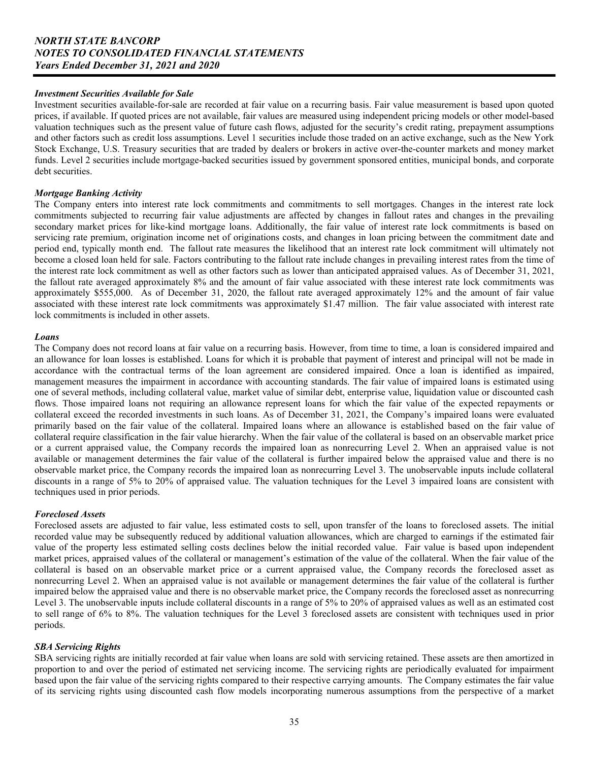### *Investment Securities Available for Sale*

Investment securities available-for-sale are recorded at fair value on a recurring basis. Fair value measurement is based upon quoted prices, if available. If quoted prices are not available, fair values are measured using independent pricing models or other model-based valuation techniques such as the present value of future cash flows, adjusted for the security's credit rating, prepayment assumptions and other factors such as credit loss assumptions. Level 1 securities include those traded on an active exchange, such as the New York Stock Exchange, U.S. Treasury securities that are traded by dealers or brokers in active over-the-counter markets and money market funds. Level 2 securities include mortgage-backed securities issued by government sponsored entities, municipal bonds, and corporate debt securities.

### *Mortgage Banking Activity*

The Company enters into interest rate lock commitments and commitments to sell mortgages. Changes in the interest rate lock commitments subjected to recurring fair value adjustments are affected by changes in fallout rates and changes in the prevailing secondary market prices for like-kind mortgage loans. Additionally, the fair value of interest rate lock commitments is based on servicing rate premium, origination income net of originations costs, and changes in loan pricing between the commitment date and period end, typically month end. The fallout rate measures the likelihood that an interest rate lock commitment will ultimately not become a closed loan held for sale. Factors contributing to the fallout rate include changes in prevailing interest rates from the time of the interest rate lock commitment as well as other factors such as lower than anticipated appraised values. As of December 31, 2021, the fallout rate averaged approximately 8% and the amount of fair value associated with these interest rate lock commitments was approximately $555,000. As of December 31, 2020, the fallout rate averaged approximately 12% and the amount of fair value associated with these interest rate lock commitments was approximately $1.47 million. The fair value associated with interest rate lock commitments is included in other assets.

### *Loans*

The Company does not record loans at fair value on a recurring basis. However, from time to time, a loan is considered impaired and an allowance for loan losses is established. Loans for which it is probable that payment of interest and principal will not be made in accordance with the contractual terms of the loan agreement are considered impaired. Once a loan is identified as impaired, management measures the impairment in accordance with accounting standards. The fair value of impaired loans is estimated using one of several methods, including collateral value, market value of similar debt, enterprise value, liquidation value or discounted cash flows. Those impaired loans not requiring an allowance represent loans for which the fair value of the expected repayments or collateral exceed the recorded investments in such loans. As of December 31, 2021, the Company's impaired loans were evaluated primarily based on the fair value of the collateral. Impaired loans where an allowance is established based on the fair value of collateral require classification in the fair value hierarchy. When the fair value of the collateral is based on an observable market price or a current appraised value, the Company records the impaired loan as nonrecurring Level 2. When an appraised value is not available or management determines the fair value of the collateral is further impaired below the appraised value and there is no observable market price, the Company records the impaired loan as nonrecurring Level 3. The unobservable inputs include collateral discounts in a range of 5% to 20% of appraised value. The valuation techniques for the Level 3 impaired loans are consistent with techniques used in prior periods.

### *Foreclosed Assets*

Foreclosed assets are adjusted to fair value, less estimated costs to sell, upon transfer of the loans to foreclosed assets. The initial recorded value may be subsequently reduced by additional valuation allowances, which are charged to earnings if the estimated fair value of the property less estimated selling costs declines below the initial recorded value. Fair value is based upon independent market prices, appraised values of the collateral or management's estimation of the value of the collateral. When the fair value of the collateral is based on an observable market price or a current appraised value, the Company records the foreclosed asset as nonrecurring Level 2. When an appraised value is not available or management determines the fair value of the collateral is further impaired below the appraised value and there is no observable market price, the Company records the foreclosed asset as nonrecurring Level 3. The unobservable inputs include collateral discounts in a range of 5% to 20% of appraised values as well as an estimated cost to sell range of 6% to 8%. The valuation techniques for the Level 3 foreclosed assets are consistent with techniques used in prior periods.

### *SBA Servicing Rights*

SBA servicing rights are initially recorded at fair value when loans are sold with servicing retained. These assets are then amortized in proportion to and over the period of estimated net servicing income. The servicing rights are periodically evaluated for impairment based upon the fair value of the servicing rights compared to their respective carrying amounts. The Company estimates the fair value of its servicing rights using discounted cash flow models incorporating numerous assumptions from the perspective of a market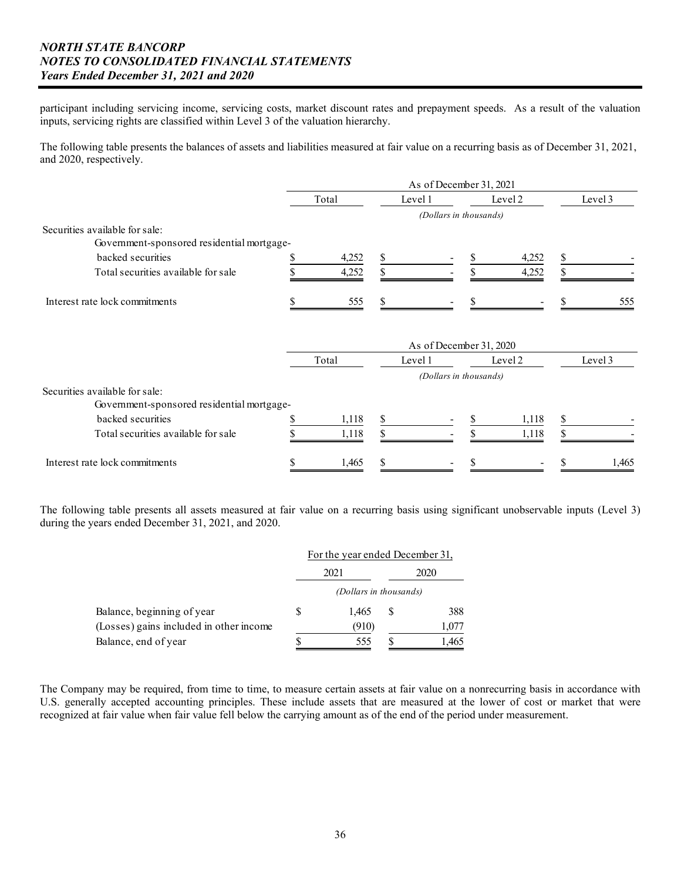participant including servicing income, servicing costs, market discount rates and prepayment speeds. As a result of the valuation inputs, servicing rights are classified within Level 3 of the valuation hierarchy.

The following table presents the balances of assets and liabilities measured at fair value on a recurring basis as of December 31, 2021, and 2020, respectively.

| | As of December 31, 2021 | | | |
|---|---|---|---|---|
| | Total | Level 1 | Level 2 | Level 3 |
| | (Dollars in thousands) | | | |
| Securities available for sale: | | | | |
| Government-sponsored residential mortgage-backed securities | $ 4,252 | $ - | $ 4,252 | $ - |
| Total securities available for sale | $ 4,252 | $ - | $ 4,252 | $ - |
| Interest rate lock commitments | $ 555 | $ - | $ - | $ 555 |

| | As of December 31, 2020 | | | |
|---|---|---|---|---|
| | Total | Level 1 | Level 2 | Level 3 |
| | (Dollars in thousands) | | | |
| Securities available for sale: | | | | |
| Government-sponsored residential mortgage-backed securities | $ 1,118 | $ - | $ 1,118 | $ - |
| Total securities available for sale | $ 1,118 | $ - | $ 1,118 | $ - |
| Interest rate lock commitments | $ 1,465 | $ - | $ - | $ 1,465 |

The following table presents all assets measured at fair value on a recurring basis using significant unobservable inputs (Level 3) during the years ended December 31, 2021, and 2020.

| | For the year ended December 31, | |
|---|---|---|
| | 2021 | 2020 |
| | (Dollars in thousands) | |
| Balance, beginning of year | $ 1,465 | $ 388 |
| (Losses) gains included in other income | (910) | 1,077 |
| Balance, end of year | $ 555 | $ 1,465 |

The Company may be required, from time to time, to measure certain assets at fair value on a nonrecurring basis in accordance with U.S. generally accepted accounting principles. These include assets that are measured at the lower of cost or market that were recognized at fair value when fair value fell below the carrying amount as of the end of the period under measurement.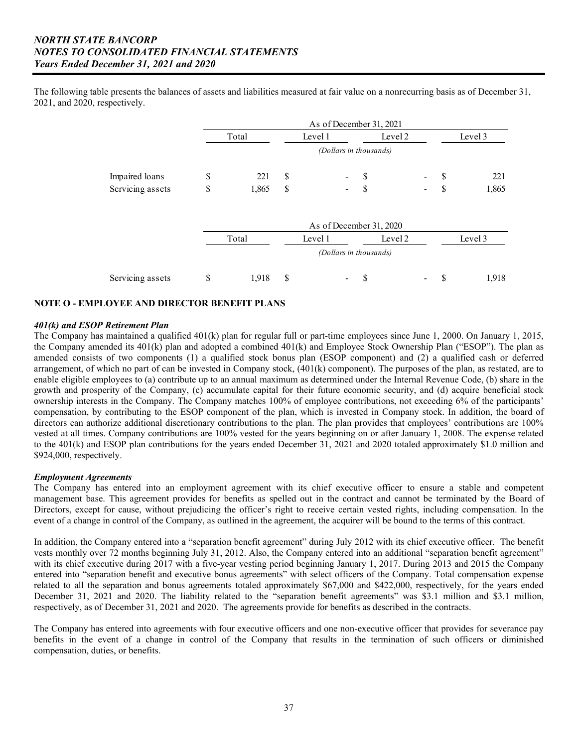The following table presents the balances of assets and liabilities measured at fair value on a nonrecurring basis as of December 31, 2021, and 2020, respectively.

| | As of December 31, 2021 | | | |
|---|---|---|---|---|
| | Total | Level 1 | Level 2 | Level 3 |
| | *(Dollars in thousands)* | | | |
| Impaired loans | $ 221 | $ - | $ - | $ 221 |
| Servicing assets | $ 1,865 | $ - | $ - | $ 1,865 |

| | As of December 31, 2020 | | | |
|---|---|---|---|---|
| | Total | Level 1 | Level 2 | Level 3 |
| | *(Dollars in thousands)* | | | |
| Servicing assets | $ 1,918 | $ - | $ - | $ 1,918 |

## NOTE O - EMPLOYEE AND DIRECTOR BENEFIT PLANS

### *401(k) and ESOP Retirement Plan*

The Company has maintained a qualified 401(k) plan for regular full or part-time employees since June 1, 2000. On January 1, 2015, the Company amended its 401(k) plan and adopted a combined 401(k) and Employee Stock Ownership Plan ("ESOP"). The plan as amended consists of two components (1) a qualified stock bonus plan (ESOP component) and (2) a qualified cash or deferred arrangement, of which no part of can be invested in Company stock, (401(k) component). The purposes of the plan, as restated, are to enable eligible employees to (a) contribute up to an annual maximum as determined under the Internal Revenue Code, (b) share in the growth and prosperity of the Company, (c) accumulate capital for their future economic security, and (d) acquire beneficial stock ownership interests in the Company. The Company matches 100% of employee contributions, not exceeding 6% of the participants' compensation, by contributing to the ESOP component of the plan, which is invested in Company stock. In addition, the board of directors can authorize additional discretionary contributions to the plan. The plan provides that employees' contributions are 100% vested at all times. Company contributions are 100% vested for the years beginning on or after January 1, 2008. The expense related to the 401(k) and ESOP plan contributions for the years ended December 31, 2021 and 2020 totaled approximately $1.0 million and $924,000, respectively.

### *Employment Agreements*

The Company has entered into an employment agreement with its chief executive officer to ensure a stable and competent management base. This agreement provides for benefits as spelled out in the contract and cannot be terminated by the Board of Directors, except for cause, without prejudicing the officer's right to receive certain vested rights, including compensation. In the event of a change in control of the Company, as outlined in the agreement, the acquirer will be bound to the terms of this contract.

In addition, the Company entered into a "separation benefit agreement" during July 2012 with its chief executive officer. The benefit vests monthly over 72 months beginning July 31, 2012. Also, the Company entered into an additional "separation benefit agreement" with its chief executive during 2017 with a five-year vesting period beginning January 1, 2017. During 2013 and 2015 the Company entered into "separation benefit and executive bonus agreements" with select officers of the Company. Total compensation expense related to all the separation and bonus agreements totaled approximately $67,000 and $422,000, respectively, for the years ended December 31, 2021 and 2020. The liability related to the "separation benefit agreements" was $3.1 million and $3.1 million, respectively, as of December 31, 2021 and 2020. The agreements provide for benefits as described in the contracts.

The Company has entered into agreements with four executive officers and one non-executive officer that provides for severance pay benefits in the event of a change in control of the Company that results in the termination of such officers or diminished compensation, duties, or benefits.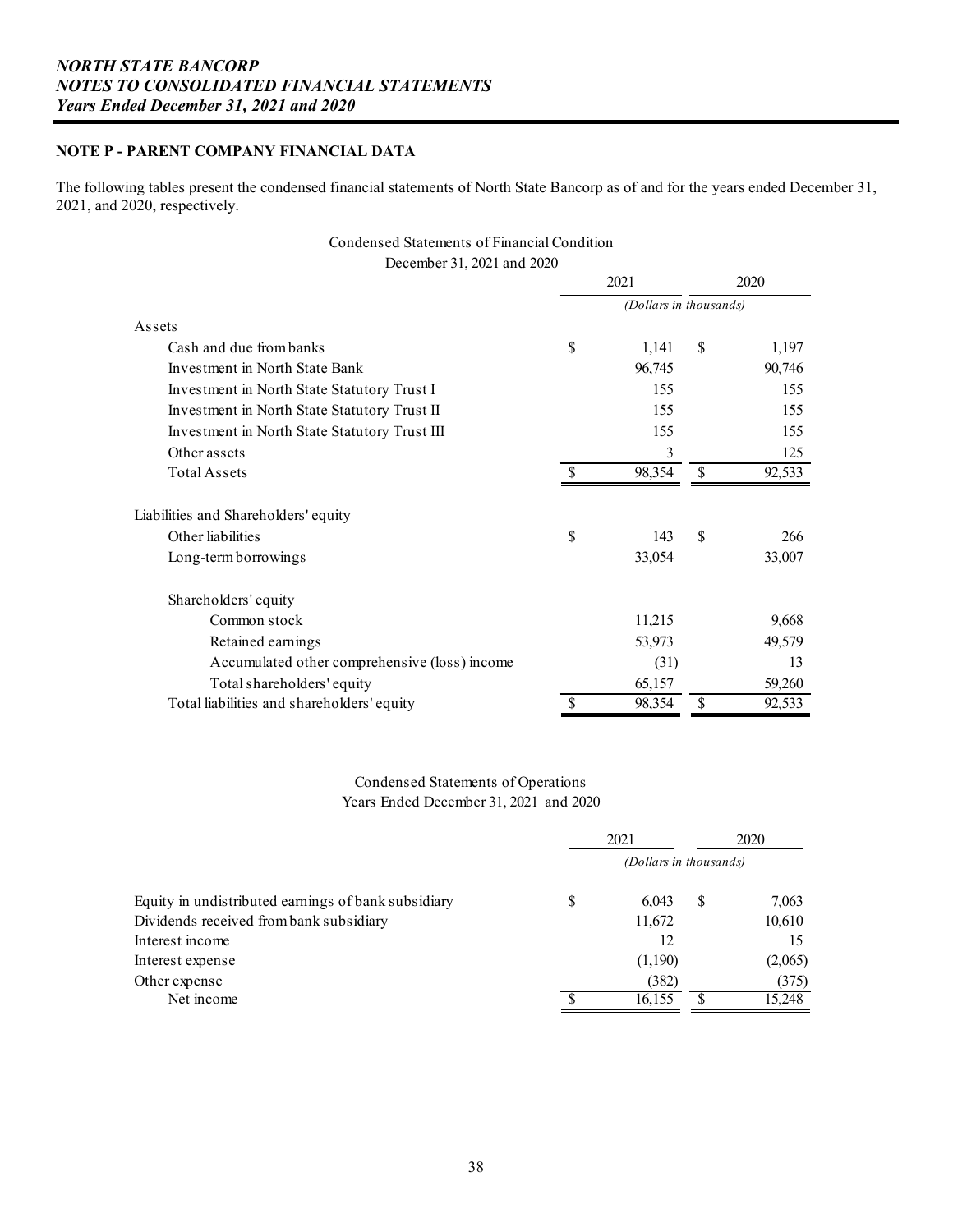## NOTE P - PARENT COMPANY FINANCIAL DATA

The following tables present the condensed financial statements of North State Bancorp as of and for the years ended December 31, 2021, and 2020, respectively.

Condensed Statements of Financial Condition

December 31, 2021 and 2020

| | 2021 | 2020 |
|---|---|---|
| | *(Dollars in thousands)* | |
| **Assets** | | |
| Cash and due from banks | $ 1,141 | $ 1,197 |
| Investment in North State Bank | 96,745 | 90,746 |
| Investment in North State Statutory Trust I | 155 | 155 |
| Investment in North State Statutory Trust II | 155 | 155 |
| Investment in North State Statutory Trust III | 155 | 155 |
| Other assets | 3 | 125 |
| Total Assets | $ 98,354 | $ 92,533 |
| | | |
| **Liabilities and Shareholders' equity** | | |
| Other liabilities | $ 143 | $ 266 |
| Long-term borrowings | 33,054 | 33,007 |
| | | |
| Shareholders' equity | | |
| Common stock | 11,215 | 9,668 |
| Retained earnings | 53,973 | 49,579 |
| Accumulated other comprehensive (loss) income | (31) | 13 |
| Total shareholders' equity | 65,157 | 59,260 |
| Total liabilities and shareholders' equity | $ 98,354 | $ 92,533 |

Condensed Statements of Operations

Years Ended December 31, 2021 and 2020

| | 2021 | 2020 |
|---|---|---|
| | *(Dollars in thousands)* | |
| Equity in undistributed earnings of bank subsidiary | $ 6,043 | $ 7,063 |
| Dividends received from bank subsidiary | 11,672 | 10,610 |
| Interest income | 12 | 15 |
| Interest expense | (1,190) | (2,065) |
| Other expense | (382) | (375) |
| Net income | $ 16,155 | $ 15,248 |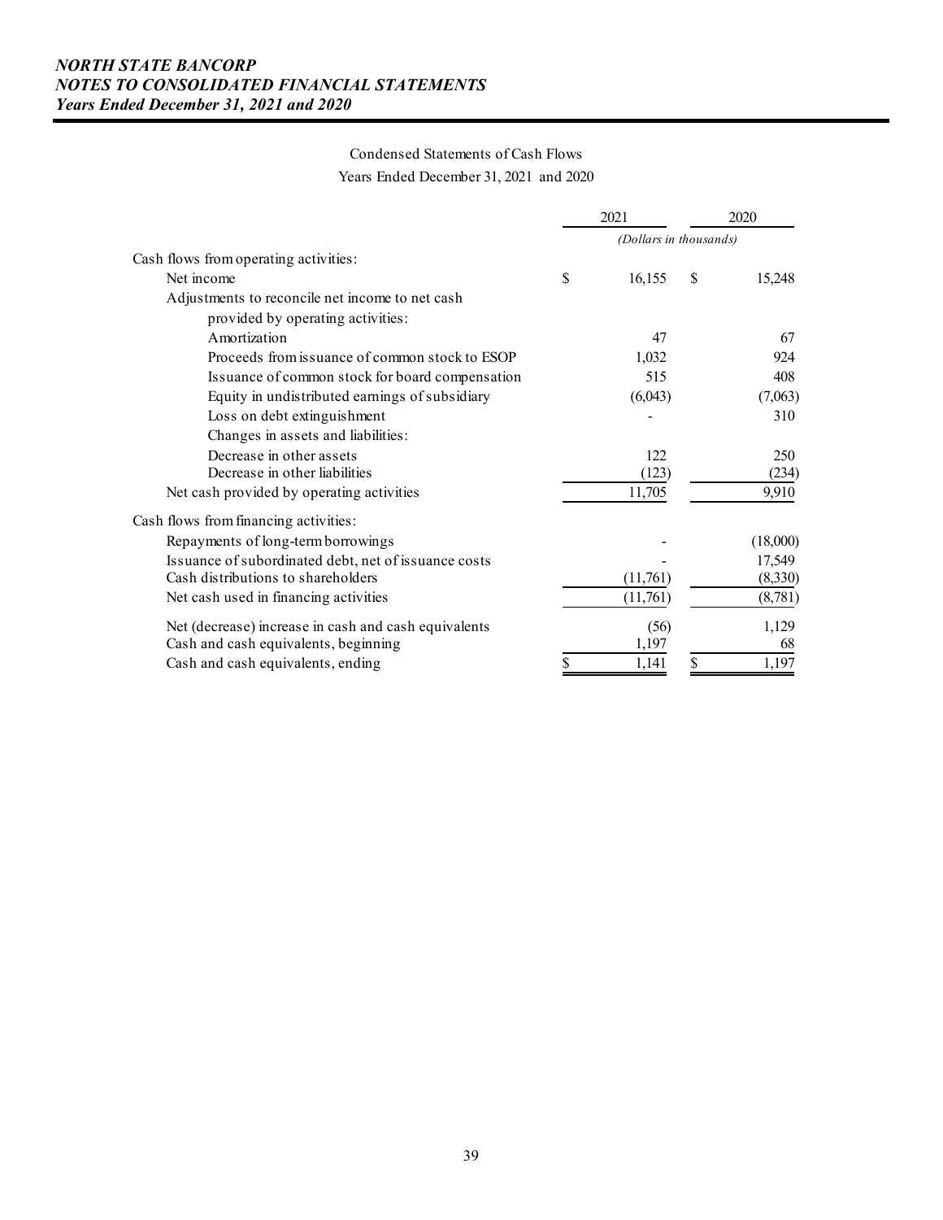Condensed Statements of Cash Flows

Years Ended December 31, 2021 and 2020

| | 2021 | 2020 |
|---|---|---|
| | *(Dollars in thousands)* | |
| Cash flows from operating activities: | | |
| Net income | $ 16,155 | $ 15,248 |
| Adjustments to reconcile net income to net cash provided by operating activities: | | |
| Amortization | 47 | 67 |
| Proceeds from issuance of common stock to ESOP | 1,032 | 924 |
| Issuance of common stock for board compensation | 515 | 408 |
| Equity in undistributed earnings of subsidiary | (6,043) | (7,063) |
| Loss on debt extinguishment | - | 310 |
| Changes in assets and liabilities: | | |
| Decrease in other assets | 122 | 250 |
| Decrease in other liabilities | (123) | (234) |
| Net cash provided by operating activities | 11,705 | 9,910 |
| Cash flows from financing activities: | | |
| Repayments of long-term borrowings | - | (18,000) |
| Issuance of subordinated debt, net of issuance costs | - | 17,549 |
| Cash distributions to shareholders | (11,761) | (8,330) |
| Net cash used in financing activities | (11,761) | (8,781) |
| Net (decrease) increase in cash and cash equivalents | (56) | 1,129 |
| Cash and cash equivalents, beginning | 1,197 | 68 |
| Cash and cash equivalents, ending | $ 1,141 | $ 1,197 |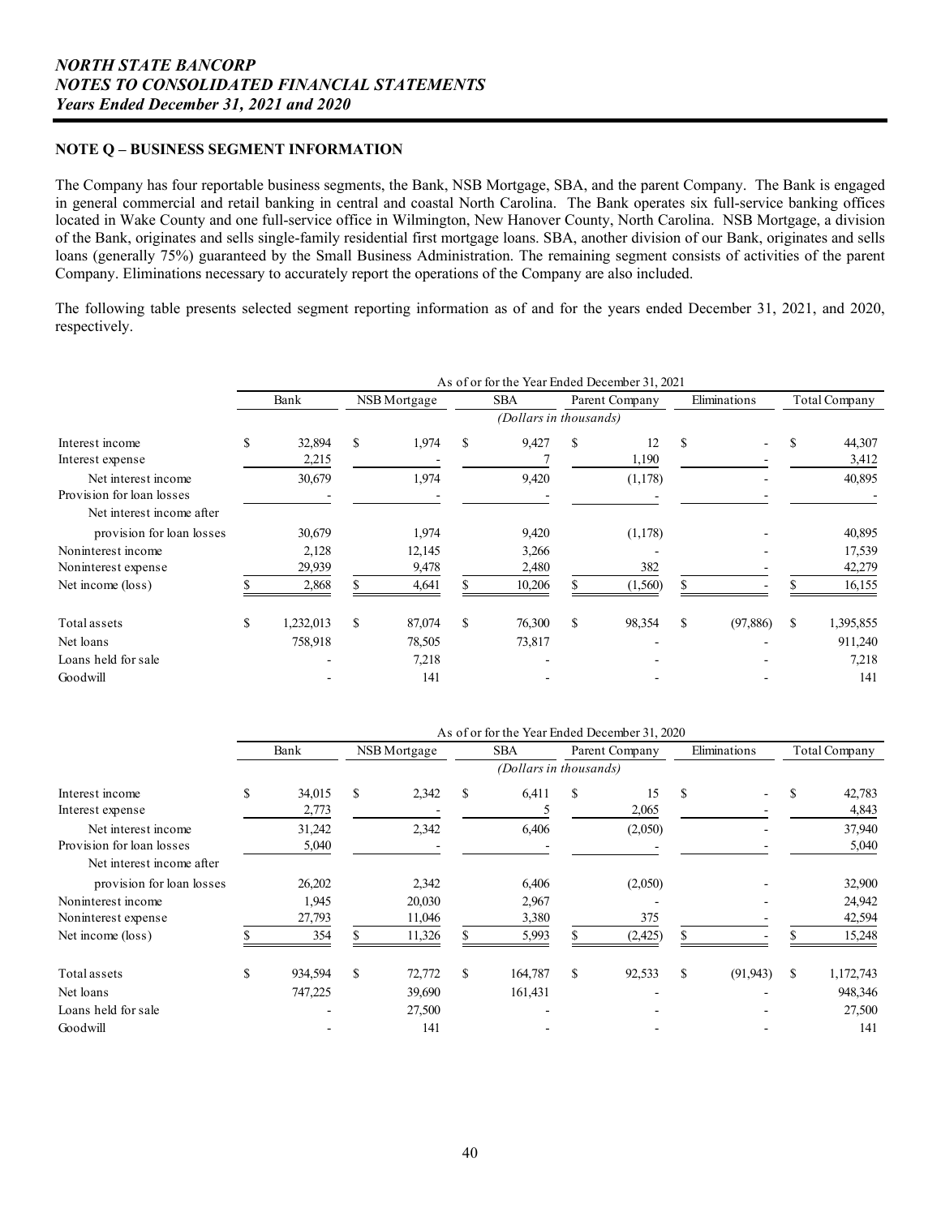## NOTE Q – BUSINESS SEGMENT INFORMATION

The Company has four reportable business segments, the Bank, NSB Mortgage, SBA, and the parent Company. The Bank is engaged in general commercial and retail banking in central and coastal North Carolina. The Bank operates six full-service banking offices located in Wake County and one full-service office in Wilmington, New Hanover County, North Carolina. NSB Mortgage, a division of the Bank, originates and sells single-family residential first mortgage loans. SBA, another division of our Bank, originates and sells loans (generally 75%) guaranteed by the Small Business Administration. The remaining segment consists of activities of the parent Company. Eliminations necessary to accurately report the operations of the Company are also included.

The following table presents selected segment reporting information as of and for the years ended December 31, 2021, and 2020, respectively.

| | As of or for the Year Ended December 31, 2021 | | | | | |
|---|---|---|---|---|---|---|
| | Bank | NSB Mortgage | SBA | Parent Company | Eliminations | Total Company |
| | (Dollars in thousands) | | | | | |
| Interest income | $ 32,894 | $ 1,974 | $ 9,427 | $ 12 | $ - | $ 44,307 |
| Interest expense | 2,215 | - | 7 | 1,190 | - | 3,412 |
| Net interest income | 30,679 | 1,974 | 9,420 | (1,178) | - | 40,895 |
| Provision for loan losses | - | - | - | - | - | - |
| Net interest income after provision for loan losses | 30,679 | 1,974 | 9,420 | (1,178) | - | 40,895 |
| Noninterest income | 2,128 | 12,145 | 3,266 | - | - | 17,539 |
| Noninterest expense | 29,939 | 9,478 | 2,480 | 382 | - | 42,279 |
| Net income (loss) | $ 2,868 | $ 4,641 | $ 10,206 | $ (1,560) | $ - | $ 16,155 |
| Total assets | $ 1,232,013 | $ 87,074 | $ 76,300 | $ 98,354 | $ (97,886) | $ 1,395,855 |
| Net loans | 758,918 | 78,505 | 73,817 | - | - | 911,240 |
| Loans held for sale | - | 7,218 | - | - | - | 7,218 |
| Goodwill | - | 141 | - | - | - | 141 |

| | As of or for the Year Ended December 31, 2020 | | | | | |
|---|---|---|---|---|---|---|
| | Bank | NSB Mortgage | SBA | Parent Company | Eliminations | Total Company |
| | (Dollars in thousands) | | | | | |
| Interest income | $ 34,015 | $ 2,342 | $ 6,411 | $ 15 | $ - | $ 42,783 |
| Interest expense | 2,773 | - | 5 | 2,065 | - | 4,843 |
| Net interest income | 31,242 | 2,342 | 6,406 | (2,050) | - | 37,940 |
| Provision for loan losses | 5,040 | - | - | - | - | 5,040 |
| Net interest income after provision for loan losses | 26,202 | 2,342 | 6,406 | (2,050) | - | 32,900 |
| Noninterest income | 1,945 | 20,030 | 2,967 | - | - | 24,942 |
| Noninterest expense | 27,793 | 11,046 | 3,380 | 375 | - | 42,594 |
| Net income (loss) | $ 354 | $ 11,326 | $ 5,993 | $ (2,425) | $ - | $ 15,248 |
| Total assets | $ 934,594 | $ 72,772 | $ 164,787 | $ 92,533 | $ (91,943) | $ 1,172,743 |
| Net loans | 747,225 | 39,690 | 161,431 | - | - | 948,346 |
| Loans held for sale | - | 27,500 | - | - | - | 27,500 |
| Goodwill | - | 141 | - | - | - | 141 |